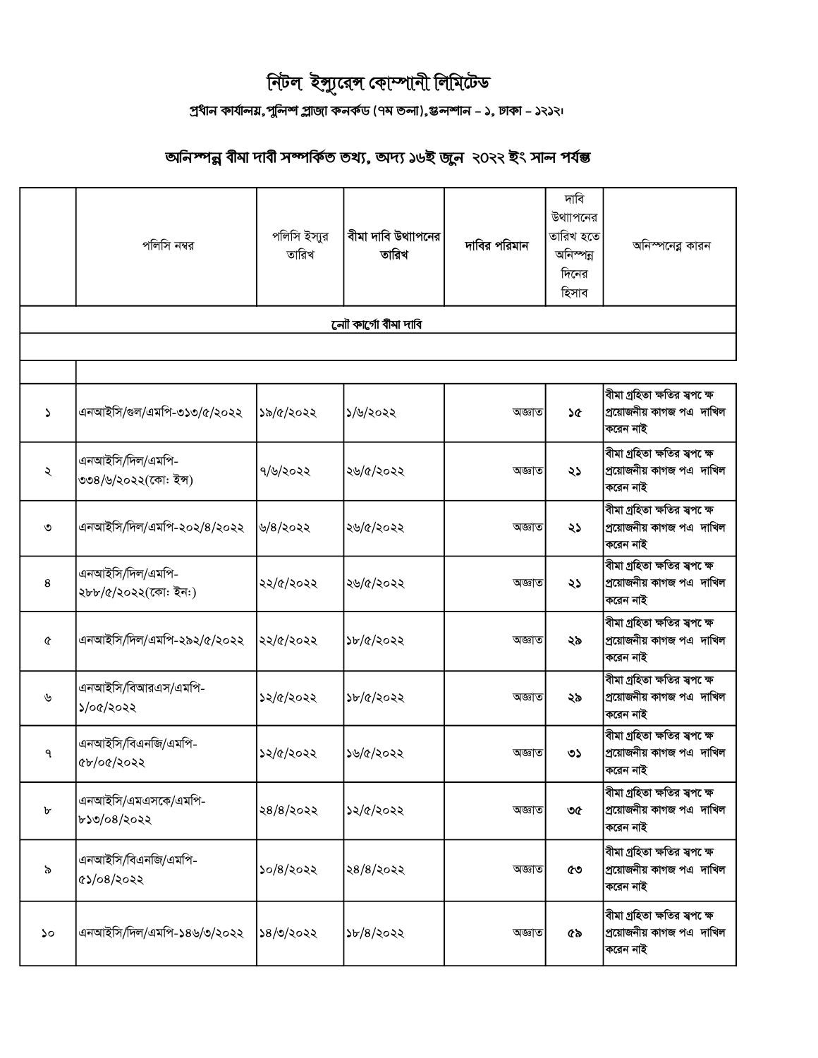# নিটল ইন্স্যুরেন্স কোম্পানী লিমিটেড

**প্রধান কার্যালয়, পুলিশ প্লাজা কনকর্ড (৭ম তলা), গুলশান - ১, ঢাকা - ১২১২।**

## অনিস্পন্ন বীমা দাবী সম্পর্কিত তথ্য, অদ্য ১৬ই জুনে ২০২২ ইং সাল পর্যন্ত

| | পলিসি নম্বর | পলিসি ইস্যুর তারিখ | বীমা দাবি উত্থাপনের তারিখ | দাবির পরিমান | দাবি উত্থাপনের তারিখ হতে অনিস্পন্ন দিনের হিসাব | অনিস্পন্নের কারন |
|---|---|---|---|---|---|---|
| **নৌ কার্গো বীমা দাবি** | | | | | | |
| ১ | এনআইসি/গুল/এমপি-৩১৩/৫/২০২২ | ১৯/৫/২০২২ | ১/৬/২০২২ | অজ্ঞাত | ১৫ | বীমা গ্রহিতা ক্ষতির স্বপক্ষে প্রয়োজনীয় কাগজ পত্র দাখিল করেন নাই |
| ২ | এনআইসি/দিল/এমপি-৩৩৪/৬/২০২২(কো: ইন্স) | ৭/৬/২০২২ | ২৬/৫/২০২২ | অজ্ঞাত | ২১ | বীমা গ্রহিতা ক্ষতির স্বপক্ষে প্রয়োজনীয় কাগজ পত্র দাখিল করেন নাই |
| ৩ | এনআইসি/দিল/এমপি-২০২/৪/২০২২ | ৬/৪/২০২২ | ২৬/৫/২০২২ | অজ্ঞাত | ২১ | বীমা গ্রহিতা ক্ষতির স্বপক্ষে প্রয়োজনীয় কাগজ পত্র দাখিল করেন নাই |
| ৪ | এনআইসি/দিল/এমপি-২৮৮/৫/২০২২(কো: ইন:) | ২২/৫/২০২২ | ২৬/৫/২০২২ | অজ্ঞাত | ২১ | বীমা গ্রহিতা ক্ষতির স্বপক্ষে প্রয়োজনীয় কাগজ পত্র দাখিল করেন নাই |
| ৫ | এনআইসি/দিল/এমপি-২৯২/৫/২০২২ | ২২/৫/২০২২ | ১৮/৫/২০২২ | অজ্ঞাত | ২৯ | বীমা গ্রহিতা ক্ষতির স্বপক্ষে প্রয়োজনীয় কাগজ পত্র দাখিল করেন নাই |
| ৬ | এনআইসি/বিআরএস/এমপি-১/০৫/২০২২ | ১২/৫/২০২২ | ১৮/৫/২০২২ | অজ্ঞাত | ২৯ | বীমা গ্রহিতা ক্ষতির স্বপক্ষে প্রয়োজনীয় কাগজ পত্র দাখিল করেন নাই |
| ৭ | এনআইসি/বিএনজি/এমপি-৫৮/০৫/২০২২ | ১২/৫/২০২২ | ১৬/৫/২০২২ | অজ্ঞাত | ৩১ | বীমা গ্রহিতা ক্ষতির স্বপক্ষে প্রয়োজনীয় কাগজ পত্র দাখিল করেন নাই |
| ৮ | এনআইসি/এমএসকে/এমপি-৮১৩/০৪/২০২২ | ২৪/৪/২০২২ | ১২/৫/২০২২ | অজ্ঞাত | ৩৫ | বীমা গ্রহিতা ক্ষতির স্বপক্ষে প্রয়োজনীয় কাগজ পত্র দাখিল করেন নাই |
| ৯ | এনআইসি/বিএনজি/এমপি-৫১/০৪/২০২২ | ১০/৪/২০২২ | ২৪/৪/২০২২ | অজ্ঞাত | ৫৩ | বীমা গ্রহিতা ক্ষতির স্বপক্ষে প্রয়োজনীয় কাগজ পত্র দাখিল করেন নাই |
| ১০ | এনআইসি/দিল/এমপি-১৪৬/৩/২০২২ | ১৪/৩/২০২২ | ১৮/৪/২০২২ | অজ্ঞাত | ৫৯ | বীমা গ্রহিতা ক্ষতির স্বপক্ষে প্রয়োজনীয় কাগজ পত্র দাখিল করেন নাই |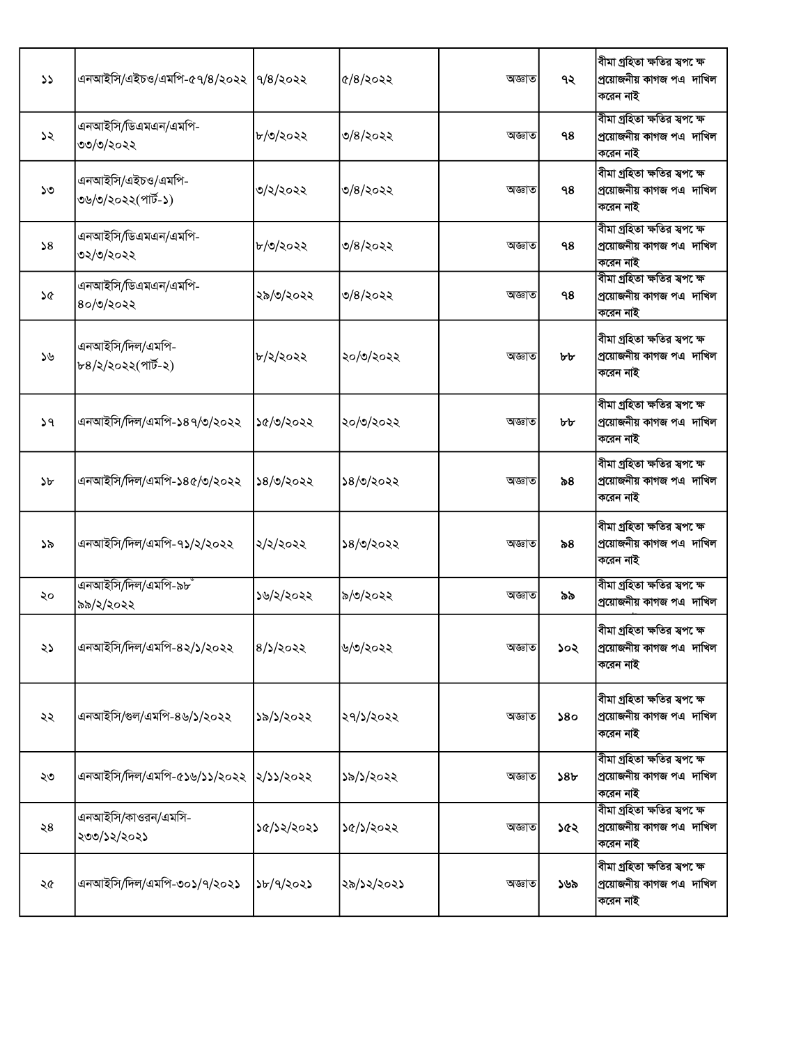| | | | | | | |
|---|---|---|---|---|---|---|
| ১১ | এনআইসি/এইচও/এমপি-৫৭/৪/২০২২ | ৭/৪/২০২২ | ৫/৪/২০২২ | অজ্ঞাত | ৭২ | বীমা গ্রহিতা ক্ষতির স্বপক্ষে প্রয়োজনীয় কাগজ পত্র দাখিল করেন নাই |
| ১২ | এনআইসি/ডিএমএন/এমপি-৩৩/৩/২০২২ | ৮/৩/২০২২ | ৩/৪/২০২২ | অজ্ঞাত | ৭৪ | বীমা গ্রহিতা ক্ষতির স্বপক্ষে প্রয়োজনীয় কাগজ পত্র দাখিল করেন নাই |
| ১৩ | এনআইসি/এইচও/এমপি-৩৬/৩/২০২২(পার্ট-১) | ৩/২/২০২২ | ৩/৪/২০২২ | অজ্ঞাত | ৭৪ | বীমা গ্রহিতা ক্ষতির স্বপক্ষে প্রয়োজনীয় কাগজ পত্র দাখিল করেন নাই |
| ১৪ | এনআইসি/ডিএমএন/এমপি-৩২/৩/২০২২ | ৮/৩/২০২২ | ৩/৪/২০২২ | অজ্ঞাত | ৭৪ | বীমা গ্রহিতা ক্ষতির স্বপক্ষে প্রয়োজনীয় কাগজ পত্র দাখিল করেন নাই |
| ১৫ | এনআইসি/ডিএমএন/এমপি-৪০/৩/২০২২ | ২৯/৩/২০২২ | ৩/৪/২০২২ | অজ্ঞাত | ৭৪ | বীমা গ্রহিতা ক্ষতির স্বপক্ষে প্রয়োজনীয় কাগজ পত্র দাখিল করেন নাই |
| ১৬ | এনআইসি/দিল/এমপি-৮৪/২/২০২২(পার্ট-২) | ৮/২/২০২২ | ২০/৩/২০২২ | অজ্ঞাত | ৮৮ | বীমা গ্রহিতা ক্ষতির স্বপক্ষে প্রয়োজনীয় কাগজ পত্র দাখিল করেন নাই |
| ১৭ | এনআইসি/দিল/এমপি-১৪৭/৩/২০২২ | ১৫/৩/২০২২ | ২০/৩/২০২২ | অজ্ঞাত | ৮৮ | বীমা গ্রহিতা ক্ষতির স্বপক্ষে প্রয়োজনীয় কাগজ পত্র দাখিল করেন নাই |
| ১৮ | এনআইসি/দিল/এমপি-১৪৫/৩/২০২২ | ১৪/৩/২০২২ | ১৪/৩/২০২২ | অজ্ঞাত | ৯৪ | বীমা গ্রহিতা ক্ষতির স্বপক্ষে প্রয়োজনীয় কাগজ পত্র দাখিল করেন নাই |
| ১৯ | এনআইসি/দিল/এমপি-৭১/২/২০২২ | ২/২/২০২২ | ১৪/৩/২০২২ | অজ্ঞাত | ৯৪ | বীমা গ্রহিতা ক্ষতির স্বপক্ষে প্রয়োজনীয় কাগজ পত্র দাখিল করেন নাই |
| ২০ | এনআইসি/দিল/এমপি-৯৮/৯৯/২/২০২২ | ১৬/২/২০২২ | ৯/৩/২০২২ | অজ্ঞাত | ৯৯ | বীমা গ্রহিতা ক্ষতির স্বপক্ষে প্রয়োজনীয় কাগজ পত্র দাখিল |
| ২১ | এনআইসি/দিল/এমপি-৪২/১/২০২২ | ৪/১/২০২২ | ৬/৩/২০২২ | অজ্ঞাত | ১০২ | বীমা গ্রহিতা ক্ষতির স্বপক্ষে প্রয়োজনীয় কাগজ পত্র দাখিল করেন নাই |
| ২২ | এনআইসি/গুল/এমপি-৪৬/১/২০২২ | ১৯/১/২০২২ | ২৭/১/২০২২ | অজ্ঞাত | ১৪০ | বীমা গ্রহিতা ক্ষতির স্বপক্ষে প্রয়োজনীয় কাগজ পত্র দাখিল করেন নাই |
| ২৩ | এনআইসি/দিল/এমপি-৫১৬/১১/২০২২ | ২/১১/২০২২ | ১৯/১/২০২২ | অজ্ঞাত | ১৪৮ | বীমা গ্রহিতা ক্ষতির স্বপক্ষে প্রয়োজনীয় কাগজ পত্র দাখিল করেন নাই |
| ২৪ | এনআইসি/কাওরন/এমসি-২৩৩/১২/২০২১ | ১৫/১২/২০২১ | ১৫/১/২০২২ | অজ্ঞাত | ১৫২ | বীমা গ্রহিতা ক্ষতির স্বপক্ষে প্রয়োজনীয় কাগজ পত্র দাখিল করেন নাই |
| ২৫ | এনআইসি/দিল/এমপি-৩০১/৭/২০২১ | ১৮/৭/২০২১ | ২৯/১২/২০২১ | অজ্ঞাত | ১৬৯ | বীমা গ্রহিতা ক্ষতির স্বপক্ষে প্রয়োজনীয় কাগজ পত্র দাখিল করেন নাই |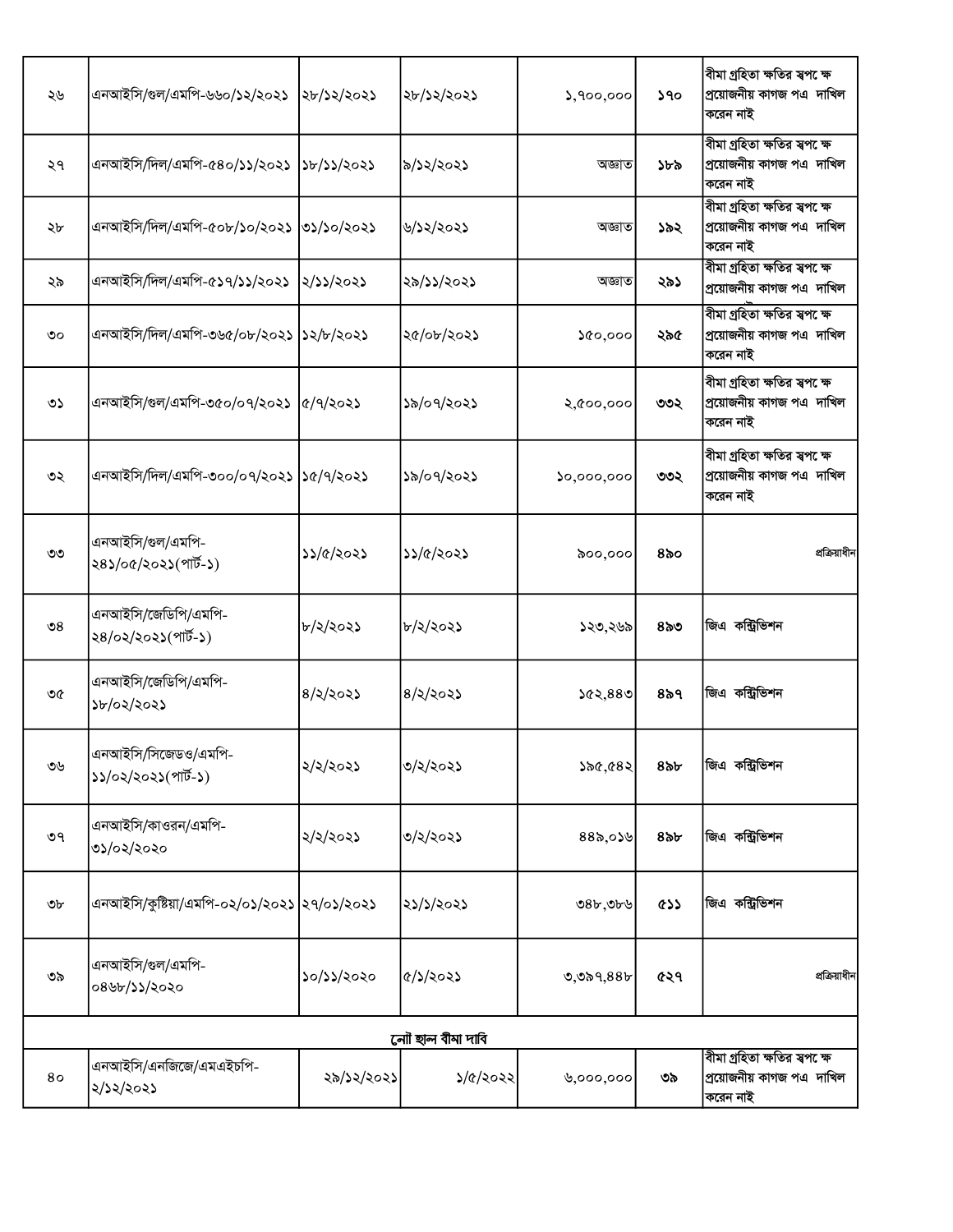| | | | | | | |
|---|---|---|---|---|---|---|
| ২৬ | এনআইসি/গুল/এমপি-৬৬০/১২/২০২১ | ২৮/১২/২০২১ | ২৮/১২/২০২১ | ১,৭০০,০০০ | ১৭০ | বীমা গ্রহিতা ক্ষতির স্বপক্ষে প্রয়োজনীয় কাগজ পত্র দাখিল করেন নাই |
| ২৭ | এনআইসি/দিল/এমপি-৫৪০/১১/২০২১ | ১৮/১১/২০২১ | ৯/১২/২০২১ | অজ্ঞাত | ১৮৯ | বীমা গ্রহিতা ক্ষতির স্বপক্ষে প্রয়োজনীয় কাগজ পত্র দাখিল করেন নাই |
| ২৮ | এনআইসি/দিল/এমপি-৫০৮/১০/২০২১ | ৩১/১০/২০২১ | ৬/১২/২০২১ | অজ্ঞাত | ১৯২ | বীমা গ্রহিতা ক্ষতির স্বপক্ষে প্রয়োজনীয় কাগজ পত্র দাখিল করেন নাই |
| ২৯ | এনআইসি/দিল/এমপি-৫১৭/১১/২০২১ | ২/১১/২০২১ | ২৯/১১/২০২১ | অজ্ঞাত | ২৯১ | বীমা গ্রহিতা ক্ষতির স্বপক্ষে প্রয়োজনীয় কাগজ পত্র দাখিল |
| ৩০ | এনআইসি/দিল/এমপি-৩৬৫/০৮/২০২১ | ১২/৮/২০২১ | ২৫/০৮/২০২১ | ১৫০,০০০ | ২৯৫ | বীমা গ্রহিতা ক্ষতির স্বপক্ষে প্রয়োজনীয় কাগজ পত্র দাখিল করেন নাই |
| ৩১ | এনআইসি/গুল/এমপি-৩৫০/০৭/২০২১ | ৫/৭/২০২১ | ১৯/০৭/২০২১ | ২,৫০০,০০০ | ৩৩২ | বীমা গ্রহিতা ক্ষতির স্বপক্ষে প্রয়োজনীয় কাগজ পত্র দাখিল করেন নাই |
| ৩২ | এনআইসি/দিল/এমপি-৩০০/০৭/২০২১ | ১৫/৭/২০২১ | ১৯/০৭/২০২১ | ১০,০০০,০০০ | ৩৩২ | বীমা গ্রহিতা ক্ষতির স্বপক্ষে প্রয়োজনীয় কাগজ পত্র দাখিল করেন নাই |
| ৩৩ | এনআইসি/গুল/এমপি-২৪১/০৫/২০২১(পার্ট-১) | ১১/৫/২০২১ | ১১/৫/২০২১ | ৯০০,০০০ | ৪৯০ | প্রক্রিয়াধীন |
| ৩৪ | এনআইসি/জেডিপি/এমপি-২৪/০২/২০২১(পার্ট-১) | ৮/২/২০২১ | ৮/২/২০২১ | ১২৩,২৬৯ | ৪৯৩ | জিএ কন্ট্রিভিশন |
| ৩৫ | এনআইসি/জেডিপি/এমপি-১৮/০২/২০২১ | ৪/২/২০২১ | ৪/২/২০২১ | ১৫২,৪৪৩ | ৪৯৭ | জিএ কন্ট্রিভিশন |
| ৩৬ | এনআইসি/সিজেডও/এমপি-১১/০২/২০২১(পার্ট-১) | ২/২/২০২১ | ৩/২/২০২১ | ১৯৫,৫৪২ | ৪৯৮ | জিএ কন্ট্রিভিশন |
| ৩৭ | এনআইসি/কাওরন/এমপি-৩১/০২/২০২০ | ২/২/২০২১ | ৩/২/২০২১ | ৪৪৯,০১৬ | ৪৯৮ | জিএ কন্ট্রিভিশন |
| ৩৮ | এনআইসি/কুষ্টিয়া/এমপি-০২/০১/২০২১ | ২৭/০১/২০২১ | ২১/১/২০২১ | ৩৪৮,৩৮৬ | ৫১১ | জিএ কন্ট্রিভিশন |
| ৩৯ | এনআইসি/গুল/এমপি-০৪৬৮/১১/২০২০ | ১০/১১/২০২০ | ৫/১/২০২১ | ৩,৩৯৭,৪৪৮ | ৫২৭ | প্রক্রিয়াধীন |
| **নৌ হাল বীমা দাবি** | | | | | | |
| ৪০ | এনআইসি/এনজিজে/এমএইচপি-২/১২/২০২১ | ২৯/১২/২০২১ | ১/৫/২০২২ | ৬,০০০,০০০ | ৩৯ | বীমা গ্রহিতা ক্ষতির স্বপক্ষে প্রয়োজনীয় কাগজ পত্র দাখিল করেন নাই |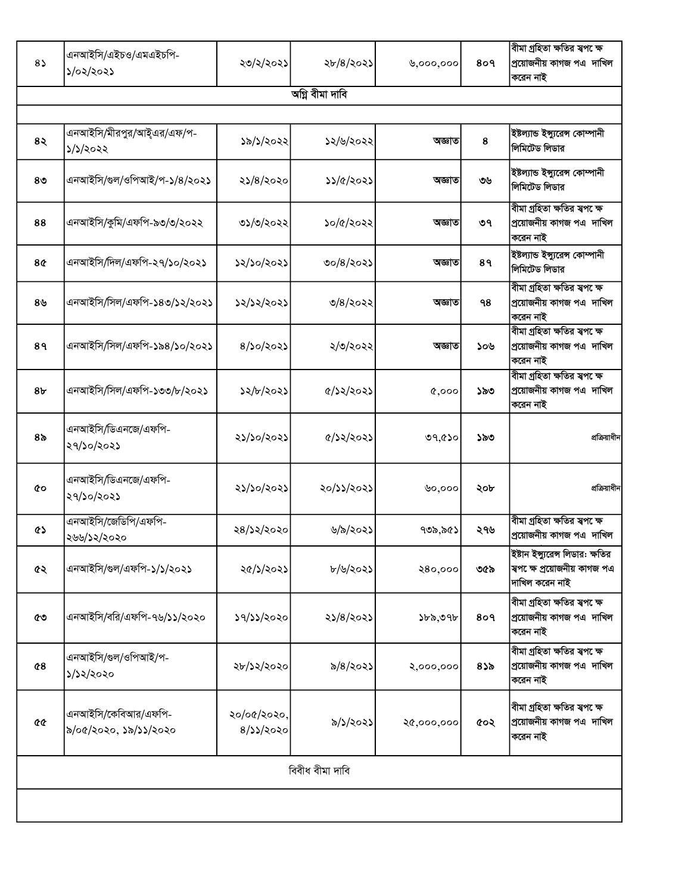| | | | | | | |
|---|---|---|---|---|---|---|
| ৪১ | এনআইসি/এইচও/এমএইচপি-১/০২/২০২১ | ২৩/২/২০২১ | ২৮/৪/২০২১ | ৬,০০০,০০০ | ৪০৭ | বীমা গ্রহিতা ক্ষতির স্বপক্ষে প্রয়োজনীয় কাগজ পত্র দাখিল করেন নাই |
| অগ্নি বীমা দাবি | | | | | | |
| | | | | | | |
| ৪২ | এনআইসি/মীরপুর/আইএর/এফ/প-১/১/২০২২ | ১৯/১/২০২২ | ১২/৬/২০২২ | অজ্ঞাত | ৪ | ইষ্টল্যান্ড ইন্স্যুরেন্স কোম্পানী লিমিটেড লিডার |
| ৪৩ | এনআইসি/গুল/ওপিআই/প-১/৪/২০২১ | ২১/৪/২০২০ | ১১/৫/২০২১ | অজ্ঞাত | ৩৬ | ইষ্টল্যান্ড ইন্স্যুরেন্স কোম্পানী লিমিটেড লিডার |
| ৪৪ | এনআইসি/কুমি/এফপি-৯৩/৩/২০২২ | ৩১/৩/২০২২ | ১০/৫/২০২২ | অজ্ঞাত | ৩৭ | বীমা গ্রহিতা ক্ষতির স্বপক্ষে প্রয়োজনীয় কাগজ পত্র দাখিল করেন নাই |
| ৪৫ | এনআইসি/দিল/এফপি-২৭/১০/২০২১ | ১২/১০/২০২১ | ৩০/৪/২০২১ | অজ্ঞাত | ৪৭ | ইষ্টল্যান্ড ইন্স্যুরেন্স কোম্পানী লিমিটেড লিডার |
| ৪৬ | এনআইসি/সিল/এফপি-১৪৩/১২/২০২১ | ১২/১২/২০২১ | ৩/৪/২০২২ | অজ্ঞাত | ৭৪ | বীমা গ্রহিতা ক্ষতির স্বপক্ষে প্রয়োজনীয় কাগজ পত্র দাখিল করেন নাই |
| ৪৭ | এনআইসি/সিল/এফপি-১৯৪/১০/২০২১ | ৪/১০/২০২১ | ২/৩/২০২২ | অজ্ঞাত | ১০৬ | বীমা গ্রহিতা ক্ষতির স্বপক্ষে প্রয়োজনীয় কাগজ পত্র দাখিল করেন নাই |
| ৪৮ | এনআইসি/সিল/এফপি-১৩৩/৮/২০২১ | ১২/৮/২০২১ | ৫/১২/২০২১ | ৫,০০০ | ১৯৩ | বীমা গ্রহিতা ক্ষতির স্বপক্ষে প্রয়োজনীয় কাগজ পত্র দাখিল করেন নাই |
| ৪৯ | এনআইসি/ডিএনজে/এফপি-২৭/১০/২০২১ | ২১/১০/২০২১ | ৫/১২/২০২১ | ৩৭,৫১০ | ১৯৩ | প্রক্রিয়াধীন |
| ৫০ | এনআইসি/ডিএনজে/এফপি-২৭/১০/২০২১ | ২১/১০/২০২১ | ২০/১১/২০২১ | ৬০,০০০ | ২০৮ | প্রক্রিয়াধীন |
| ৫১ | এনআইসি/জেডিপি/এফপি-২৬৬/১২/২০২০ | ২৪/১২/২০২০ | ৬/৯/২০২১ | ৭৩৯,৯৫১ | ২৭৬ | বীমা গ্রহিতা ক্ষতির স্বপক্ষে প্রয়োজনীয় কাগজ পত্র দাখিল |
| ৫২ | এনআইসি/গুল/এফপি-১/১/২০২১ | ২৫/১/২০২১ | ৮/৬/২০২১ | ২৪০,০০০ | ৩৫৯ | ইষ্টান ইন্স্যুরেন্স লিডার: ক্ষতির স্বপক্ষে প্রয়োজনীয় কাগজ পত্র দাখিল করেন নাই |
| ৫৩ | এনআইসি/বরি/এফপি-৭৬/১১/২০২০ | ১৭/১১/২০২০ | ২১/৪/২০২১ | ১৮৯,৩৭৮ | ৪০৭ | বীমা গ্রহিতা ক্ষতির স্বপক্ষে প্রয়োজনীয় কাগজ পত্র দাখিল করেন নাই |
| ৫৪ | এনআইসি/গুল/ওপিআই/প-১/১২/২০২০ | ২৮/১২/২০২০ | ৯/৪/২০২১ | ২,০০০,০০০ | ৪১৯ | বীমা গ্রহিতা ক্ষতির স্বপক্ষে প্রয়োজনীয় কাগজ পত্র দাখিল করেন নাই |
| ৫৫ | এনআইসি/কেবিআর/এফপি-৯/০৫/২০২০, ১৯/১১/২০২০ | ২০/০৫/২০২০, ৪/১১/২০২০ | ৯/১/২০২১ | ২৫,০০০,০০০ | ৫০২ | বীমা গ্রহিতা ক্ষতির স্বপক্ষে প্রয়োজনীয় কাগজ পত্র দাখিল করেন নাই |
| বিবীধ বীমা দাবি | | | | | | |
| | | | | | | |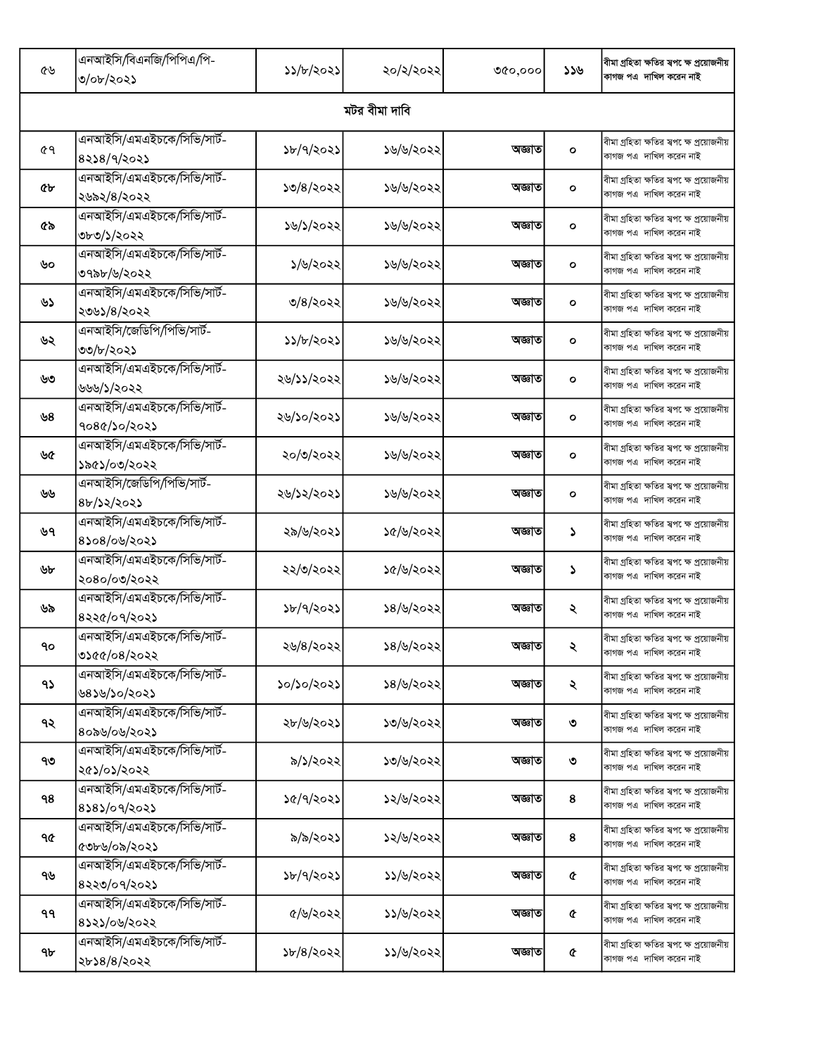| ৫৬ | এনআইসি/বিএনজি/পিপিএ/পি-৩/০৮/২০২১ | ১১/৮/২০২১ | ২০/২/২০২২ | ৩৫০,০০০ | ১১৬ | বীমা গ্রহিতা ক্ষতির স্বপক্ষে প্রয়োজনীয় কাগজ পত্র দাখিল করেন নাই |
|---|---|---|---|---|---|---|
| মটর বীমা দাবি | | | | | | |
| ৫৭ | এনআইসি/এমএইচকে/সিভি/সার্ট-৪২১৪/৭/২০২১ | ১৮/৭/২০২১ | ১৬/৬/২০২২ | অজ্ঞাত | ০ | বীমা গ্রহিতা ক্ষতির স্বপক্ষে প্রয়োজনীয় কাগজ পত্র দাখিল করেন নাই |
| ৫৮ | এনআইসি/এমএইচকে/সিভি/সার্ট-২৬৯২/৪/২০২২ | ১৩/৪/২০২২ | ১৬/৬/২০২২ | অজ্ঞাত | ০ | বীমা গ্রহিতা ক্ষতির স্বপক্ষে প্রয়োজনীয় কাগজ পত্র দাখিল করেন নাই |
| ৫৯ | এনআইসি/এমএইচকে/সিভি/সার্ট-৩৮৩/১/২০২২ | ১৬/১/২০২২ | ১৬/৬/২০২২ | অজ্ঞাত | ০ | বীমা গ্রহিতা ক্ষতির স্বপক্ষে প্রয়োজনীয় কাগজ পত্র দাখিল করেন নাই |
| ৬০ | এনআইসি/এমএইচকে/সিভি/সার্ট-৩৭৯৮/৬/২০২২ | ১/৬/২০২২ | ১৬/৬/২০২২ | অজ্ঞাত | ০ | বীমা গ্রহিতা ক্ষতির স্বপক্ষে প্রয়োজনীয় কাগজ পত্র দাখিল করেন নাই |
| ৬১ | এনআইসি/এমএইচকে/সিভি/সার্ট-২৩৬১/৪/২০২২ | ৩/৪/২০২২ | ১৬/৬/২০২২ | অজ্ঞাত | ০ | বীমা গ্রহিতা ক্ষতির স্বপক্ষে প্রয়োজনীয় কাগজ পত্র দাখিল করেন নাই |
| ৬২ | এনআইসি/জেডিপি/পিভি/সার্ট-৩৩/৮/২০২১ | ১১/৮/২০২১ | ১৬/৬/২০২২ | অজ্ঞাত | ০ | বীমা গ্রহিতা ক্ষতির স্বপক্ষে প্রয়োজনীয় কাগজ পত্র দাখিল করেন নাই |
| ৬৩ | এনআইসি/এমএইচকে/সিভি/সার্ট-৬৬৬/১/২০২২ | ২৬/১১/২০২২ | ১৬/৬/২০২২ | অজ্ঞাত | ০ | বীমা গ্রহিতা ক্ষতির স্বপক্ষে প্রয়োজনীয় কাগজ পত্র দাখিল করেন নাই |
| ৬৪ | এনআইসি/এমএইচকে/সিভি/সার্ট-৭০৪৫/১০/২০২১ | ২৬/১০/২০২১ | ১৬/৬/২০২২ | অজ্ঞাত | ০ | বীমা গ্রহিতা ক্ষতির স্বপক্ষে প্রয়োজনীয় কাগজ পত্র দাখিল করেন নাই |
| ৬৫ | এনআইসি/এমএইচকে/সিভি/সার্ট-১৯৫১/০৩/২০২২ | ২০/৩/২০২২ | ১৬/৬/২০২২ | অজ্ঞাত | ০ | বীমা গ্রহিতা ক্ষতির স্বপক্ষে প্রয়োজনীয় কাগজ পত্র দাখিল করেন নাই |
| ৬৬ | এনআইসি/জেডিপি/পিভি/সার্ট-৪৮/১২/২০২১ | ২৬/১২/২০২১ | ১৬/৬/২০২২ | অজ্ঞাত | ০ | বীমা গ্রহিতা ক্ষতির স্বপক্ষে প্রয়োজনীয় কাগজ পত্র দাখিল করেন নাই |
| ৬৭ | এনআইসি/এমএইচকে/সিভি/সার্ট-৪১০৪/০৬/২০২১ | ২৯/৬/২০২১ | ১৫/৬/২০২২ | অজ্ঞাত | ১ | বীমা গ্রহিতা ক্ষতির স্বপক্ষে প্রয়োজনীয় কাগজ পত্র দাখিল করেন নাই |
| ৬৮ | এনআইসি/এমএইচকে/সিভি/সার্ট-২০৪০/০৩/২০২২ | ২২/৩/২০২২ | ১৫/৬/২০২২ | অজ্ঞাত | ১ | বীমা গ্রহিতা ক্ষতির স্বপক্ষে প্রয়োজনীয় কাগজ পত্র দাখিল করেন নাই |
| ৬৯ | এনআইসি/এমএইচকে/সিভি/সার্ট-৪২২৫/০৭/২০২১ | ১৮/৭/২০২১ | ১৪/৬/২০২২ | অজ্ঞাত | ২ | বীমা গ্রহিতা ক্ষতির স্বপক্ষে প্রয়োজনীয় কাগজ পত্র দাখিল করেন নাই |
| ৭০ | এনআইসি/এমএইচকে/সিভি/সার্ট-৩১৫৫/০৪/২০২২ | ২৬/৪/২০২২ | ১৪/৬/২০২২ | অজ্ঞাত | ২ | বীমা গ্রহিতা ক্ষতির স্বপক্ষে প্রয়োজনীয় কাগজ পত্র দাখিল করেন নাই |
| ৭১ | এনআইসি/এমএইচকে/সিভি/সার্ট-৬৪১৬/১০/২০২১ | ১০/১০/২০২১ | ১৪/৬/২০২২ | অজ্ঞাত | ২ | বীমা গ্রহিতা ক্ষতির স্বপক্ষে প্রয়োজনীয় কাগজ পত্র দাখিল করেন নাই |
| ৭২ | এনআইসি/এমএইচকে/সিভি/সার্ট-৪০৯৬/০৬/২০২১ | ২৮/৬/২০২১ | ১৩/৬/২০২২ | অজ্ঞাত | ৩ | বীমা গ্রহিতা ক্ষতির স্বপক্ষে প্রয়োজনীয় কাগজ পত্র দাখিল করেন নাই |
| ৭৩ | এনআইসি/এমএইচকে/সিভি/সার্ট-২৫১/০১/২০২২ | ৯/১/২০২২ | ১৩/৬/২০২২ | অজ্ঞাত | ৩ | বীমা গ্রহিতা ক্ষতির স্বপক্ষে প্রয়োজনীয় কাগজ পত্র দাখিল করেন নাই |
| ৭৪ | এনআইসি/এমএইচকে/সিভি/সার্ট-৪১৪১/০৭/২০২১ | ১৫/৭/২০২১ | ১২/৬/২০২২ | অজ্ঞাত | ৪ | বীমা গ্রহিতা ক্ষতির স্বপক্ষে প্রয়োজনীয় কাগজ পত্র দাখিল করেন নাই |
| ৭৫ | এনআইসি/এমএইচকে/সিভি/সার্ট-৫৩৮৬/০৯/২০২১ | ৯/৯/২০২১ | ১২/৬/২০২২ | অজ্ঞাত | ৪ | বীমা গ্রহিতা ক্ষতির স্বপক্ষে প্রয়োজনীয় কাগজ পত্র দাখিল করেন নাই |
| ৭৬ | এনআইসি/এমএইচকে/সিভি/সার্ট-৪২২৩/০৭/২০২১ | ১৮/৭/২০২১ | ১১/৬/২০২২ | অজ্ঞাত | ৫ | বীমা গ্রহিতা ক্ষতির স্বপক্ষে প্রয়োজনীয় কাগজ পত্র দাখিল করেন নাই |
| ৭৭ | এনআইসি/এমএইচকে/সিভি/সার্ট-৪১২১/০৬/২০২২ | ৫/৬/২০২২ | ১১/৬/২০২২ | অজ্ঞাত | ৫ | বীমা গ্রহিতা ক্ষতির স্বপক্ষে প্রয়োজনীয় কাগজ পত্র দাখিল করেন নাই |
| ৭৮ | এনআইসি/এমএইচকে/সিভি/সার্ট-২৮১৪/৪/২০২২ | ১৮/৪/২০২২ | ১১/৬/২০২২ | অজ্ঞাত | ৫ | বীমা গ্রহিতা ক্ষতির স্বপক্ষে প্রয়োজনীয় কাগজ পত্র দাখিল করেন নাই |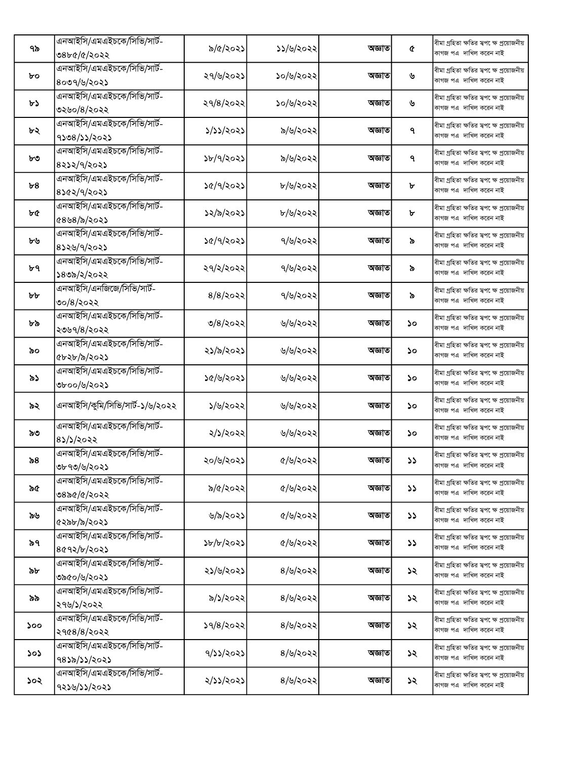| | | | | | | |
|---|---|---|---|---|---|---|
| ৭৯ | এনআইসি/এমএইচকে/সিভি/সার্ট-৩৪৮৫/৫/২০২২ | ৯/৫/২০২১ | ১১/৬/২০২২ | অজ্ঞাত | ৫ | বীমা গ্রহিতা ক্ষতির স্বপক্ষে প্রয়োজনীয় কাগজ পত্র দাখিল করেন নাই |
| ৮০ | এনআইসি/এমএইচকে/সিভি/সার্ট-৪০৩৭/৬/২০২১ | ২৭/৬/২০২১ | ১০/৬/২০২২ | অজ্ঞাত | ৬ | বীমা গ্রহিতা ক্ষতির স্বপক্ষে প্রয়োজনীয় কাগজ পত্র দাখিল করেন নাই |
| ৮১ | এনআইসি/এমএইচকে/সিভি/সার্ট-৩২৬০/৪/২০২২ | ২৭/৪/২০২২ | ১০/৬/২০২২ | অজ্ঞাত | ৬ | বীমা গ্রহিতা ক্ষতির স্বপক্ষে প্রয়োজনীয় কাগজ পত্র দাখিল করেন নাই |
| ৮২ | এনআইসি/এমএইচকে/সিভি/সার্ট-৭১৩৪/১১/২০২১ | ১/১১/২০২১ | ৯/৬/২০২২ | অজ্ঞাত | ৭ | বীমা গ্রহিতা ক্ষতির স্বপক্ষে প্রয়োজনীয় কাগজ পত্র দাখিল করেন নাই |
| ৮৩ | এনআইসি/এমএইচকে/সিভি/সার্ট-৪২১২/৭/২০২১ | ১৮/৭/২০২১ | ৯/৬/২০২২ | অজ্ঞাত | ৭ | বীমা গ্রহিতা ক্ষতির স্বপক্ষে প্রয়োজনীয় কাগজ পত্র দাখিল করেন নাই |
| ৮৪ | এনআইসি/এমএইচকে/সিভি/সার্ট-৪১৫২/৭/২০২১ | ১৫/৭/২০২১ | ৮/৬/২০২২ | অজ্ঞাত | ৮ | বীমা গ্রহিতা ক্ষতির স্বপক্ষে প্রয়োজনীয় কাগজ পত্র দাখিল করেন নাই |
| ৮৫ | এনআইসি/এমএইচকে/সিভি/সার্ট-৫৪৬৪/৯/২০২১ | ১২/৯/২০২১ | ৮/৬/২০২২ | অজ্ঞাত | ৮ | বীমা গ্রহিতা ক্ষতির স্বপক্ষে প্রয়োজনীয় কাগজ পত্র দাখিল করেন নাই |
| ৮৬ | এনআইসি/এমএইচকে/সিভি/সার্ট-৪১২৬/৭/২০২১ | ১৫/৭/২০২১ | ৭/৬/২০২২ | অজ্ঞাত | ৯ | বীমা গ্রহিতা ক্ষতির স্বপক্ষে প্রয়োজনীয় কাগজ পত্র দাখিল করেন নাই |
| ৮৭ | এনআইসি/এমএইচকে/সিভি/সার্ট-১৪৩৯/২/২০২২ | ২৭/২/২০২২ | ৭/৬/২০২২ | অজ্ঞাত | ৯ | বীমা গ্রহিতা ক্ষতির স্বপক্ষে প্রয়োজনীয় কাগজ পত্র দাখিল করেন নাই |
| ৮৮ | এনআইসি/এনজিজে/সিভি/সার্ট-৩০/৪/২০২২ | ৪/৪/২০২২ | ৭/৬/২০২২ | অজ্ঞাত | ৯ | বীমা গ্রহিতা ক্ষতির স্বপক্ষে প্রয়োজনীয় কাগজ পত্র দাখিল করেন নাই |
| ৮৯ | এনআইসি/এমএইচকে/সিভি/সার্ট-২৩৬৭/৪/২০২২ | ৩/৪/২০২২ | ৬/৬/২০২২ | অজ্ঞাত | ১০ | বীমা গ্রহিতা ক্ষতির স্বপক্ষে প্রয়োজনীয় কাগজ পত্র দাখিল করেন নাই |
| ৯০ | এনআইসি/এমএইচকে/সিভি/সার্ট-৫৮২৮/৯/২০২১ | ২১/৯/২০২১ | ৬/৬/২০২২ | অজ্ঞাত | ১০ | বীমা গ্রহিতা ক্ষতির স্বপক্ষে প্রয়োজনীয় কাগজ পত্র দাখিল করেন নাই |
| ৯১ | এনআইসি/এমএইচকে/সিভি/সার্ট-৩৮০০/৬/২০২১ | ১৫/৬/২০২১ | ৬/৬/২০২২ | অজ্ঞাত | ১০ | বীমা গ্রহিতা ক্ষতির স্বপক্ষে প্রয়োজনীয় কাগজ পত্র দাখিল করেন নাই |
| ৯২ | এনআইসি/কুমি/সিভি/সার্ট-১/৬/২০২২ | ১/৬/২০২২ | ৬/৬/২০২২ | অজ্ঞাত | ১০ | বীমা গ্রহিতা ক্ষতির স্বপক্ষে প্রয়োজনীয় কাগজ পত্র দাখিল করেন নাই |
| ৯৩ | এনআইসি/এমএইচকে/সিভি/সার্ট-৪১/১/২০২২ | ২/১/২০২২ | ৬/৬/২০২২ | অজ্ঞাত | ১০ | বীমা গ্রহিতা ক্ষতির স্বপক্ষে প্রয়োজনীয় কাগজ পত্র দাখিল করেন নাই |
| ৯৪ | এনআইসি/এমএইচকে/সিভি/সার্ট-৩৮৭৩/৬/২০২১ | ২০/৬/২০২১ | ৫/৬/২০২২ | অজ্ঞাত | ১১ | বীমা গ্রহিতা ক্ষতির স্বপক্ষে প্রয়োজনীয় কাগজ পত্র দাখিল করেন নাই |
| ৯৫ | এনআইসি/এমএইচকে/সিভি/সার্ট-৩৪৯৫/৫/২০২২ | ৯/৫/২০২২ | ৫/৬/২০২২ | অজ্ঞাত | ১১ | বীমা গ্রহিতা ক্ষতির স্বপক্ষে প্রয়োজনীয় কাগজ পত্র দাখিল করেন নাই |
| ৯৬ | এনআইসি/এমএইচকে/সিভি/সার্ট-৫২৯৮/৯/২০২১ | ৬/৯/২০২১ | ৫/৬/২০২২ | অজ্ঞাত | ১১ | বীমা গ্রহিতা ক্ষতির স্বপক্ষে প্রয়োজনীয় কাগজ পত্র দাখিল করেন নাই |
| ৯৭ | এনআইসি/এমএইচকে/সিভি/সার্ট-৪৫৭২/৮/২০২১ | ১৮/৮/২০২১ | ৫/৬/২০২২ | অজ্ঞাত | ১১ | বীমা গ্রহিতা ক্ষতির স্বপক্ষে প্রয়োজনীয় কাগজ পত্র দাখিল করেন নাই |
| ৯৮ | এনআইসি/এমএইচকে/সিভি/সার্ট-৩৯৫০/৬/২০২১ | ২১/৬/২০২১ | ৪/৬/২০২২ | অজ্ঞাত | ১২ | বীমা গ্রহিতা ক্ষতির স্বপক্ষে প্রয়োজনীয় কাগজ পত্র দাখিল করেন নাই |
| ৯৯ | এনআইসি/এমএইচকে/সিভি/সার্ট-২৭৬/১/২০২২ | ৯/১/২০২২ | ৪/৬/২০২২ | অজ্ঞাত | ১২ | বীমা গ্রহিতা ক্ষতির স্বপক্ষে প্রয়োজনীয় কাগজ পত্র দাখিল করেন নাই |
| ১০০ | এনআইসি/এমএইচকে/সিভি/সার্ট-২৭৫৪/৪/২০২২ | ১৭/৪/২০২২ | ৪/৬/২০২২ | অজ্ঞাত | ১২ | বীমা গ্রহিতা ক্ষতির স্বপক্ষে প্রয়োজনীয় কাগজ পত্র দাখিল করেন নাই |
| ১০১ | এনআইসি/এমএইচকে/সিভি/সার্ট-৭৪১৯/১১/২০২১ | ৭/১১/২০২১ | ৪/৬/২০২২ | অজ্ঞাত | ১২ | বীমা গ্রহিতা ক্ষতির স্বপক্ষে প্রয়োজনীয় কাগজ পত্র দাখিল করেন নাই |
| ১০২ | এনআইসি/এমএইচকে/সিভি/সার্ট-৭২১৬/১১/২০২১ | ২/১১/২০২১ | ৪/৬/২০২২ | অজ্ঞাত | ১২ | বীমা গ্রহিতা ক্ষতির স্বপক্ষে প্রয়োজনীয় কাগজ পত্র দাখিল করেন নাই |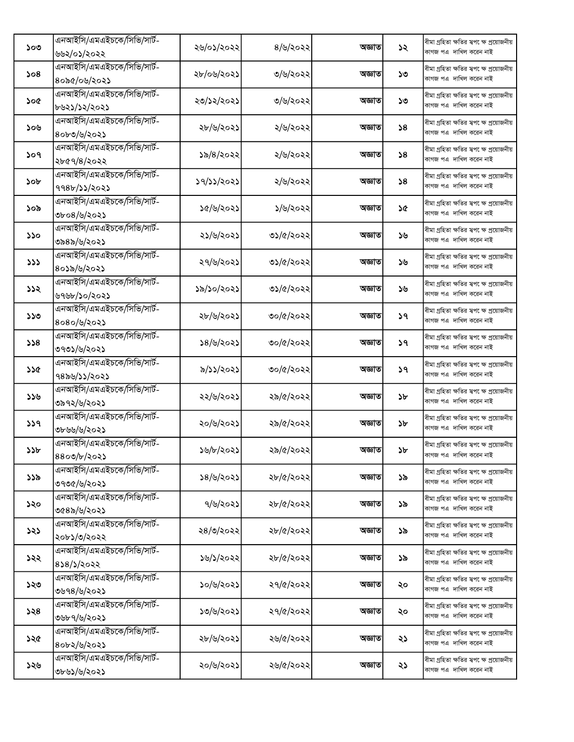| | | | | | | |
|---|---|---|---|---|---|---|
| ১০৩ | এনআইসি/এমএইচকে/সিভি/সার্ট-৬৬২/০১/২০২২ | ২৬/০১/২০২২ | ৪/৬/২০২২ | অজ্ঞাত | ১২ | বীমা গ্রহিতা ক্ষতির স্বপক্ষে প্রয়োজনীয় কাগজ পত্র দাখিল করেন নাই |
| ১০৪ | এনআইসি/এমএইচকে/সিভি/সার্ট-৪০৯৫/০৬/২০২১ | ২৮/০৬/২০২১ | ৩/৬/২০২২ | অজ্ঞাত | ১৩ | বীমা গ্রহিতা ক্ষতির স্বপক্ষে প্রয়োজনীয় কাগজ পত্র দাখিল করেন নাই |
| ১০৫ | এনআইসি/এমএইচকে/সিভি/সার্ট-৮৬২১/১২/২০২১ | ২৩/১২/২০২১ | ৩/৬/২০২২ | অজ্ঞাত | ১৩ | বীমা গ্রহিতা ক্ষতির স্বপক্ষে প্রয়োজনীয় কাগজ পত্র দাখিল করেন নাই |
| ১০৬ | এনআইসি/এমএইচকে/সিভি/সার্ট-৪০৮৩/৬/২০২১ | ২৮/৬/২০২১ | ২/৬/২০২২ | অজ্ঞাত | ১৪ | বীমা গ্রহিতা ক্ষতির স্বপক্ষে প্রয়োজনীয় কাগজ পত্র দাখিল করেন নাই |
| ১০৭ | এনআইসি/এমএইচকে/সিভি/সার্ট-২৮৫৭/৪/২০২২ | ১৯/৪/২০২২ | ২/৬/২০২২ | অজ্ঞাত | ১৪ | বীমা গ্রহিতা ক্ষতির স্বপক্ষে প্রয়োজনীয় কাগজ পত্র দাখিল করেন নাই |
| ১০৮ | এনআইসি/এমএইচকে/সিভি/সার্ট-৭৭৪৮/১১/২০২১ | ১৭/১১/২০২১ | ২/৬/২০২২ | অজ্ঞাত | ১৪ | বীমা গ্রহিতা ক্ষতির স্বপক্ষে প্রয়োজনীয় কাগজ পত্র দাখিল করেন নাই |
| ১০৯ | এনআইসি/এমএইচকে/সিভি/সার্ট-৩৮০৪/৬/২০২১ | ১৫/৬/২০২১ | ১/৬/২০২২ | অজ্ঞাত | ১৫ | বীমা গ্রহিতা ক্ষতির স্বপক্ষে প্রয়োজনীয় কাগজ পত্র দাখিল করেন নাই |
| ১১০ | এনআইসি/এমএইচকে/সিভি/সার্ট-৩৯৪৯/৬/২০২১ | ২১/৬/২০২১ | ৩১/৫/২০২২ | অজ্ঞাত | ১৬ | বীমা গ্রহিতা ক্ষতির স্বপক্ষে প্রয়োজনীয় কাগজ পত্র দাখিল করেন নাই |
| ১১১ | এনআইসি/এমএইচকে/সিভি/সার্ট-৪০১৯/৬/২০২১ | ২৭/৬/২০২১ | ৩১/৫/২০২২ | অজ্ঞাত | ১৬ | বীমা গ্রহিতা ক্ষতির স্বপক্ষে প্রয়োজনীয় কাগজ পত্র দাখিল করেন নাই |
| ১১২ | এনআইসি/এমএইচকে/সিভি/সার্ট-৬৭৬৮/১০/২০২১ | ১৯/১০/২০২১ | ৩১/৫/২০২২ | অজ্ঞাত | ১৬ | বীমা গ্রহিতা ক্ষতির স্বপক্ষে প্রয়োজনীয় কাগজ পত্র দাখিল করেন নাই |
| ১১৩ | এনআইসি/এমএইচকে/সিভি/সার্ট-৪০৪০/৬/২০২১ | ২৮/৬/২০২১ | ৩০/৫/২০২২ | অজ্ঞাত | ১৭ | বীমা গ্রহিতা ক্ষতির স্বপক্ষে প্রয়োজনীয় কাগজ পত্র দাখিল করেন নাই |
| ১১৪ | এনআইসি/এমএইচকে/সিভি/সার্ট-৩৭৩১/৬/২০২১ | ১৪/৬/২০২১ | ৩০/৫/২০২২ | অজ্ঞাত | ১৭ | বীমা গ্রহিতা ক্ষতির স্বপক্ষে প্রয়োজনীয় কাগজ পত্র দাখিল করেন নাই |
| ১১৫ | এনআইসি/এমএইচকে/সিভি/সার্ট-৭৪৯৬/১১/২০২১ | ৯/১১/২০২১ | ৩০/৫/২০২২ | অজ্ঞাত | ১৭ | বীমা গ্রহিতা ক্ষতির স্বপক্ষে প্রয়োজনীয় কাগজ পত্র দাখিল করেন নাই |
| ১১৬ | এনআইসি/এমএইচকে/সিভি/সার্ট-৩৯৭২/৬/২০২১ | ২২/৬/২০২১ | ২৯/৫/২০২২ | অজ্ঞাত | ১৮ | বীমা গ্রহিতা ক্ষতির স্বপক্ষে প্রয়োজনীয় কাগজ পত্র দাখিল করেন নাই |
| ১১৭ | এনআইসি/এমএইচকে/সিভি/সার্ট-৩৮৬৬/৬/২০২১ | ২০/৬/২০২১ | ২৯/৫/২০২২ | অজ্ঞাত | ১৮ | বীমা গ্রহিতা ক্ষতির স্বপক্ষে প্রয়োজনীয় কাগজ পত্র দাখিল করেন নাই |
| ১১৮ | এনআইসি/এমএইচকে/সিভি/সার্ট-৪৪০৩/৮/২০২১ | ১৬/৮/২০২১ | ২৯/৫/২০২২ | অজ্ঞাত | ১৮ | বীমা গ্রহিতা ক্ষতির স্বপক্ষে প্রয়োজনীয় কাগজ পত্র দাখিল করেন নাই |
| ১১৯ | এনআইসি/এমএইচকে/সিভি/সার্ট-৩৭৩৫/৬/২০২১ | ১৪/৬/২০২১ | ২৮/৫/২০২২ | অজ্ঞাত | ১৯ | বীমা গ্রহিতা ক্ষতির স্বপক্ষে প্রয়োজনীয় কাগজ পত্র দাখিল করেন নাই |
| ১২০ | এনআইসি/এমএইচকে/সিভি/সার্ট-৩৫৪৯/৬/২০২১ | ৭/৬/২০২১ | ২৮/৫/২০২২ | অজ্ঞাত | ১৯ | বীমা গ্রহিতা ক্ষতির স্বপক্ষে প্রয়োজনীয় কাগজ পত্র দাখিল করেন নাই |
| ১২১ | এনআইসি/এমএইচকে/সিভি/সার্ট-২০৮১/৩/২০২২ | ২৪/৩/২০২২ | ২৮/৫/২০২২ | অজ্ঞাত | ১৯ | বীমা গ্রহিতা ক্ষতির স্বপক্ষে প্রয়োজনীয় কাগজ পত্র দাখিল করেন নাই |
| ১২২ | এনআইসি/এমএইচকে/সিভি/সার্ট-৪১৪/১/২০২২ | ১৬/১/২০২২ | ২৮/৫/২০২২ | অজ্ঞাত | ১৯ | বীমা গ্রহিতা ক্ষতির স্বপক্ষে প্রয়োজনীয় কাগজ পত্র দাখিল করেন নাই |
| ১২৩ | এনআইসি/এমএইচকে/সিভি/সার্ট-৩৬৭৪/৬/২০২১ | ১০/৬/২০২১ | ২৭/৫/২০২২ | অজ্ঞাত | ২০ | বীমা গ্রহিতা ক্ষতির স্বপক্ষে প্রয়োজনীয় কাগজ পত্র দাখিল করেন নাই |
| ১২৪ | এনআইসি/এমএইচকে/সিভি/সার্ট-৩৬৮৭/৬/২০২১ | ১৩/৬/২০২১ | ২৭/৫/২০২২ | অজ্ঞাত | ২০ | বীমা গ্রহিতা ক্ষতির স্বপক্ষে প্রয়োজনীয় কাগজ পত্র দাখিল করেন নাই |
| ১২৫ | এনআইসি/এমএইচকে/সিভি/সার্ট-৪০৮২/৬/২০২১ | ২৮/৬/২০২১ | ২৬/৫/২০২২ | অজ্ঞাত | ২১ | বীমা গ্রহিতা ক্ষতির স্বপক্ষে প্রয়োজনীয় কাগজ পত্র দাখিল করেন নাই |
| ১২৬ | এনআইসি/এমএইচকে/সিভি/সার্ট-৩৮৬১/৬/২০২১ | ২০/৬/২০২১ | ২৬/৫/২০২২ | অজ্ঞাত | ২১ | বীমা গ্রহিতা ক্ষতির স্বপক্ষে প্রয়োজনীয় কাগজ পত্র দাখিল করেন নাই |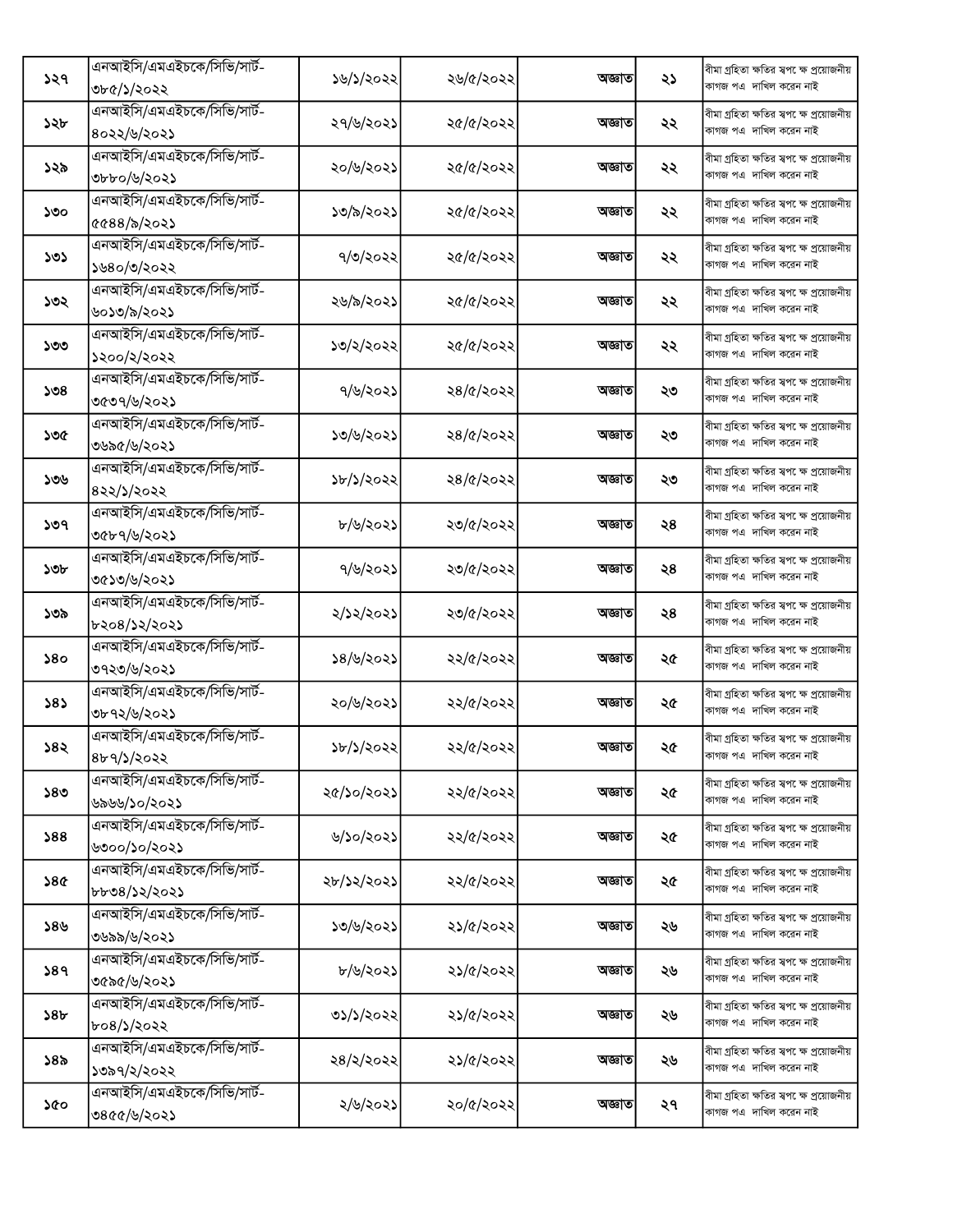| ১২৭ | এনআইসি/এমএইচকে/সিভি/সার্ট-৩৮৫/১/২০২২ | ১৬/১/২০২২ | ২৬/৫/২০২২ | অজ্ঞাত | ২১ | বীমা গ্রহিতা ক্ষতির স্বপক্ষে প্রয়োজনীয় কাগজ পত্র দাখিল করেন নাই |
|---|---|---|---|---|---|---|
| ১২৮ | এনআইসি/এমএইচকে/সিভি/সার্ট-৪০২২/৬/২০২১ | ২৭/৬/২০২১ | ২৫/৫/২০২২ | অজ্ঞাত | ২২ | বীমা গ্রহিতা ক্ষতির স্বপক্ষে প্রয়োজনীয় কাগজ পত্র দাখিল করেন নাই |
| ১২৯ | এনআইসি/এমএইচকে/সিভি/সার্ট-৩৮৮০/৬/২০২১ | ২০/৬/২০২১ | ২৫/৫/২০২২ | অজ্ঞাত | ২২ | বীমা গ্রহিতা ক্ষতির স্বপক্ষে প্রয়োজনীয় কাগজ পত্র দাখিল করেন নাই |
| ১৩০ | এনআইসি/এমএইচকে/সিভি/সার্ট-৫৫৪৪/৯/২০২১ | ১৩/৯/২০২১ | ২৫/৫/২০২২ | অজ্ঞাত | ২২ | বীমা গ্রহিতা ক্ষতির স্বপক্ষে প্রয়োজনীয় কাগজ পত্র দাখিল করেন নাই |
| ১৩১ | এনআইসি/এমএইচকে/সিভি/সার্ট-১৬৪০/৩/২০২২ | ৭/৩/২০২২ | ২৫/৫/২০২২ | অজ্ঞাত | ২২ | বীমা গ্রহিতা ক্ষতির স্বপক্ষে প্রয়োজনীয় কাগজ পত্র দাখিল করেন নাই |
| ১৩২ | এনআইসি/এমএইচকে/সিভি/সার্ট-৬০১৩/৯/২০২১ | ২৬/৯/২০২১ | ২৫/৫/২০২২ | অজ্ঞাত | ২২ | বীমা গ্রহিতা ক্ষতির স্বপক্ষে প্রয়োজনীয় কাগজ পত্র দাখিল করেন নাই |
| ১৩৩ | এনআইসি/এমএইচকে/সিভি/সার্ট-১২০০/২/২০২২ | ১৩/২/২০২২ | ২৫/৫/২০২২ | অজ্ঞাত | ২২ | বীমা গ্রহিতা ক্ষতির স্বপক্ষে প্রয়োজনীয় কাগজ পত্র দাখিল করেন নাই |
| ১৩৪ | এনআইসি/এমএইচকে/সিভি/সার্ট-৩৫৩৭/৬/২০২১ | ৭/৬/২০২১ | ২৪/৫/২০২২ | অজ্ঞাত | ২৩ | বীমা গ্রহিতা ক্ষতির স্বপক্ষে প্রয়োজনীয় কাগজ পত্র দাখিল করেন নাই |
| ১৩৫ | এনআইসি/এমএইচকে/সিভি/সার্ট-৩৬৯৫/৬/২০২১ | ১৩/৬/২০২১ | ২৪/৫/২০২২ | অজ্ঞাত | ২৩ | বীমা গ্রহিতা ক্ষতির স্বপক্ষে প্রয়োজনীয় কাগজ পত্র দাখিল করেন নাই |
| ১৩৬ | এনআইসি/এমএইচকে/সিভি/সার্ট-৪২২/১/২০২২ | ১৮/১/২০২২ | ২৪/৫/২০২২ | অজ্ঞাত | ২৩ | বীমা গ্রহিতা ক্ষতির স্বপক্ষে প্রয়োজনীয় কাগজ পত্র দাখিল করেন নাই |
| ১৩৭ | এনআইসি/এমএইচকে/সিভি/সার্ট-৩৫৮৭/৬/২০২১ | ৮/৬/২০২১ | ২৩/৫/২০২২ | অজ্ঞাত | ২৪ | বীমা গ্রহিতা ক্ষতির স্বপক্ষে প্রয়োজনীয় কাগজ পত্র দাখিল করেন নাই |
| ১৩৮ | এনআইসি/এমএইচকে/সিভি/সার্ট-৩৫১৩/৬/২০২১ | ৭/৬/২০২১ | ২৩/৫/২০২২ | অজ্ঞাত | ২৪ | বীমা গ্রহিতা ক্ষতির স্বপক্ষে প্রয়োজনীয় কাগজ পত্র দাখিল করেন নাই |
| ১৩৯ | এনআইসি/এমএইচকে/সিভি/সার্ট-৮২০৪/১২/২০২১ | ২/১২/২০২১ | ২৩/৫/২০২২ | অজ্ঞাত | ২৪ | বীমা গ্রহিতা ক্ষতির স্বপক্ষে প্রয়োজনীয় কাগজ পত্র দাখিল করেন নাই |
| ১৪০ | এনআইসি/এমএইচকে/সিভি/সার্ট-৩৭২৩/৬/২০২১ | ১৪/৬/২০২১ | ২২/৫/২০২২ | অজ্ঞাত | ২৫ | বীমা গ্রহিতা ক্ষতির স্বপক্ষে প্রয়োজনীয় কাগজ পত্র দাখিল করেন নাই |
| ১৪১ | এনআইসি/এমএইচকে/সিভি/সার্ট-৩৮৭২/৬/২০২১ | ২০/৬/২০২১ | ২২/৫/২০২২ | অজ্ঞাত | ২৫ | বীমা গ্রহিতা ক্ষতির স্বপক্ষে প্রয়োজনীয় কাগজ পত্র দাখিল করেন নাই |
| ১৪২ | এনআইসি/এমএইচকে/সিভি/সার্ট-৪৮৭/১/২০২২ | ১৮/১/২০২২ | ২২/৫/২০২২ | অজ্ঞাত | ২৫ | বীমা গ্রহিতা ক্ষতির স্বপক্ষে প্রয়োজনীয় কাগজ পত্র দাখিল করেন নাই |
| ১৪৩ | এনআইসি/এমএইচকে/সিভি/সার্ট-৬৯৬৬/১০/২০২১ | ২৫/১০/২০২১ | ২২/৫/২০২২ | অজ্ঞাত | ২৫ | বীমা গ্রহিতা ক্ষতির স্বপক্ষে প্রয়োজনীয় কাগজ পত্র দাখিল করেন নাই |
| ১৪৪ | এনআইসি/এমএইচকে/সিভি/সার্ট-৬৩০০/১০/২০২১ | ৬/১০/২০২১ | ২২/৫/২০২২ | অজ্ঞাত | ২৫ | বীমা গ্রহিতা ক্ষতির স্বপক্ষে প্রয়োজনীয় কাগজ পত্র দাখিল করেন নাই |
| ১৪৫ | এনআইসি/এমএইচকে/সিভি/সার্ট-৮৮৩৪/১২/২০২১ | ২৮/১২/২০২১ | ২২/৫/২০২২ | অজ্ঞাত | ২৫ | বীমা গ্রহিতা ক্ষতির স্বপক্ষে প্রয়োজনীয় কাগজ পত্র দাখিল করেন নাই |
| ১৪৬ | এনআইসি/এমএইচকে/সিভি/সার্ট-৩৬৯৯/৬/২০২১ | ১৩/৬/২০২১ | ২১/৫/২০২২ | অজ্ঞাত | ২৬ | বীমা গ্রহিতা ক্ষতির স্বপক্ষে প্রয়োজনীয় কাগজ পত্র দাখিল করেন নাই |
| ১৪৭ | এনআইসি/এমএইচকে/সিভি/সার্ট-৩৫৯৫/৬/২০২১ | ৮/৬/২০২১ | ২১/৫/২০২২ | অজ্ঞাত | ২৬ | বীমা গ্রহিতা ক্ষতির স্বপক্ষে প্রয়োজনীয় কাগজ পত্র দাখিল করেন নাই |
| ১৪৮ | এনআইসি/এমএইচকে/সিভি/সার্ট-৮০৪/১/২০২২ | ৩১/১/২০২২ | ২১/৫/২০২২ | অজ্ঞাত | ২৬ | বীমা গ্রহিতা ক্ষতির স্বপক্ষে প্রয়োজনীয় কাগজ পত্র দাখিল করেন নাই |
| ১৪৯ | এনআইসি/এমএইচকে/সিভি/সার্ট-১৩৯৭/২/২০২২ | ২৪/২/২০২২ | ২১/৫/২০২২ | অজ্ঞাত | ২৬ | বীমা গ্রহিতা ক্ষতির স্বপক্ষে প্রয়োজনীয় কাগজ পত্র দাখিল করেন নাই |
| ১৫০ | এনআইসি/এমএইচকে/সিভি/সার্ট-৩৪৫৫/৬/২০২১ | ২/৬/২০২১ | ২০/৫/২০২২ | অজ্ঞাত | ২৭ | বীমা গ্রহিতা ক্ষতির স্বপক্ষে প্রয়োজনীয় কাগজ পত্র দাখিল করেন নাই |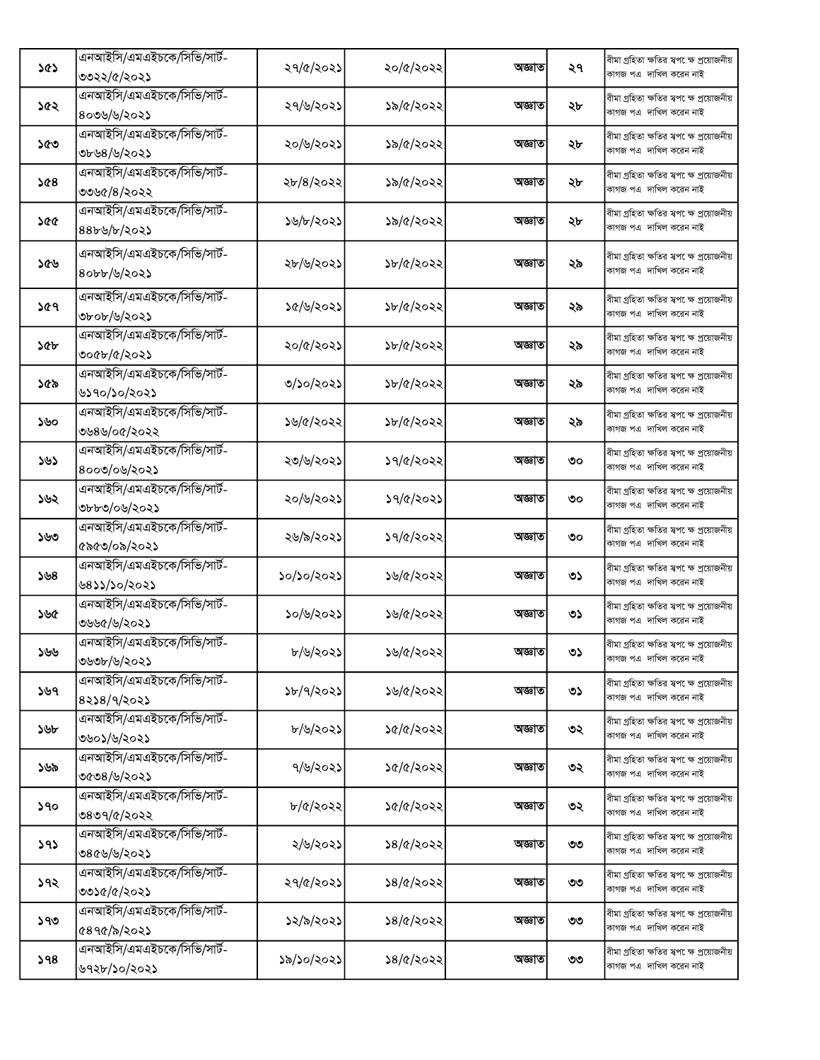| ১৫১ | এনআইসি/এমএইচকে/সিভি/সার্ট-৩৩২২/৫/২০২১ | ২৭/৫/২০২১ | ২০/৫/২০২২ | অজ্ঞাত | ২৭ | বীমা গ্রহিতা ক্ষতির স্বপক্ষে প্রয়োজনীয় কাগজ পত্র দাখিল করেন নাই |
|---|---|---|---|---|---|---|
| ১৫২ | এনআইসি/এমএইচকে/সিভি/সার্ট-৪০৩৬/৬/২০২১ | ২৭/৬/২০২১ | ১৯/৫/২০২২ | অজ্ঞাত | ২৮ | বীমা গ্রহিতা ক্ষতির স্বপক্ষে প্রয়োজনীয় কাগজ পত্র দাখিল করেন নাই |
| ১৫৩ | এনআইসি/এমএইচকে/সিভি/সার্ট-৩৮৬৪/৬/২০২১ | ২০/৬/২০২১ | ১৯/৫/২০২২ | অজ্ঞাত | ২৮ | বীমা গ্রহিতা ক্ষতির স্বপক্ষে প্রয়োজনীয় কাগজ পত্র দাখিল করেন নাই |
| ১৫৪ | এনআইসি/এমএইচকে/সিভি/সার্ট-৩৩৬৫/৪/২০২২ | ২৮/৪/২০২২ | ১৯/৫/২০২২ | অজ্ঞাত | ২৮ | বীমা গ্রহিতা ক্ষতির স্বপক্ষে প্রয়োজনীয় কাগজ পত্র দাখিল করেন নাই |
| ১৫৫ | এনআইসি/এমএইচকে/সিভি/সার্ট-৪৪৮৬/৮/২০২১ | ১৬/৮/২০২১ | ১৯/৫/২০২২ | অজ্ঞাত | ২৮ | বীমা গ্রহিতা ক্ষতির স্বপক্ষে প্রয়োজনীয় কাগজ পত্র দাখিল করেন নাই |
| ১৫৬ | এনআইসি/এমএইচকে/সিভি/সার্ট-৪০৮৮/৬/২০২১ | ২৮/৬/২০২১ | ১৮/৫/২০২২ | অজ্ঞাত | ২৯ | বীমা গ্রহিতা ক্ষতির স্বপক্ষে প্রয়োজনীয় কাগজ পত্র দাখিল করেন নাই |
| ১৫৭ | এনআইসি/এমএইচকে/সিভি/সার্ট-৩৮০৮/৬/২০২১ | ১৫/৬/২০২১ | ১৮/৫/২০২২ | অজ্ঞাত | ২৯ | বীমা গ্রহিতা ক্ষতির স্বপক্ষে প্রয়োজনীয় কাগজ পত্র দাখিল করেন নাই |
| ১৫৮ | এনআইসি/এমএইচকে/সিভি/সার্ট-৩০৫৮/৫/২০২১ | ২০/৫/২০২১ | ১৮/৫/২০২২ | অজ্ঞাত | ২৯ | বীমা গ্রহিতা ক্ষতির স্বপক্ষে প্রয়োজনীয় কাগজ পত্র দাখিল করেন নাই |
| ১৫৯ | এনআইসি/এমএইচকে/সিভি/সার্ট-৬১৭০/১০/২০২১ | ৩/১০/২০২১ | ১৮/৫/২০২২ | অজ্ঞাত | ২৯ | বীমা গ্রহিতা ক্ষতির স্বপক্ষে প্রয়োজনীয় কাগজ পত্র দাখিল করেন নাই |
| ১৬০ | এনআইসি/এমএইচকে/সিভি/সার্ট-৩৬৪৬/০৫/২০২২ | ১৬/৫/২০২২ | ১৮/৫/২০২২ | অজ্ঞাত | ২৯ | বীমা গ্রহিতা ক্ষতির স্বপক্ষে প্রয়োজনীয় কাগজ পত্র দাখিল করেন নাই |
| ১৬১ | এনআইসি/এমএইচকে/সিভি/সার্ট-৪০০৩/০৬/২০২১ | ২৩/৬/২০২১ | ১৭/৫/২০২২ | অজ্ঞাত | ৩০ | বীমা গ্রহিতা ক্ষতির স্বপক্ষে প্রয়োজনীয় কাগজ পত্র দাখিল করেন নাই |
| ১৬২ | এনআইসি/এমএইচকে/সিভি/সার্ট-৩৮৮৩/০৬/২০২১ | ২০/৬/২০২১ | ১৭/৫/২০২১ | অজ্ঞাত | ৩০ | বীমা গ্রহিতা ক্ষতির স্বপক্ষে প্রয়োজনীয় কাগজ পত্র দাখিল করেন নাই |
| ১৬৩ | এনআইসি/এমএইচকে/সিভি/সার্ট-৫৯৫৩/০৯/২০২১ | ২৬/৯/২০২১ | ১৭/৫/২০২২ | অজ্ঞাত | ৩০ | বীমা গ্রহিতা ক্ষতির স্বপক্ষে প্রয়োজনীয় কাগজ পত্র দাখিল করেন নাই |
| ১৬৪ | এনআইসি/এমএইচকে/সিভি/সার্ট-৬৪১১/১০/২০২১ | ১০/১০/২০২১ | ১৬/৫/২০২২ | অজ্ঞাত | ৩১ | বীমা গ্রহিতা ক্ষতির স্বপক্ষে প্রয়োজনীয় কাগজ পত্র দাখিল করেন নাই |
| ১৬৫ | এনআইসি/এমএইচকে/সিভি/সার্ট-৩৬৬৫/৬/২০২১ | ১০/৬/২০২১ | ১৬/৫/২০২২ | অজ্ঞাত | ৩১ | বীমা গ্রহিতা ক্ষতির স্বপক্ষে প্রয়োজনীয় কাগজ পত্র দাখিল করেন নাই |
| ১৬৬ | এনআইসি/এমএইচকে/সিভি/সার্ট-৩৬৩৮/৬/২০২১ | ৮/৬/২০২১ | ১৬/৫/২০২২ | অজ্ঞাত | ৩১ | বীমা গ্রহিতা ক্ষতির স্বপক্ষে প্রয়োজনীয় কাগজ পত্র দাখিল করেন নাই |
| ১৬৭ | এনআইসি/এমএইচকে/সিভি/সার্ট-৪২১৪/৭/২০২১ | ১৮/৭/২০২১ | ১৬/৫/২০২২ | অজ্ঞাত | ৩১ | বীমা গ্রহিতা ক্ষতির স্বপক্ষে প্রয়োজনীয় কাগজ পত্র দাখিল করেন নাই |
| ১৬৮ | এনআইসি/এমএইচকে/সিভি/সার্ট-৩৬০১/৬/২০২১ | ৮/৬/২০২১ | ১৫/৫/২০২২ | অজ্ঞাত | ৩২ | বীমা গ্রহিতা ক্ষতির স্বপক্ষে প্রয়োজনীয় কাগজ পত্র দাখিল করেন নাই |
| ১৬৯ | এনআইসি/এমএইচকে/সিভি/সার্ট-৩৫৩৪/৬/২০২১ | ৭/৬/২০২১ | ১৫/৫/২০২২ | অজ্ঞাত | ৩২ | বীমা গ্রহিতা ক্ষতির স্বপক্ষে প্রয়োজনীয় কাগজ পত্র দাখিল করেন নাই |
| ১৭০ | এনআইসি/এমএইচকে/সিভি/সার্ট-৩৪৩৭/৫/২০২২ | ৮/৫/২০২২ | ১৫/৫/২০২২ | অজ্ঞাত | ৩২ | বীমা গ্রহিতা ক্ষতির স্বপক্ষে প্রয়োজনীয় কাগজ পত্র দাখিল করেন নাই |
| ১৭১ | এনআইসি/এমএইচকে/সিভি/সার্ট-৩৪৫৬/৬/২০২১ | ২/৬/২০২১ | ১৪/৫/২০২২ | অজ্ঞাত | ৩৩ | বীমা গ্রহিতা ক্ষতির স্বপক্ষে প্রয়োজনীয় কাগজ পত্র দাখিল করেন নাই |
| ১৭২ | এনআইসি/এমএইচকে/সিভি/সার্ট-৩৩১৫/৫/২০২১ | ২৭/৫/২০২১ | ১৪/৫/২০২২ | অজ্ঞাত | ৩৩ | বীমা গ্রহিতা ক্ষতির স্বপক্ষে প্রয়োজনীয় কাগজ পত্র দাখিল করেন নাই |
| ১৭৩ | এনআইসি/এমএইচকে/সিভি/সার্ট-৫৪৭৫/৯/২০২১ | ১২/৯/২০২১ | ১৪/৫/২০২২ | অজ্ঞাত | ৩৩ | বীমা গ্রহিতা ক্ষতির স্বপক্ষে প্রয়োজনীয় কাগজ পত্র দাখিল করেন নাই |
| ১৭৪ | এনআইসি/এমএইচকে/সিভি/সার্ট-৬৭২৮/১০/২০২১ | ১৯/১০/২০২১ | ১৪/৫/২০২২ | অজ্ঞাত | ৩৩ | বীমা গ্রহিতা ক্ষতির স্বপক্ষে প্রয়োজনীয় কাগজ পত্র দাখিল করেন নাই |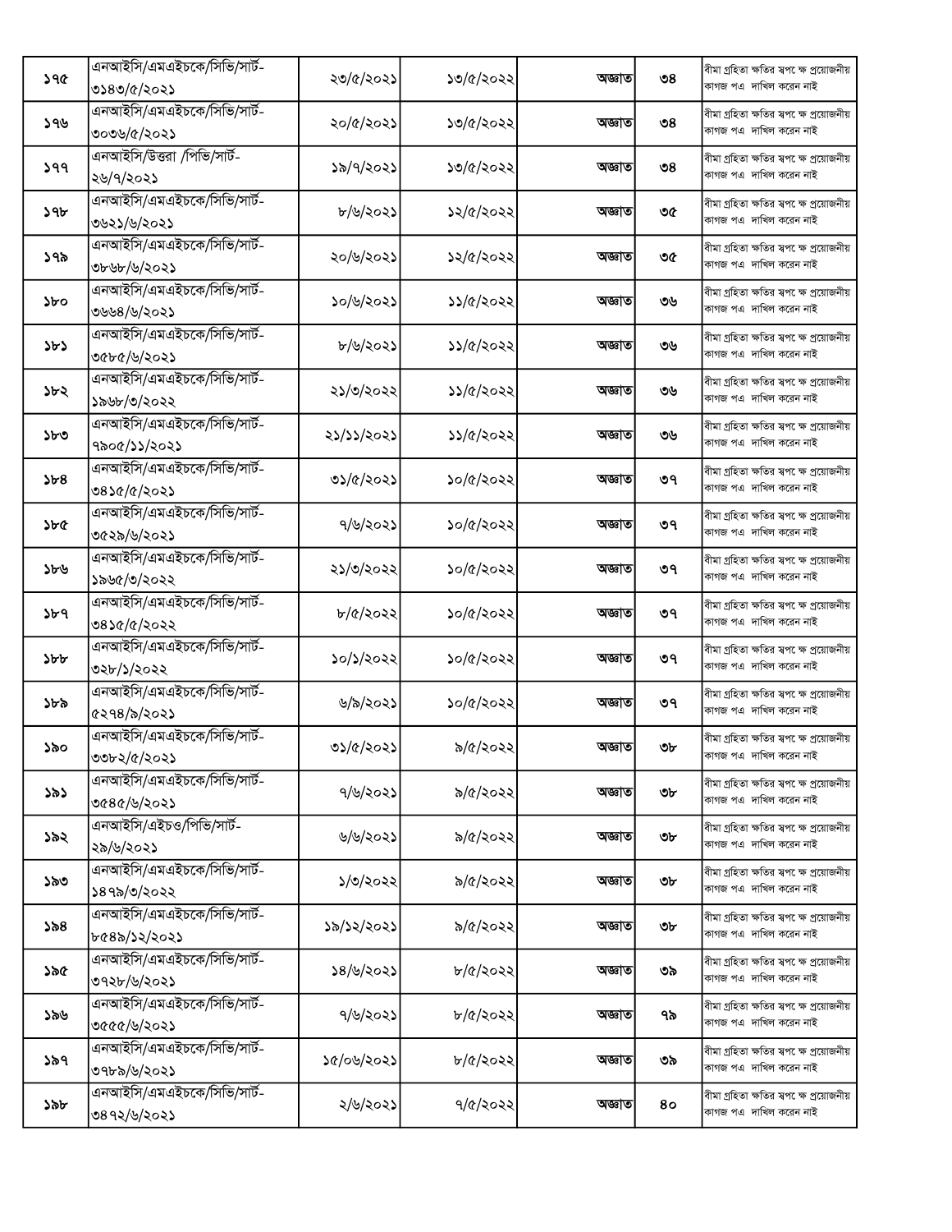| | | | | | | |
|---|---|---|---|---|---|---|
| ১৭৫ | এনআইসি/এমএইচকে/সিভি/সার্ট-৩১৪৩/৫/২০২১ | ২৩/৫/২০২১ | ১৩/৫/২০২২ | অজ্ঞাত | ৩৪ | বীমা গ্রহিতা ক্ষতির স্বপক্ষে প্রয়োজনীয় কাগজ পত্র দাখিল করেন নাই |
| ১৭৬ | এনআইসি/এমএইচকে/সিভি/সার্ট-৩০৩৬/৫/২০২১ | ২০/৫/২০২১ | ১৩/৫/২০২২ | অজ্ঞাত | ৩৪ | বীমা গ্রহিতা ক্ষতির স্বপক্ষে প্রয়োজনীয় কাগজ পত্র দাখিল করেন নাই |
| ১৭৭ | এনআইসি/উত্তরা /পিভি/সার্ট-২৬/৭/২০২১ | ১৯/৭/২০২১ | ১৩/৫/২০২২ | অজ্ঞাত | ৩৪ | বীমা গ্রহিতা ক্ষতির স্বপক্ষে প্রয়োজনীয় কাগজ পত্র দাখিল করেন নাই |
| ১৭৮ | এনআইসি/এমএইচকে/সিভি/সার্ট-৩৬২১/৬/২০২১ | ৮/৬/২০২১ | ১২/৫/২০২২ | অজ্ঞাত | ৩৫ | বীমা গ্রহিতা ক্ষতির স্বপক্ষে প্রয়োজনীয় কাগজ পত্র দাখিল করেন নাই |
| ১৭৯ | এনআইসি/এমএইচকে/সিভি/সার্ট-৩৮৬৮/৬/২০২১ | ২০/৬/২০২১ | ১২/৫/২০২২ | অজ্ঞাত | ৩৫ | বীমা গ্রহিতা ক্ষতির স্বপক্ষে প্রয়োজনীয় কাগজ পত্র দাখিল করেন নাই |
| ১৮০ | এনআইসি/এমএইচকে/সিভি/সার্ট-৩৬৬৪/৬/২০২১ | ১০/৬/২০২১ | ১১/৫/২০২২ | অজ্ঞাত | ৩৬ | বীমা গ্রহিতা ক্ষতির স্বপক্ষে প্রয়োজনীয় কাগজ পত্র দাখিল করেন নাই |
| ১৮১ | এনআইসি/এমএইচকে/সিভি/সার্ট-৩৫৮৫/৬/২০২১ | ৮/৬/২০২১ | ১১/৫/২০২২ | অজ্ঞাত | ৩৬ | বীমা গ্রহিতা ক্ষতির স্বপক্ষে প্রয়োজনীয় কাগজ পত্র দাখিল করেন নাই |
| ১৮২ | এনআইসি/এমএইচকে/সিভি/সার্ট-১৯৬৮/৩/২০২২ | ২১/৩/২০২২ | ১১/৫/২০২২ | অজ্ঞাত | ৩৬ | বীমা গ্রহিতা ক্ষতির স্বপক্ষে প্রয়োজনীয় কাগজ পত্র দাখিল করেন নাই |
| ১৮৩ | এনআইসি/এমএইচকে/সিভি/সার্ট-৭৯০৫/১১/২০২১ | ২১/১১/২০২১ | ১১/৫/২০২২ | অজ্ঞাত | ৩৬ | বীমা গ্রহিতা ক্ষতির স্বপক্ষে প্রয়োজনীয় কাগজ পত্র দাখিল করেন নাই |
| ১৮৪ | এনআইসি/এমএইচকে/সিভি/সার্ট-৩৪১৫/৫/২০২১ | ৩১/৫/২০২১ | ১০/৫/২০২২ | অজ্ঞাত | ৩৭ | বীমা গ্রহিতা ক্ষতির স্বপক্ষে প্রয়োজনীয় কাগজ পত্র দাখিল করেন নাই |
| ১৮৫ | এনআইসি/এমএইচকে/সিভি/সার্ট-৩৫২৯/৬/২০২১ | ৭/৬/২০২১ | ১০/৫/২০২২ | অজ্ঞাত | ৩৭ | বীমা গ্রহিতা ক্ষতির স্বপক্ষে প্রয়োজনীয় কাগজ পত্র দাখিল করেন নাই |
| ১৮৬ | এনআইসি/এমএইচকে/সিভি/সার্ট-১৯৬৫/৩/২০২২ | ২১/৩/২০২২ | ১০/৫/২০২২ | অজ্ঞাত | ৩৭ | বীমা গ্রহিতা ক্ষতির স্বপক্ষে প্রয়োজনীয় কাগজ পত্র দাখিল করেন নাই |
| ১৮৭ | এনআইসি/এমএইচকে/সিভি/সার্ট-৩৪১৫/৫/২০২২ | ৮/৫/২০২২ | ১০/৫/২০২২ | অজ্ঞাত | ৩৭ | বীমা গ্রহিতা ক্ষতির স্বপক্ষে প্রয়োজনীয় কাগজ পত্র দাখিল করেন নাই |
| ১৮৮ | এনআইসি/এমএইচকে/সিভি/সার্ট-৩২৮/১/২০২২ | ১০/১/২০২২ | ১০/৫/২০২২ | অজ্ঞাত | ৩৭ | বীমা গ্রহিতা ক্ষতির স্বপক্ষে প্রয়োজনীয় কাগজ পত্র দাখিল করেন নাই |
| ১৮৯ | এনআইসি/এমএইচকে/সিভি/সার্ট-৫২৭৪/৯/২০২১ | ৬/৯/২০২১ | ১০/৫/২০২২ | অজ্ঞাত | ৩৭ | বীমা গ্রহিতা ক্ষতির স্বপক্ষে প্রয়োজনীয় কাগজ পত্র দাখিল করেন নাই |
| ১৯০ | এনআইসি/এমএইচকে/সিভি/সার্ট-৩৩৮২/৫/২০২১ | ৩১/৫/২০২১ | ৯/৫/২০২২ | অজ্ঞাত | ৩৮ | বীমা গ্রহিতা ক্ষতির স্বপক্ষে প্রয়োজনীয় কাগজ পত্র দাখিল করেন নাই |
| ১৯১ | এনআইসি/এমএইচকে/সিভি/সার্ট-৩৫৪৫/৬/২০২১ | ৭/৬/২০২১ | ৯/৫/২০২২ | অজ্ঞাত | ৩৮ | বীমা গ্রহিতা ক্ষতির স্বপক্ষে প্রয়োজনীয় কাগজ পত্র দাখিল করেন নাই |
| ১৯২ | এনআইসি/এইচও/পিভি/সার্ট-২৯/৬/২০২১ | ৬/৬/২০২১ | ৯/৫/২০২২ | অজ্ঞাত | ৩৮ | বীমা গ্রহিতা ক্ষতির স্বপক্ষে প্রয়োজনীয় কাগজ পত্র দাখিল করেন নাই |
| ১৯৩ | এনআইসি/এমএইচকে/সিভি/সার্ট-১৪৭৯/৩/২০২২ | ১/৩/২০২২ | ৯/৫/২০২২ | অজ্ঞাত | ৩৮ | বীমা গ্রহিতা ক্ষতির স্বপক্ষে প্রয়োজনীয় কাগজ পত্র দাখিল করেন নাই |
| ১৯৪ | এনআইসি/এমএইচকে/সিভি/সার্ট-৮৫৪৯/১২/২০২১ | ১৯/১২/২০২১ | ৯/৫/২০২২ | অজ্ঞাত | ৩৮ | বীমা গ্রহিতা ক্ষতির স্বপক্ষে প্রয়োজনীয় কাগজ পত্র দাখিল করেন নাই |
| ১৯৫ | এনআইসি/এমএইচকে/সিভি/সার্ট-৩৭২৮/৬/২০২১ | ১৪/৬/২০২১ | ৮/৫/২০২২ | অজ্ঞাত | ৩৯ | বীমা গ্রহিতা ক্ষতির স্বপক্ষে প্রয়োজনীয় কাগজ পত্র দাখিল করেন নাই |
| ১৯৬ | এনআইসি/এমএইচকে/সিভি/সার্ট-৩৫৫৫/৬/২০২১ | ৭/৬/২০২১ | ৮/৫/২০২২ | অজ্ঞাত | ৭৯ | বীমা গ্রহিতা ক্ষতির স্বপক্ষে প্রয়োজনীয় কাগজ পত্র দাখিল করেন নাই |
| ১৯৭ | এনআইসি/এমএইচকে/সিভি/সার্ট-৩৭৮৯/৬/২০২১ | ১৫/০৬/২০২১ | ৮/৫/২০২২ | অজ্ঞাত | ৩৯ | বীমা গ্রহিতা ক্ষতির স্বপক্ষে প্রয়োজনীয় কাগজ পত্র দাখিল করেন নাই |
| ১৯৮ | এনআইসি/এমএইচকে/সিভি/সার্ট-৩৪৭২/৬/২০২১ | ২/৬/২০২১ | ৭/৫/২০২২ | অজ্ঞাত | ৪০ | বীমা গ্রহিতা ক্ষতির স্বপক্ষে প্রয়োজনীয় কাগজ পত্র দাখিল করেন নাই |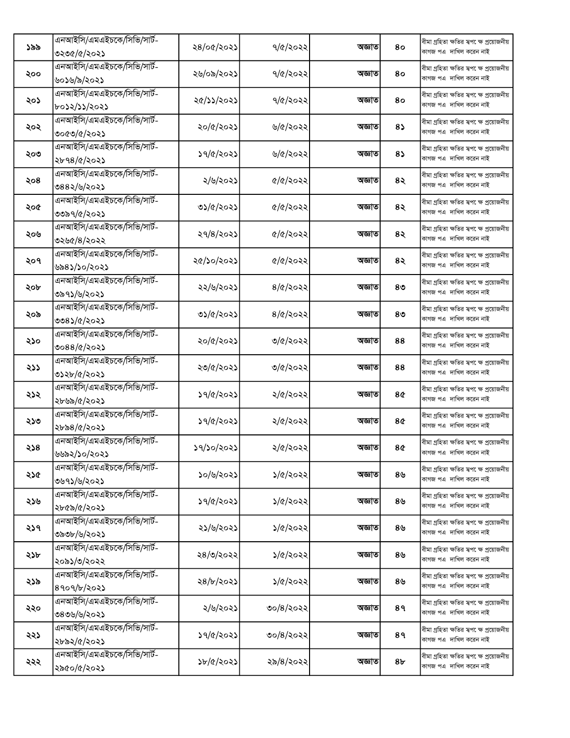| ১৯৯ | এনআইসি/এমএইচকে/সিভি/সার্ট-৩২৩৫/৫/২০২১ | ২৪/০৫/২০২১ | ৭/৫/২০২২ | অজ্ঞাত | ৪০ | বীমা গ্রহিতা ক্ষতির স্বপক্ষে প্রয়োজনীয় কাগজ পত্র দাখিল করেন নাই |
|---|---|---|---|---|---|---|
| ২০০ | এনআইসি/এমএইচকে/সিভি/সার্ট-৬০১৬/৯/২০২১ | ২৬/০৯/২০২১ | ৭/৫/২০২২ | অজ্ঞাত | ৪০ | বীমা গ্রহিতা ক্ষতির স্বপক্ষে প্রয়োজনীয় কাগজ পত্র দাখিল করেন নাই |
| ২০১ | এনআইসি/এমএইচকে/সিভি/সার্ট-৮০১২/১১/২০২১ | ২৫/১১/২০২১ | ৭/৫/২০২২ | অজ্ঞাত | ৪০ | বীমা গ্রহিতা ক্ষতির স্বপক্ষে প্রয়োজনীয় কাগজ পত্র দাখিল করেন নাই |
| ২০২ | এনআইসি/এমএইচকে/সিভি/সার্ট-৩০৫৩/৫/২০২১ | ২০/৫/২০২১ | ৬/৫/২০২২ | অজ্ঞাত | ৪১ | বীমা গ্রহিতা ক্ষতির স্বপক্ষে প্রয়োজনীয় কাগজ পত্র দাখিল করেন নাই |
| ২০৩ | এনআইসি/এমএইচকে/সিভি/সার্ট-২৮৭৪/৫/২০২১ | ১৭/৫/২০২১ | ৬/৫/২০২২ | অজ্ঞাত | ৪১ | বীমা গ্রহিতা ক্ষতির স্বপক্ষে প্রয়োজনীয় কাগজ পত্র দাখিল করেন নাই |
| ২০৪ | এনআইসি/এমএইচকে/সিভি/সার্ট-৩৪৪২/৬/২০২১ | ২/৬/২০২১ | ৫/৫/২০২২ | অজ্ঞাত | ৪২ | বীমা গ্রহিতা ক্ষতির স্বপক্ষে প্রয়োজনীয় কাগজ পত্র দাখিল করেন নাই |
| ২০৫ | এনআইসি/এমএইচকে/সিভি/সার্ট-৩৩৯৭/৫/২০২১ | ৩১/৫/২০২১ | ৫/৫/২০২২ | অজ্ঞাত | ৪২ | বীমা গ্রহিতা ক্ষতির স্বপক্ষে প্রয়োজনীয় কাগজ পত্র দাখিল করেন নাই |
| ২০৬ | এনআইসি/এমএইচকে/সিভি/সার্ট-৩২৬৫/৪/২০২২ | ২৭/৪/২০২১ | ৫/৫/২০২২ | অজ্ঞাত | ৪২ | বীমা গ্রহিতা ক্ষতির স্বপক্ষে প্রয়োজনীয় কাগজ পত্র দাখিল করেন নাই |
| ২০৭ | এনআইসি/এমএইচকে/সিভি/সার্ট-৬৯৪১/১০/২০২১ | ২৫/১০/২০২১ | ৫/৫/২০২২ | অজ্ঞাত | ৪২ | বীমা গ্রহিতা ক্ষতির স্বপক্ষে প্রয়োজনীয় কাগজ পত্র দাখিল করেন নাই |
| ২০৮ | এনআইসি/এমএইচকে/সিভি/সার্ট-৩৯৭১/৬/২০২১ | ২২/৬/২০২১ | ৪/৫/২০২২ | অজ্ঞাত | ৪৩ | বীমা গ্রহিতা ক্ষতির স্বপক্ষে প্রয়োজনীয় কাগজ পত্র দাখিল করেন নাই |
| ২০৯ | এনআইসি/এমএইচকে/সিভি/সার্ট-৩৩৪১/৫/২০২১ | ৩১/৫/২০২১ | ৪/৫/২০২২ | অজ্ঞাত | ৪৩ | বীমা গ্রহিতা ক্ষতির স্বপক্ষে প্রয়োজনীয় কাগজ পত্র দাখিল করেন নাই |
| ২১০ | এনআইসি/এমএইচকে/সিভি/সার্ট-৩০৪৪/৫/২০২১ | ২০/৫/২০২১ | ৩/৫/২০২২ | অজ্ঞাত | ৪৪ | বীমা গ্রহিতা ক্ষতির স্বপক্ষে প্রয়োজনীয় কাগজ পত্র দাখিল করেন নাই |
| ২১১ | এনআইসি/এমএইচকে/সিভি/সার্ট-৩১২৮/৫/২০২১ | ২৩/৫/২০২১ | ৩/৫/২০২২ | অজ্ঞাত | ৪৪ | বীমা গ্রহিতা ক্ষতির স্বপক্ষে প্রয়োজনীয় কাগজ পত্র দাখিল করেন নাই |
| ২১২ | এনআইসি/এমএইচকে/সিভি/সার্ট-২৮৬৯/৫/২০২১ | ১৭/৫/২০২১ | ২/৫/২০২২ | অজ্ঞাত | ৪৫ | বীমা গ্রহিতা ক্ষতির স্বপক্ষে প্রয়োজনীয় কাগজ পত্র দাখিল করেন নাই |
| ২১৩ | এনআইসি/এমএইচকে/সিভি/সার্ট-২৮৯৪/৫/২০২১ | ১৭/৫/২০২১ | ২/৫/২০২২ | অজ্ঞাত | ৪৫ | বীমা গ্রহিতা ক্ষতির স্বপক্ষে প্রয়োজনীয় কাগজ পত্র দাখিল করেন নাই |
| ২১৪ | এনআইসি/এমএইচকে/সিভি/সার্ট-৬৬৯২/১০/২০২১ | ১৭/১০/২০২১ | ২/৫/২০২২ | অজ্ঞাত | ৪৫ | বীমা গ্রহিতা ক্ষতির স্বপক্ষে প্রয়োজনীয় কাগজ পত্র দাখিল করেন নাই |
| ২১৫ | এনআইসি/এমএইচকে/সিভি/সার্ট-৩৬৭১/৬/২০২১ | ১০/৬/২০২১ | ১/৫/২০২২ | অজ্ঞাত | ৪৬ | বীমা গ্রহিতা ক্ষতির স্বপক্ষে প্রয়োজনীয় কাগজ পত্র দাখিল করেন নাই |
| ২১৬ | এনআইসি/এমএইচকে/সিভি/সার্ট-২৮৫৯/৫/২০২১ | ১৭/৫/২০২১ | ১/৫/২০২২ | অজ্ঞাত | ৪৬ | বীমা গ্রহিতা ক্ষতির স্বপক্ষে প্রয়োজনীয় কাগজ পত্র দাখিল করেন নাই |
| ২১৭ | এনআইসি/এমএইচকে/সিভি/সার্ট-৩৯৩৮/৬/২০২১ | ২১/৬/২০২১ | ১/৫/২০২২ | অজ্ঞাত | ৪৬ | বীমা গ্রহিতা ক্ষতির স্বপক্ষে প্রয়োজনীয় কাগজ পত্র দাখিল করেন নাই |
| ২১৮ | এনআইসি/এমএইচকে/সিভি/সার্ট-২০৯১/৩/২০২২ | ২৪/৩/২০২২ | ১/৫/২০২২ | অজ্ঞাত | ৪৬ | বীমা গ্রহিতা ক্ষতির স্বপক্ষে প্রয়োজনীয় কাগজ পত্র দাখিল করেন নাই |
| ২১৯ | এনআইসি/এমএইচকে/সিভি/সার্ট-৪৭০৭/৮/২০২১ | ২৪/৮/২০২১ | ১/৫/২০২২ | অজ্ঞাত | ৪৬ | বীমা গ্রহিতা ক্ষতির স্বপক্ষে প্রয়োজনীয় কাগজ পত্র দাখিল করেন নাই |
| ২২০ | এনআইসি/এমএইচকে/সিভি/সার্ট-৩৪৩৬/৬/২০২১ | ২/৬/২০২১ | ৩০/৪/২০২২ | অজ্ঞাত | ৪৭ | বীমা গ্রহিতা ক্ষতির স্বপক্ষে প্রয়োজনীয় কাগজ পত্র দাখিল করেন নাই |
| ২২১ | এনআইসি/এমএইচকে/সিভি/সার্ট-২৮৯২/৫/২০২১ | ১৭/৫/২০২১ | ৩০/৪/২০২২ | অজ্ঞাত | ৪৭ | বীমা গ্রহিতা ক্ষতির স্বপক্ষে প্রয়োজনীয় কাগজ পত্র দাখিল করেন নাই |
| ২২২ | এনআইসি/এমএইচকে/সিভি/সার্ট-২৯৫০/৫/২০২১ | ১৮/৫/২০২১ | ২৯/৪/২০২২ | অজ্ঞাত | ৪৮ | বীমা গ্রহিতা ক্ষতির স্বপক্ষে প্রয়োজনীয় কাগজ পত্র দাখিল করেন নাই |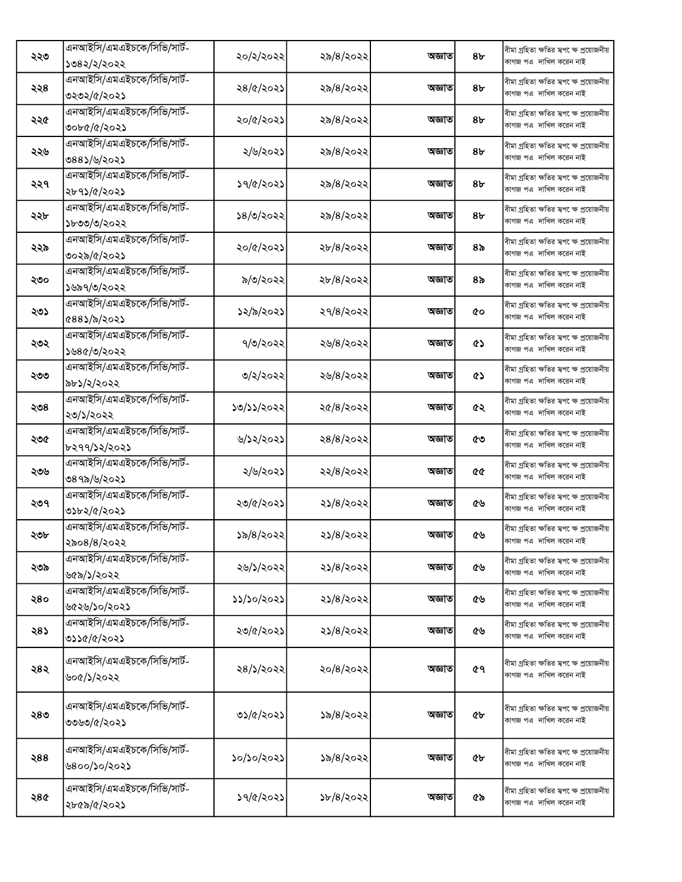| | | | | | | |
|---|---|---|---|---|---|---|
| ২২৩ | এনআইসি/এমএইচকে/সিভি/সার্ট-১৩৪২/২/২০২২ | ২০/২/২০২২ | ২৯/৪/২০২২ | অজ্ঞাত | ৪৮ | বীমা গ্রহিতা ক্ষতির স্বপক্ষে প্রয়োজনীয় কাগজ পত্র দাখিল করেন নাই |
| ২২৪ | এনআইসি/এমএইচকে/সিভি/সার্ট-৩২৩২/৫/২০২১ | ২৪/৫/২০২১ | ২৯/৪/২০২২ | অজ্ঞাত | ৪৮ | বীমা গ্রহিতা ক্ষতির স্বপক্ষে প্রয়োজনীয় কাগজ পত্র দাখিল করেন নাই |
| ২২৫ | এনআইসি/এমএইচকে/সিভি/সার্ট-৩০৮৫/৫/২০২১ | ২০/৫/২০২১ | ২৯/৪/২০২২ | অজ্ঞাত | ৪৮ | বীমা গ্রহিতা ক্ষতির স্বপক্ষে প্রয়োজনীয় কাগজ পত্র দাখিল করেন নাই |
| ২২৬ | এনআইসি/এমএইচকে/সিভি/সার্ট-৩৪৪১/৬/২০২১ | ২/৬/২০২১ | ২৯/৪/২০২২ | অজ্ঞাত | ৪৮ | বীমা গ্রহিতা ক্ষতির স্বপক্ষে প্রয়োজনীয় কাগজ পত্র দাখিল করেন নাই |
| ২২৭ | এনআইসি/এমএইচকে/সিভি/সার্ট-২৮৭১/৫/২০২১ | ১৭/৫/২০২১ | ২৯/৪/২০২২ | অজ্ঞাত | ৪৮ | বীমা গ্রহিতা ক্ষতির স্বপক্ষে প্রয়োজনীয় কাগজ পত্র দাখিল করেন নাই |
| ২২৮ | এনআইসি/এমএইচকে/সিভি/সার্ট-১৮৩৩/৩/২০২২ | ১৪/৩/২০২২ | ২৯/৪/২০২২ | অজ্ঞাত | ৪৮ | বীমা গ্রহিতা ক্ষতির স্বপক্ষে প্রয়োজনীয় কাগজ পত্র দাখিল করেন নাই |
| ২২৯ | এনআইসি/এমএইচকে/সিভি/সার্ট-৩০২৯/৫/২০২১ | ২০/৫/২০২১ | ২৮/৪/২০২২ | অজ্ঞাত | ৪৯ | বীমা গ্রহিতা ক্ষতির স্বপক্ষে প্রয়োজনীয় কাগজ পত্র দাখিল করেন নাই |
| ২৩০ | এনআইসি/এমএইচকে/সিভি/সার্ট-১৬৯৭/৩/২০২২ | ৯/৩/২০২২ | ২৮/৪/২০২২ | অজ্ঞাত | ৪৯ | বীমা গ্রহিতা ক্ষতির স্বপক্ষে প্রয়োজনীয় কাগজ পত্র দাখিল করেন নাই |
| ২৩১ | এনআইসি/এমএইচকে/সিভি/সার্ট-৫৪৪১/৯/২০২১ | ১২/৯/২০২১ | ২৭/৪/২০২২ | অজ্ঞাত | ৫০ | বীমা গ্রহিতা ক্ষতির স্বপক্ষে প্রয়োজনীয় কাগজ পত্র দাখিল করেন নাই |
| ২৩২ | এনআইসি/এমএইচকে/সিভি/সার্ট-১৬৪৫/৩/২০২২ | ৭/৩/২০২২ | ২৬/৪/২০২২ | অজ্ঞাত | ৫১ | বীমা গ্রহিতা ক্ষতির স্বপক্ষে প্রয়োজনীয় কাগজ পত্র দাখিল করেন নাই |
| ২৩৩ | এনআইসি/এমএইচকে/সিভি/সার্ট-৯৮১/২/২০২২ | ৩/২/২০২২ | ২৬/৪/২০২২ | অজ্ঞাত | ৫১ | বীমা গ্রহিতা ক্ষতির স্বপক্ষে প্রয়োজনীয় কাগজ পত্র দাখিল করেন নাই |
| ২৩৪ | এনআইসি/এমএইচকে/পিভি/সার্ট-২৩/১/২০২২ | ১৩/১১/২০২২ | ২৫/৪/২০২২ | অজ্ঞাত | ৫২ | বীমা গ্রহিতা ক্ষতির স্বপক্ষে প্রয়োজনীয় কাগজ পত্র দাখিল করেন নাই |
| ২৩৫ | এনআইসি/এমএইচকে/সিভি/সার্ট-৮২৭৭/১২/২০২১ | ৬/১২/২০২১ | ২৪/৪/২০২২ | অজ্ঞাত | ৫৩ | বীমা গ্রহিতা ক্ষতির স্বপক্ষে প্রয়োজনীয় কাগজ পত্র দাখিল করেন নাই |
| ২৩৬ | এনআইসি/এমএইচকে/সিভি/সার্ট-৩৪৭৯/৬/২০২১ | ২/৬/২০২১ | ২২/৪/২০২২ | অজ্ঞাত | ৫৫ | বীমা গ্রহিতা ক্ষতির স্বপক্ষে প্রয়োজনীয় কাগজ পত্র দাখিল করেন নাই |
| ২৩৭ | এনআইসি/এমএইচকে/সিভি/সার্ট-৩১৮২/৫/২০২১ | ২৩/৫/২০২১ | ২১/৪/২০২২ | অজ্ঞাত | ৫৬ | বীমা গ্রহিতা ক্ষতির স্বপক্ষে প্রয়োজনীয় কাগজ পত্র দাখিল করেন নাই |
| ২৩৮ | এনআইসি/এমএইচকে/সিভি/সার্ট-২৯০৪/৪/২০২২ | ১৯/৪/২০২২ | ২১/৪/২০২২ | অজ্ঞাত | ৫৬ | বীমা গ্রহিতা ক্ষতির স্বপক্ষে প্রয়োজনীয় কাগজ পত্র দাখিল করেন নাই |
| ২৩৯ | এনআইসি/এমএইচকে/সিভি/সার্ট-৬৫৯/১/২০২২ | ২৬/১/২০২২ | ২১/৪/২০২২ | অজ্ঞাত | ৫৬ | বীমা গ্রহিতা ক্ষতির স্বপক্ষে প্রয়োজনীয় কাগজ পত্র দাখিল করেন নাই |
| ২৪০ | এনআইসি/এমএইচকে/সিভি/সার্ট-৬৫২৬/১০/২০২১ | ১১/১০/২০২১ | ২১/৪/২০২২ | অজ্ঞাত | ৫৬ | বীমা গ্রহিতা ক্ষতির স্বপক্ষে প্রয়োজনীয় কাগজ পত্র দাখিল করেন নাই |
| ২৪১ | এনআইসি/এমএইচকে/সিভি/সার্ট-৩১১৫/৫/২০২১ | ২৩/৫/২০২১ | ২১/৪/২০২২ | অজ্ঞাত | ৫৬ | বীমা গ্রহিতা ক্ষতির স্বপক্ষে প্রয়োজনীয় কাগজ পত্র দাখিল করেন নাই |
| ২৪২ | এনআইসি/এমএইচকে/সিভি/সার্ট-৬০৫/১/২০২২ | ২৪/১/২০২২ | ২০/৪/২০২২ | অজ্ঞাত | ৫৭ | বীমা গ্রহিতা ক্ষতির স্বপক্ষে প্রয়োজনীয় কাগজ পত্র দাখিল করেন নাই |
| ২৪৩ | এনআইসি/এমএইচকে/সিভি/সার্ট-৩৩৬৩/৫/২০২১ | ৩১/৫/২০২১ | ১৯/৪/২০২২ | অজ্ঞাত | ৫৮ | বীমা গ্রহিতা ক্ষতির স্বপক্ষে প্রয়োজনীয় কাগজ পত্র দাখিল করেন নাই |
| ২৪৪ | এনআইসি/এমএইচকে/সিভি/সার্ট-৬৪০০/১০/২০২১ | ১০/১০/২০২১ | ১৯/৪/২০২২ | অজ্ঞাত | ৫৮ | বীমা গ্রহিতা ক্ষতির স্বপক্ষে প্রয়োজনীয় কাগজ পত্র দাখিল করেন নাই |
| ২৪৫ | এনআইসি/এমএইচকে/সিভি/সার্ট-২৮৫৯/৫/২০২১ | ১৭/৫/২০২১ | ১৮/৪/২০২২ | অজ্ঞাত | ৫৯ | বীমা গ্রহিতা ক্ষতির স্বপক্ষে প্রয়োজনীয় কাগজ পত্র দাখিল করেন নাই |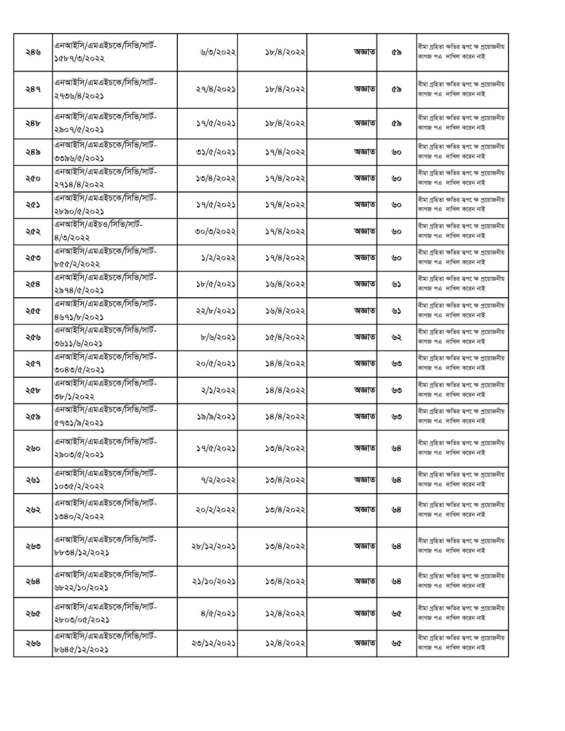| | | | | | | |
|---|---|---|---|---|---|---|
| ২৪৬ | এনআইসি/এমএইচকে/সিভি/সার্ট-১৫৮৭/৩/২০২২ | ৬/৩/২০২২ | ১৮/৪/২০২২ | অজ্ঞাত | ৫৯ | বীমা গ্রহিতা ক্ষতির স্বপক্ষে প্রয়োজনীয় কাগজ পত্র দাখিল করেন নাই |
| ২৪৭ | এনআইসি/এমএইচকে/সিভি/সার্ট-২৭৩৬/৪/২০২১ | ২৭/৪/২০২১ | ১৮/৪/২০২২ | অজ্ঞাত | ৫৯ | বীমা গ্রহিতা ক্ষতির স্বপক্ষে প্রয়োজনীয় কাগজ পত্র দাখিল করেন নাই |
| ২৪৮ | এনআইসি/এমএইচকে/সিভি/সার্ট-২৯০৭/৫/২০২১ | ১৭/৫/২০২১ | ১৮/৪/২০২২ | অজ্ঞাত | ৫৯ | বীমা গ্রহিতা ক্ষতির স্বপক্ষে প্রয়োজনীয় কাগজ পত্র দাখিল করেন নাই |
| ২৪৯ | এনআইসি/এমএইচকে/সিভি/সার্ট-৩৩৯৬/৫/২০২১ | ৩১/৫/২০২১ | ১৭/৪/২০২২ | অজ্ঞাত | ৬০ | বীমা গ্রহিতা ক্ষতির স্বপক্ষে প্রয়োজনীয় কাগজ পত্র দাখিল করেন নাই |
| ২৫০ | এনআইসি/এমএইচকে/সিভি/সার্ট-২৭১৪/৪/২০২২ | ১৩/৪/২০২২ | ১৭/৪/২০২২ | অজ্ঞাত | ৬০ | বীমা গ্রহিতা ক্ষতির স্বপক্ষে প্রয়োজনীয় কাগজ পত্র দাখিল করেন নাই |
| ২৫১ | এনআইসি/এমএইচকে/সিভি/সার্ট-২৮৯০/৫/২০২১ | ১৭/৫/২০২১ | ১৭/৪/২০২২ | অজ্ঞাত | ৬০ | বীমা গ্রহিতা ক্ষতির স্বপক্ষে প্রয়োজনীয় কাগজ পত্র দাখিল করেন নাই |
| ২৫২ | এনআইসি/এইচও/সিভি/সার্ট-৪/৩/২০২২ | ৩০/৩/২০২২ | ১৭/৪/২০২২ | অজ্ঞাত | ৬০ | বীমা গ্রহিতা ক্ষতির স্বপক্ষে প্রয়োজনীয় কাগজ পত্র দাখিল করেন নাই |
| ২৫৩ | এনআইসি/এমএইচকে/সিভি/সার্ট-৮৫৫/২/২০২২ | ১/২/২০২২ | ১৭/৪/২০২২ | অজ্ঞাত | ৬০ | বীমা গ্রহিতা ক্ষতির স্বপক্ষে প্রয়োজনীয় কাগজ পত্র দাখিল করেন নাই |
| ২৫৪ | এনআইসি/এমএইচকে/সিভি/সার্ট-২৯৭৪/৫/২০২১ | ১৮/৫/২০২১ | ১৬/৪/২০২২ | অজ্ঞাত | ৬১ | বীমা গ্রহিতা ক্ষতির স্বপক্ষে প্রয়োজনীয় কাগজ পত্র দাখিল করেন নাই |
| ২৫৫ | এনআইসি/এমএইচকে/সিভি/সার্ট-৪৬৭১/৮/২০২১ | ২২/৮/২০২১ | ১৬/৪/২০২২ | অজ্ঞাত | ৬১ | বীমা গ্রহিতা ক্ষতির স্বপক্ষে প্রয়োজনীয় কাগজ পত্র দাখিল করেন নাই |
| ২৫৬ | এনআইসি/এমএইচকে/সিভি/সার্ট-৩৬১১/৬/২০২১ | ৮/৬/২০২১ | ১৫/৪/২০২২ | অজ্ঞাত | ৬২ | বীমা গ্রহিতা ক্ষতির স্বপক্ষে প্রয়োজনীয় কাগজ পত্র দাখিল করেন নাই |
| ২৫৭ | এনআইসি/এমএইচকে/সিভি/সার্ট-৩০৪৩/৫/২০২১ | ২০/৫/২০২১ | ১৪/৪/২০২২ | অজ্ঞাত | ৬৩ | বীমা গ্রহিতা ক্ষতির স্বপক্ষে প্রয়োজনীয় কাগজ পত্র দাখিল করেন নাই |
| ২৫৮ | এনআইসি/এমএইচকে/সিভি/সার্ট-৩৮/১/২০২২ | ২/১/২০২২ | ১৪/৪/২০২২ | অজ্ঞাত | ৬৩ | বীমা গ্রহিতা ক্ষতির স্বপক্ষে প্রয়োজনীয় কাগজ পত্র দাখিল করেন নাই |
| ২৫৯ | এনআইসি/এমএইচকে/সিভি/সার্ট-৫৭৩১/৯/২০২১ | ১৯/৯/২০২১ | ১৪/৪/২০২২ | অজ্ঞাত | ৬৩ | বীমা গ্রহিতা ক্ষতির স্বপক্ষে প্রয়োজনীয় কাগজ পত্র দাখিল করেন নাই |
| ২৬০ | এনআইসি/এমএইচকে/সিভি/সার্ট-২৯০৩/৫/২০২১ | ১৭/৫/২০২১ | ১৩/৪/২০২২ | অজ্ঞাত | ৬৪ | বীমা গ্রহিতা ক্ষতির স্বপক্ষে প্রয়োজনীয় কাগজ পত্র দাখিল করেন নাই |
| ২৬১ | এনআইসি/এমএইচকে/সিভি/সার্ট-১০৩৫/২/২০২২ | ৭/২/২০২২ | ১৩/৪/২০২২ | অজ্ঞাত | ৬৪ | বীমা গ্রহিতা ক্ষতির স্বপক্ষে প্রয়োজনীয় কাগজ পত্র দাখিল করেন নাই |
| ২৬২ | এনআইসি/এমএইচকে/সিভি/সার্ট-১৩৪০/২/২০২২ | ২০/২/২০২২ | ১৩/৪/২০২২ | অজ্ঞাত | ৬৪ | বীমা গ্রহিতা ক্ষতির স্বপক্ষে প্রয়োজনীয় কাগজ পত্র দাখিল করেন নাই |
| ২৬৩ | এনআইসি/এমএইচকে/সিভি/সার্ট-৮৮৩৪/১২/২০২১ | ২৮/১২/২০২১ | ১৩/৪/২০২২ | অজ্ঞাত | ৬৪ | বীমা গ্রহিতা ক্ষতির স্বপক্ষে প্রয়োজনীয় কাগজ পত্র দাখিল করেন নাই |
| ২৬৪ | এনআইসি/এমএইচকে/সিভি/সার্ট-৬৮২২/১০/২০২১ | ২১/১০/২০২১ | ১৩/৪/২০২২ | অজ্ঞাত | ৬৪ | বীমা গ্রহিতা ক্ষতির স্বপক্ষে প্রয়োজনীয় কাগজ পত্র দাখিল করেন নাই |
| ২৬৫ | এনআইসি/এমএইচকে/সিভি/সার্ট-২৮০৩/০৫/২০২১ | ৪/৫/২০২১ | ১২/৪/২০২২ | অজ্ঞাত | ৬৫ | বীমা গ্রহিতা ক্ষতির স্বপক্ষে প্রয়োজনীয় কাগজ পত্র দাখিল করেন নাই |
| ২৬৬ | এনআইসি/এমএইচকে/সিভি/সার্ট-৮৬৪৫/১২/২০২১ | ২৩/১২/২০২১ | ১২/৪/২০২২ | অজ্ঞাত | ৬৫ | বীমা গ্রহিতা ক্ষতির স্বপক্ষে প্রয়োজনীয় কাগজ পত্র দাখিল করেন নাই |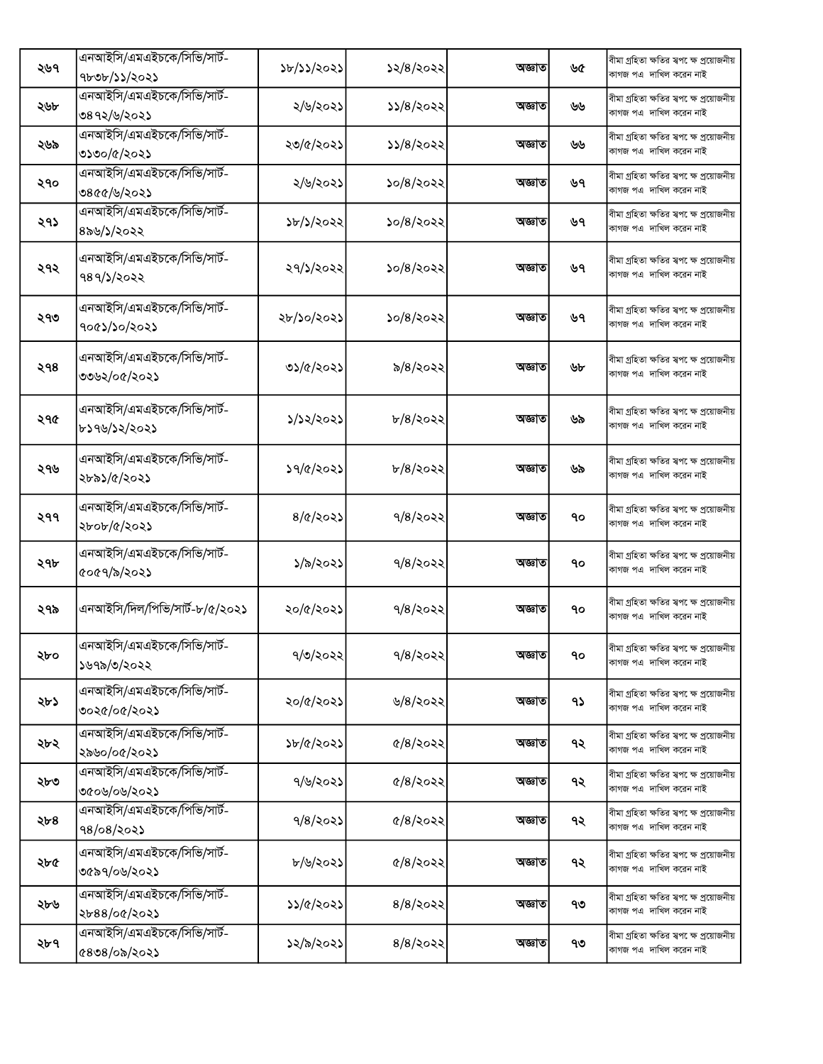| ২৬৭ | এনআইসি/এমএইচকে/সিভি/সার্ট-৭৮৩৮/১১/২০২১ | ১৮/১১/২০২১ | ১২/৪/২০২২ | অজ্ঞাত | ৬৫ | বীমা গ্রহিতা ক্ষতির স্বপক্ষে প্রয়োজনীয় কাগজ পত্র দাখিল করেন নাই |
|---|---|---|---|---|---|---|
| ২৬৮ | এনআইসি/এমএইচকে/সিভি/সার্ট-৩৪৭২/৬/২০২১ | ২/৬/২০২১ | ১১/৪/২০২২ | অজ্ঞাত | ৬৬ | বীমা গ্রহিতা ক্ষতির স্বপক্ষে প্রয়োজনীয় কাগজ পত্র দাখিল করেন নাই |
| ২৬৯ | এনআইসি/এমএইচকে/সিভি/সার্ট-৩১৩০/৫/২০২১ | ২৩/৫/২০২১ | ১১/৪/২০২২ | অজ্ঞাত | ৬৬ | বীমা গ্রহিতা ক্ষতির স্বপক্ষে প্রয়োজনীয় কাগজ পত্র দাখিল করেন নাই |
| ২৭০ | এনআইসি/এমএইচকে/সিভি/সার্ট-৩৪৫৫/৬/২০২১ | ২/৬/২০২১ | ১০/৪/২০২২ | অজ্ঞাত | ৬৭ | বীমা গ্রহিতা ক্ষতির স্বপক্ষে প্রয়োজনীয় কাগজ পত্র দাখিল করেন নাই |
| ২৭১ | এনআইসি/এমএইচকে/সিভি/সার্ট-৪৯৬/১/২০২২ | ১৮/১/২০২২ | ১০/৪/২০২২ | অজ্ঞাত | ৬৭ | বীমা গ্রহিতা ক্ষতির স্বপক্ষে প্রয়োজনীয় কাগজ পত্র দাখিল করেন নাই |
| ২৭২ | এনআইসি/এমএইচকে/সিভি/সার্ট-৭৪৭/১/২০২২ | ২৭/১/২০২২ | ১০/৪/২০২২ | অজ্ঞাত | ৬৭ | বীমা গ্রহিতা ক্ষতির স্বপক্ষে প্রয়োজনীয় কাগজ পত্র দাখিল করেন নাই |
| ২৭৩ | এনআইসি/এমএইচকে/সিভি/সার্ট-৭০৫১/১০/২০২১ | ২৮/১০/২০২১ | ১০/৪/২০২২ | অজ্ঞাত | ৬৭ | বীমা গ্রহিতা ক্ষতির স্বপক্ষে প্রয়োজনীয় কাগজ পত্র দাখিল করেন নাই |
| ২৭৪ | এনআইসি/এমএইচকে/সিভি/সার্ট-৩৩৬২/০৫/২০২১ | ৩১/৫/২০২১ | ৯/৪/২০২২ | অজ্ঞাত | ৬৮ | বীমা গ্রহিতা ক্ষতির স্বপক্ষে প্রয়োজনীয় কাগজ পত্র দাখিল করেন নাই |
| ২৭৫ | এনআইসি/এমএইচকে/সিভি/সার্ট-৮১৭৬/১২/২০২১ | ১/১২/২০২১ | ৮/৪/২০২২ | অজ্ঞাত | ৬৯ | বীমা গ্রহিতা ক্ষতির স্বপক্ষে প্রয়োজনীয় কাগজ পত্র দাখিল করেন নাই |
| ২৭৬ | এনআইসি/এমএইচকে/সিভি/সার্ট-২৮৯১/৫/২০২১ | ১৭/৫/২০২১ | ৮/৪/২০২২ | অজ্ঞাত | ৬৯ | বীমা গ্রহিতা ক্ষতির স্বপক্ষে প্রয়োজনীয় কাগজ পত্র দাখিল করেন নাই |
| ২৭৭ | এনআইসি/এমএইচকে/সিভি/সার্ট-২৮০৮/৫/২০২১ | ৪/৫/২০২১ | ৭/৪/২০২২ | অজ্ঞাত | ৭০ | বীমা গ্রহিতা ক্ষতির স্বপক্ষে প্রয়োজনীয় কাগজ পত্র দাখিল করেন নাই |
| ২৭৮ | এনআইসি/এমএইচকে/সিভি/সার্ট-৫০৫৭/৯/২০২১ | ১/৯/২০২১ | ৭/৪/২০২২ | অজ্ঞাত | ৭০ | বীমা গ্রহিতা ক্ষতির স্বপক্ষে প্রয়োজনীয় কাগজ পত্র দাখিল করেন নাই |
| ২৭৯ | এনআইসি/দিল/পিভি/সার্ট-৮/৫/২০২১ | ২০/৫/২০২১ | ৭/৪/২০২২ | অজ্ঞাত | ৭০ | বীমা গ্রহিতা ক্ষতির স্বপক্ষে প্রয়োজনীয় কাগজ পত্র দাখিল করেন নাই |
| ২৮০ | এনআইসি/এমএইচকে/সিভি/সার্ট-১৬৭৯/৩/২০২২ | ৭/৩/২০২২ | ৭/৪/২০২২ | অজ্ঞাত | ৭০ | বীমা গ্রহিতা ক্ষতির স্বপক্ষে প্রয়োজনীয় কাগজ পত্র দাখিল করেন নাই |
| ২৮১ | এনআইসি/এমএইচকে/সিভি/সার্ট-৩০২৫/০৫/২০২১ | ২০/৫/২০২১ | ৬/৪/২০২২ | অজ্ঞাত | ৭১ | বীমা গ্রহিতা ক্ষতির স্বপক্ষে প্রয়োজনীয় কাগজ পত্র দাখিল করেন নাই |
| ২৮২ | এনআইসি/এমএইচকে/সিভি/সার্ট-২৯৬০/০৫/২০২১ | ১৮/৫/২০২১ | ৫/৪/২০২২ | অজ্ঞাত | ৭২ | বীমা গ্রহিতা ক্ষতির স্বপক্ষে প্রয়োজনীয় কাগজ পত্র দাখিল করেন নাই |
| ২৮৩ | এনআইসি/এমএইচকে/সিভি/সার্ট-৩৫০৬/০৬/২০২১ | ৭/৬/২০২১ | ৫/৪/২০২২ | অজ্ঞাত | ৭২ | বীমা গ্রহিতা ক্ষতির স্বপক্ষে প্রয়োজনীয় কাগজ পত্র দাখিল করেন নাই |
| ২৮৪ | এনআইসি/এমএইচকে/পিভি/সার্ট-৭৪/০৪/২০২১ | ৭/৪/২০২১ | ৫/৪/২০২২ | অজ্ঞাত | ৭২ | বীমা গ্রহিতা ক্ষতির স্বপক্ষে প্রয়োজনীয় কাগজ পত্র দাখিল করেন নাই |
| ২৮৫ | এনআইসি/এমএইচকে/সিভি/সার্ট-৩৫৯৭/০৬/২০২১ | ৮/৬/২০২১ | ৫/৪/২০২২ | অজ্ঞাত | ৭২ | বীমা গ্রহিতা ক্ষতির স্বপক্ষে প্রয়োজনীয় কাগজ পত্র দাখিল করেন নাই |
| ২৮৬ | এনআইসি/এমএইচকে/সিভি/সার্ট-২৮৪৪/০৫/২০২১ | ১১/৫/২০২১ | ৪/৪/২০২২ | অজ্ঞাত | ৭৩ | বীমা গ্রহিতা ক্ষতির স্বপক্ষে প্রয়োজনীয় কাগজ পত্র দাখিল করেন নাই |
| ২৮৭ | এনআইসি/এমএইচকে/সিভি/সার্ট-৫৪৩৪/০৯/২০২১ | ১২/৯/২০২১ | ৪/৪/২০২২ | অজ্ঞাত | ৭৩ | বীমা গ্রহিতা ক্ষতির স্বপক্ষে প্রয়োজনীয় কাগজ পত্র দাখিল করেন নাই |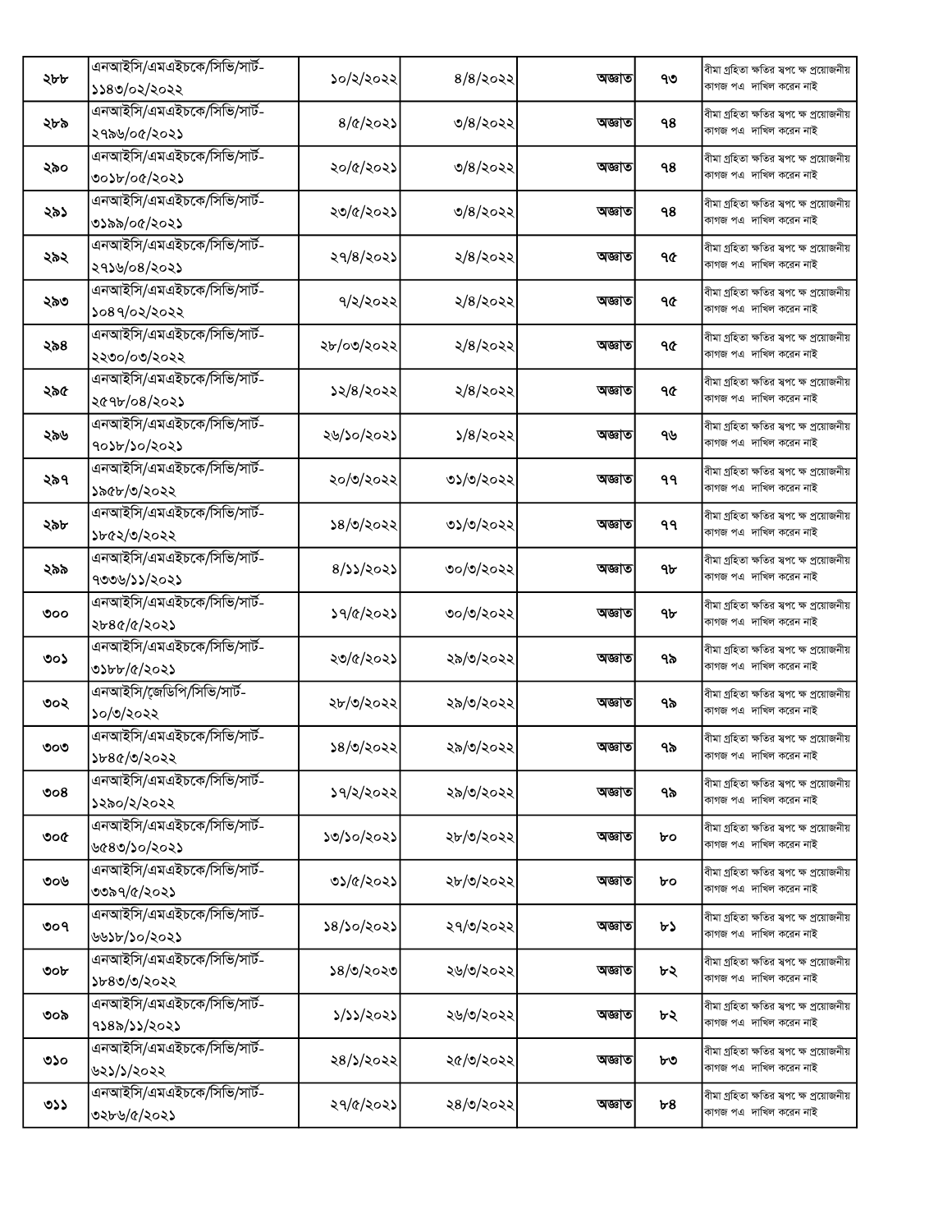| ২৮৮ | এনআইসি/এমএইচকে/সিভি/সার্ট-১১৪৩/০২/২০২২ | ১০/২/২০২২ | ৪/৪/২০২২ | অজ্ঞাত | ৭৩ | বীমা গ্রহিতা ক্ষতির স্বপক্ষে প্রয়োজনীয় কাগজ পত্র দাখিল করেন নাই |
|---|---|---|---|---|---|---|
| ২৮৯ | এনআইসি/এমএইচকে/সিভি/সার্ট-২৭৯৬/০৫/২০২১ | ৪/৫/২০২১ | ৩/৪/২০২২ | অজ্ঞাত | ৭৪ | বীমা গ্রহিতা ক্ষতির স্বপক্ষে প্রয়োজনীয় কাগজ পত্র দাখিল করেন নাই |
| ২৯০ | এনআইসি/এমএইচকে/সিভি/সার্ট-৩০১৮/০৫/২০২১ | ২০/৫/২০২১ | ৩/৪/২০২২ | অজ্ঞাত | ৭৪ | বীমা গ্রহিতা ক্ষতির স্বপক্ষে প্রয়োজনীয় কাগজ পত্র দাখিল করেন নাই |
| ২৯১ | এনআইসি/এমএইচকে/সিভি/সার্ট-৩১৯৯/০৫/২০২১ | ২৩/৫/২০২১ | ৩/৪/২০২২ | অজ্ঞাত | ৭৪ | বীমা গ্রহিতা ক্ষতির স্বপক্ষে প্রয়োজনীয় কাগজ পত্র দাখিল করেন নাই |
| ২৯২ | এনআইসি/এমএইচকে/সিভি/সার্ট-২৭১৬/০৪/২০২১ | ২৭/৪/২০২১ | ২/৪/২০২২ | অজ্ঞাত | ৭৫ | বীমা গ্রহিতা ক্ষতির স্বপক্ষে প্রয়োজনীয় কাগজ পত্র দাখিল করেন নাই |
| ২৯৩ | এনআইসি/এমএইচকে/সিভি/সার্ট-১০৪৭/০২/২০২২ | ৭/২/২০২২ | ২/৪/২০২২ | অজ্ঞাত | ৭৫ | বীমা গ্রহিতা ক্ষতির স্বপক্ষে প্রয়োজনীয় কাগজ পত্র দাখিল করেন নাই |
| ২৯৪ | এনআইসি/এমএইচকে/সিভি/সার্ট-২২৩০/০৩/২০২২ | ২৮/০৩/২০২২ | ২/৪/২০২২ | অজ্ঞাত | ৭৫ | বীমা গ্রহিতা ক্ষতির স্বপক্ষে প্রয়োজনীয় কাগজ পত্র দাখিল করেন নাই |
| ২৯৫ | এনআইসি/এমএইচকে/সিভি/সার্ট-২৫৭৮/০৪/২০২১ | ১২/৪/২০২২ | ২/৪/২০২২ | অজ্ঞাত | ৭৫ | বীমা গ্রহিতা ক্ষতির স্বপক্ষে প্রয়োজনীয় কাগজ পত্র দাখিল করেন নাই |
| ২৯৬ | এনআইসি/এমএইচকে/সিভি/সার্ট-৭০১৮/১০/২০২১ | ২৬/১০/২০২১ | ১/৪/২০২২ | অজ্ঞাত | ৭৬ | বীমা গ্রহিতা ক্ষতির স্বপক্ষে প্রয়োজনীয় কাগজ পত্র দাখিল করেন নাই |
| ২৯৭ | এনআইসি/এমএইচকে/সিভি/সার্ট-১৯৫৮/৩/২০২২ | ২০/৩/২০২২ | ৩১/৩/২০২২ | অজ্ঞাত | ৭৭ | বীমা গ্রহিতা ক্ষতির স্বপক্ষে প্রয়োজনীয় কাগজ পত্র দাখিল করেন নাই |
| ২৯৮ | এনআইসি/এমএইচকে/সিভি/সার্ট-১৮৫২/৩/২০২২ | ১৪/৩/২০২২ | ৩১/৩/২০২২ | অজ্ঞাত | ৭৭ | বীমা গ্রহিতা ক্ষতির স্বপক্ষে প্রয়োজনীয় কাগজ পত্র দাখিল করেন নাই |
| ২৯৯ | এনআইসি/এমএইচকে/সিভি/সার্ট-৭৩৩৬/১১/২০২১ | ৪/১১/২০২১ | ৩০/৩/২০২২ | অজ্ঞাত | ৭৮ | বীমা গ্রহিতা ক্ষতির স্বপক্ষে প্রয়োজনীয় কাগজ পত্র দাখিল করেন নাই |
| ৩০০ | এনআইসি/এমএইচকে/সিভি/সার্ট-২৮৪৫/৫/২০২১ | ১৭/৫/২০২১ | ৩০/৩/২০২২ | অজ্ঞাত | ৭৮ | বীমা গ্রহিতা ক্ষতির স্বপক্ষে প্রয়োজনীয় কাগজ পত্র দাখিল করেন নাই |
| ৩০১ | এনআইসি/এমএইচকে/সিভি/সার্ট-৩১৮৮/৫/২০২১ | ২৩/৫/২০২১ | ২৯/৩/২০২২ | অজ্ঞাত | ৭৯ | বীমা গ্রহিতা ক্ষতির স্বপক্ষে প্রয়োজনীয় কাগজ পত্র দাখিল করেন নাই |
| ৩০২ | এনআইসি/জেডিপি/সিভি/সার্ট-১০/৩/২০২২ | ২৮/৩/২০২২ | ২৯/৩/২০২২ | অজ্ঞাত | ৭৯ | বীমা গ্রহিতা ক্ষতির স্বপক্ষে প্রয়োজনীয় কাগজ পত্র দাখিল করেন নাই |
| ৩০৩ | এনআইসি/এমএইচকে/সিভি/সার্ট-১৮৪৫/৩/২০২২ | ১৪/৩/২০২২ | ২৯/৩/২০২২ | অজ্ঞাত | ৭৯ | বীমা গ্রহিতা ক্ষতির স্বপক্ষে প্রয়োজনীয় কাগজ পত্র দাখিল করেন নাই |
| ৩০৪ | এনআইসি/এমএইচকে/সিভি/সার্ট-১২৯০/২/২০২২ | ১৭/২/২০২২ | ২৯/৩/২০২২ | অজ্ঞাত | ৭৯ | বীমা গ্রহিতা ক্ষতির স্বপক্ষে প্রয়োজনীয় কাগজ পত্র দাখিল করেন নাই |
| ৩০৫ | এনআইসি/এমএইচকে/সিভি/সার্ট-৬৫৪৩/১০/২০২১ | ১৩/১০/২০২১ | ২৮/৩/২০২২ | অজ্ঞাত | ৮০ | বীমা গ্রহিতা ক্ষতির স্বপক্ষে প্রয়োজনীয় কাগজ পত্র দাখিল করেন নাই |
| ৩০৬ | এনআইসি/এমএইচকে/সিভি/সার্ট-৩৩৯৭/৫/২০২১ | ৩১/৫/২০২১ | ২৮/৩/২০২২ | অজ্ঞাত | ৮০ | বীমা গ্রহিতা ক্ষতির স্বপক্ষে প্রয়োজনীয় কাগজ পত্র দাখিল করেন নাই |
| ৩০৭ | এনআইসি/এমএইচকে/সিভি/সার্ট-৬৬১৮/১০/২০২১ | ১৪/১০/২০২১ | ২৭/৩/২০২২ | অজ্ঞাত | ৮১ | বীমা গ্রহিতা ক্ষতির স্বপক্ষে প্রয়োজনীয় কাগজ পত্র দাখিল করেন নাই |
| ৩০৮ | এনআইসি/এমএইচকে/সিভি/সার্ট-১৮৪৩/৩/২০২২ | ১৪/৩/২০২৩ | ২৬/৩/২০২২ | অজ্ঞাত | ৮২ | বীমা গ্রহিতা ক্ষতির স্বপক্ষে প্রয়োজনীয় কাগজ পত্র দাখিল করেন নাই |
| ৩০৯ | এনআইসি/এমএইচকে/সিভি/সার্ট-৭১৪৯/১১/২০২১ | ১/১১/২০২১ | ২৬/৩/২০২২ | অজ্ঞাত | ৮২ | বীমা গ্রহিতা ক্ষতির স্বপক্ষে প্রয়োজনীয় কাগজ পত্র দাখিল করেন নাই |
| ৩১০ | এনআইসি/এমএইচকে/সিভি/সার্ট-৬২১/১/২০২২ | ২৪/১/২০২২ | ২৫/৩/২০২২ | অজ্ঞাত | ৮৩ | বীমা গ্রহিতা ক্ষতির স্বপক্ষে প্রয়োজনীয় কাগজ পত্র দাখিল করেন নাই |
| ৩১১ | এনআইসি/এমএইচকে/সিভি/সার্ট-৩২৮৬/৫/২০২১ | ২৭/৫/২০২১ | ২৪/৩/২০২২ | অজ্ঞাত | ৮৪ | বীমা গ্রহিতা ক্ষতির স্বপক্ষে প্রয়োজনীয় কাগজ পত্র দাখিল করেন নাই |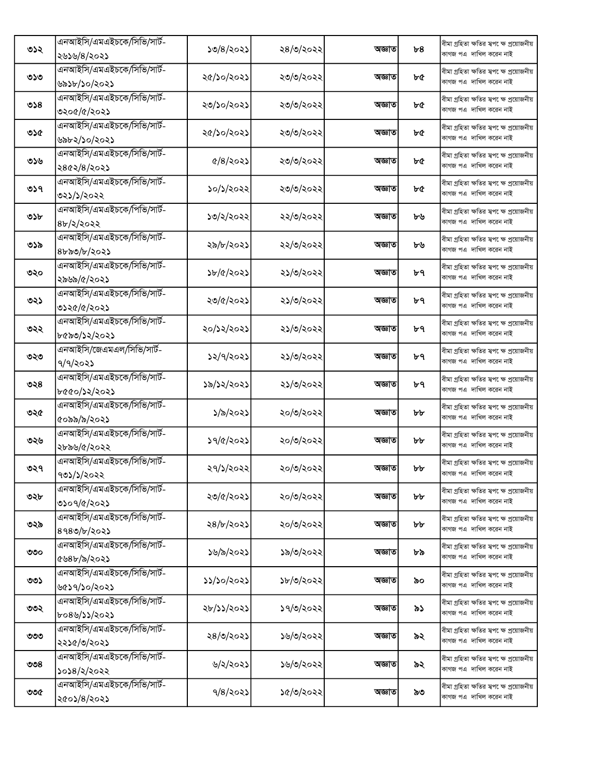| ৩১২ | এনআইসি/এমএইচকে/সিভি/সার্ট-২৬১৬/৪/২০২১ | ১৩/৪/২০২১ | ২৪/৩/২০২২ | অজ্ঞাত | ৮৪ | বীমা গ্রহিতা ক্ষতির স্বপক্ষে প্রয়োজনীয় কাগজ পত্র দাখিল করেন নাই |
|---|---|---|---|---|---|---|
| ৩১৩ | এনআইসি/এমএইচকে/সিভি/সার্ট-৬৯১৮/১০/২০২১ | ২৫/১০/২০২১ | ২৩/৩/২০২২ | অজ্ঞাত | ৮৫ | বীমা গ্রহিতা ক্ষতির স্বপক্ষে প্রয়োজনীয় কাগজ পত্র দাখিল করেন নাই |
| ৩১৪ | এনআইসি/এমএইচকে/সিভি/সার্ট-৩২০৫/৫/২০২১ | ২৩/১০/২০২১ | ২৩/৩/২০২২ | অজ্ঞাত | ৮৫ | বীমা গ্রহিতা ক্ষতির স্বপক্ষে প্রয়োজনীয় কাগজ পত্র দাখিল করেন নাই |
| ৩১৫ | এনআইসি/এমএইচকে/সিভি/সার্ট-৬৯৮২/১০/২০২১ | ২৫/১০/২০২১ | ২৩/৩/২০২২ | অজ্ঞাত | ৮৫ | বীমা গ্রহিতা ক্ষতির স্বপক্ষে প্রয়োজনীয় কাগজ পত্র দাখিল করেন নাই |
| ৩১৬ | এনআইসি/এমএইচকে/সিভি/সার্ট-২৪৫২/৪/২০২১ | ৫/৪/২০২১ | ২৩/৩/২০২২ | অজ্ঞাত | ৮৫ | বীমা গ্রহিতা ক্ষতির স্বপক্ষে প্রয়োজনীয় কাগজ পত্র দাখিল করেন নাই |
| ৩১৭ | এনআইসি/এমএইচকে/সিভি/সার্ট-৩২১/১/২০২২ | ১০/১/২০২২ | ২৩/৩/২০২২ | অজ্ঞাত | ৮৫ | বীমা গ্রহিতা ক্ষতির স্বপক্ষে প্রয়োজনীয় কাগজ পত্র দাখিল করেন নাই |
| ৩১৮ | এনআইসি/এমএইচকে/পিভি/সার্ট-৪৮/২/২০২২ | ১৩/২/২০২২ | ২২/৩/২০২২ | অজ্ঞাত | ৮৬ | বীমা গ্রহিতা ক্ষতির স্বপক্ষে প্রয়োজনীয় কাগজ পত্র দাখিল করেন নাই |
| ৩১৯ | এনআইসি/এমএইচকে/সিভি/সার্ট-৪৮৯৩/৮/২০২১ | ২৯/৮/২০২১ | ২২/৩/২০২২ | অজ্ঞাত | ৮৬ | বীমা গ্রহিতা ক্ষতির স্বপক্ষে প্রয়োজনীয় কাগজ পত্র দাখিল করেন নাই |
| ৩২০ | এনআইসি/এমএইচকে/সিভি/সার্ট-২৯৬৯/৫/২০২১ | ১৮/৫/২০২১ | ২১/৩/২০২২ | অজ্ঞাত | ৮৭ | বীমা গ্রহিতা ক্ষতির স্বপক্ষে প্রয়োজনীয় কাগজ পত্র দাখিল করেন নাই |
| ৩২১ | এনআইসি/এমএইচকে/সিভি/সার্ট-৩১২৫/৫/২০২১ | ২৩/৫/২০২১ | ২১/৩/২০২২ | অজ্ঞাত | ৮৭ | বীমা গ্রহিতা ক্ষতির স্বপক্ষে প্রয়োজনীয় কাগজ পত্র দাখিল করেন নাই |
| ৩২২ | এনআইসি/এমএইচকে/সিভি/সার্ট-৮৫৯৩/১২/২০২১ | ২০/১২/২০২১ | ২১/৩/২০২২ | অজ্ঞাত | ৮৭ | বীমা গ্রহিতা ক্ষতির স্বপক্ষে প্রয়োজনীয় কাগজ পত্র দাখিল করেন নাই |
| ৩২৩ | এনআইসি/জেএমএল/সিভি/সার্ট-৭/৭/২০২১ | ১২/৭/২০২১ | ২১/৩/২০২২ | অজ্ঞাত | ৮৭ | বীমা গ্রহিতা ক্ষতির স্বপক্ষে প্রয়োজনীয় কাগজ পত্র দাখিল করেন নাই |
| ৩২৪ | এনআইসি/এমএইচকে/সিভি/সার্ট-৮৫৫০/১২/২০২১ | ১৯/১২/২০২১ | ২১/৩/২০২২ | অজ্ঞাত | ৮৭ | বীমা গ্রহিতা ক্ষতির স্বপক্ষে প্রয়োজনীয় কাগজ পত্র দাখিল করেন নাই |
| ৩২৫ | এনআইসি/এমএইচকে/সিভি/সার্ট-৫০৯৯/৯/২০২১ | ১/৯/২০২১ | ২০/৩/২০২২ | অজ্ঞাত | ৮৮ | বীমা গ্রহিতা ক্ষতির স্বপক্ষে প্রয়োজনীয় কাগজ পত্র দাখিল করেন নাই |
| ৩২৬ | এনআইসি/এমএইচকে/সিভি/সার্ট-২৮৯৬/৫/২০২২ | ১৭/৫/২০২১ | ২০/৩/২০২২ | অজ্ঞাত | ৮৮ | বীমা গ্রহিতা ক্ষতির স্বপক্ষে প্রয়োজনীয় কাগজ পত্র দাখিল করেন নাই |
| ৩২৭ | এনআইসি/এমএইচকে/সিভি/সার্ট-৭৩১/১/২০২২ | ২৭/১/২০২২ | ২০/৩/২০২২ | অজ্ঞাত | ৮৮ | বীমা গ্রহিতা ক্ষতির স্বপক্ষে প্রয়োজনীয় কাগজ পত্র দাখিল করেন নাই |
| ৩২৮ | এনআইসি/এমএইচকে/সিভি/সার্ট-৩১০৭/৫/২০২১ | ২৩/৫/২০২১ | ২০/৩/২০২২ | অজ্ঞাত | ৮৮ | বীমা গ্রহিতা ক্ষতির স্বপক্ষে প্রয়োজনীয় কাগজ পত্র দাখিল করেন নাই |
| ৩২৯ | এনআইসি/এমএইচকে/সিভি/সার্ট-৪৭৪৩/৮/২০২১ | ২৪/৮/২০২১ | ২০/৩/২০২২ | অজ্ঞাত | ৮৮ | বীমা গ্রহিতা ক্ষতির স্বপক্ষে প্রয়োজনীয় কাগজ পত্র দাখিল করেন নাই |
| ৩৩০ | এনআইসি/এমএইচকে/সিভি/সার্ট-৫৬৪৮/৯/২০২১ | ১৬/৯/২০২১ | ১৯/৩/২০২২ | অজ্ঞাত | ৮৯ | বীমা গ্রহিতা ক্ষতির স্বপক্ষে প্রয়োজনীয় কাগজ পত্র দাখিল করেন নাই |
| ৩৩১ | এনআইসি/এমএইচকে/সিভি/সার্ট-৬৫১৭/১০/২০২১ | ১১/১০/২০২১ | ১৮/৩/২০২২ | অজ্ঞাত | ৯০ | বীমা গ্রহিতা ক্ষতির স্বপক্ষে প্রয়োজনীয় কাগজ পত্র দাখিল করেন নাই |
| ৩৩২ | এনআইসি/এমএইচকে/সিভি/সার্ট-৮০৪৬/১১/২০২১ | ২৮/১১/২০২১ | ১৭/৩/২০২২ | অজ্ঞাত | ৯১ | বীমা গ্রহিতা ক্ষতির স্বপক্ষে প্রয়োজনীয় কাগজ পত্র দাখিল করেন নাই |
| ৩৩৩ | এনআইসি/এমএইচকে/সিভি/সার্ট-২২১৫/৩/২০২১ | ২৪/৩/২০২১ | ১৬/৩/২০২২ | অজ্ঞাত | ৯২ | বীমা গ্রহিতা ক্ষতির স্বপক্ষে প্রয়োজনীয় কাগজ পত্র দাখিল করেন নাই |
| ৩৩৪ | এনআইসি/এমএইচকে/সিভি/সার্ট-১০১৪/২/২০২২ | ৬/২/২০২১ | ১৬/৩/২০২২ | অজ্ঞাত | ৯২ | বীমা গ্রহিতা ক্ষতির স্বপক্ষে প্রয়োজনীয় কাগজ পত্র দাখিল করেন নাই |
| ৩৩৫ | এনআইসি/এমএইচকে/সিভি/সার্ট-২৫০১/৪/২০২১ | ৭/৪/২০২১ | ১৫/৩/২০২২ | অজ্ঞাত | ৯৩ | বীমা গ্রহিতা ক্ষতির স্বপক্ষে প্রয়োজনীয় কাগজ পত্র দাখিল করেন নাই |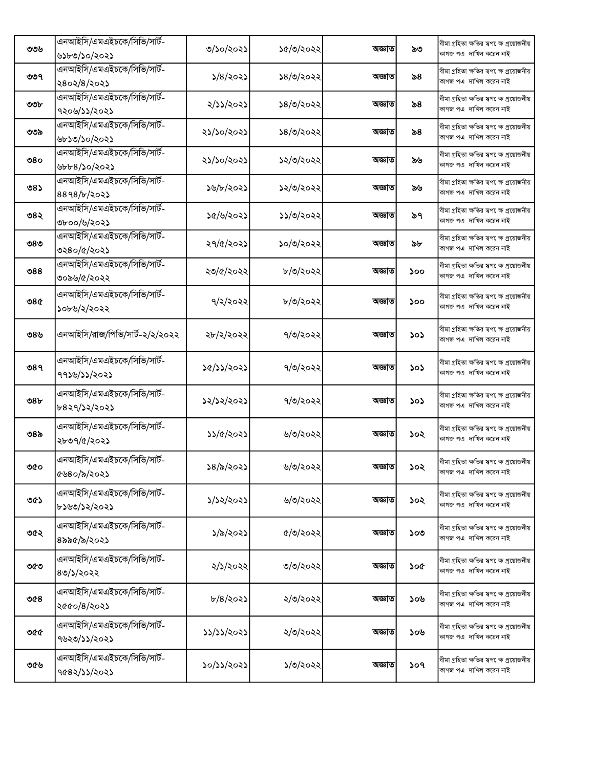| ৩৩৬ | এনআইসি/এমএইচকে/সিভি/সার্ট-৬১৮৩/১০/২০২১ | ৩/১০/২০২১ | ১৫/৩/২০২২ | অজ্ঞাত | ৯৩ | বীমা গ্রহিতা ক্ষতির স্বপক্ষে প্রয়োজনীয় কাগজ পত্র দাখিল করেন নাই |
|---|---|---|---|---|---|---|
| ৩৩৭ | এনআইসি/এমএইচকে/সিভি/সার্ট-২৪০২/৪/২০২১ | ১/৪/২০২১ | ১৪/৩/২০২২ | অজ্ঞাত | ৯৪ | বীমা গ্রহিতা ক্ষতির স্বপক্ষে প্রয়োজনীয় কাগজ পত্র দাখিল করেন নাই |
| ৩৩৮ | এনআইসি/এমএইচকে/সিভি/সার্ট-৭২০৬/১১/২০২১ | ২/১১/২০২১ | ১৪/৩/২০২২ | অজ্ঞাত | ৯৪ | বীমা গ্রহিতা ক্ষতির স্বপক্ষে প্রয়োজনীয় কাগজ পত্র দাখিল করেন নাই |
| ৩৩৯ | এনআইসি/এমএইচকে/সিভি/সার্ট-৬৮১৩/১০/২০২১ | ২১/১০/২০২১ | ১৪/৩/২০২২ | অজ্ঞাত | ৯৪ | বীমা গ্রহিতা ক্ষতির স্বপক্ষে প্রয়োজনীয় কাগজ পত্র দাখিল করেন নাই |
| ৩৪০ | এনআইসি/এমএইচকে/সিভি/সার্ট-৬৮৮৪/১০/২০২১ | ২১/১০/২০২১ | ১২/৩/২০২২ | অজ্ঞাত | ৯৬ | বীমা গ্রহিতা ক্ষতির স্বপক্ষে প্রয়োজনীয় কাগজ পত্র দাখিল করেন নাই |
| ৩৪১ | এনআইসি/এমএইচকে/সিভি/সার্ট-৪৪৭৪/৮/২০২১ | ১৬/৮/২০২১ | ১২/৩/২০২২ | অজ্ঞাত | ৯৬ | বীমা গ্রহিতা ক্ষতির স্বপক্ষে প্রয়োজনীয় কাগজ পত্র দাখিল করেন নাই |
| ৩৪২ | এনআইসি/এমএইচকে/সিভি/সার্ট-৩৮০০/৬/২০২১ | ১৫/৬/২০২১ | ১১/৩/২০২২ | অজ্ঞাত | ৯৭ | বীমা গ্রহিতা ক্ষতির স্বপক্ষে প্রয়োজনীয় কাগজ পত্র দাখিল করেন নাই |
| ৩৪৩ | এনআইসি/এমএইচকে/সিভি/সার্ট-৩২৪০/৫/২০২১ | ২৭/৫/২০২১ | ১০/৩/২০২২ | অজ্ঞাত | ৯৮ | বীমা গ্রহিতা ক্ষতির স্বপক্ষে প্রয়োজনীয় কাগজ পত্র দাখিল করেন নাই |
| ৩৪৪ | এনআইসি/এমএইচকে/সিভি/সার্ট-৩০৯৬/৫/২০২২ | ২৩/৫/২০২২ | ৮/৩/২০২২ | অজ্ঞাত | ১০০ | বীমা গ্রহিতা ক্ষতির স্বপক্ষে প্রয়োজনীয় কাগজ পত্র দাখিল করেন নাই |
| ৩৪৫ | এনআইসি/এমএইচকে/সিভি/সার্ট-১০৮৬/২/২০২২ | ৭/২/২০২২ | ৮/৩/২০২২ | অজ্ঞাত | ১০০ | বীমা গ্রহিতা ক্ষতির স্বপক্ষে প্রয়োজনীয় কাগজ পত্র দাখিল করেন নাই |
| ৩৪৬ | এনআইসি/রাজ/পিভি/সার্ট-২/২/২০২২ | ২৮/২/২০২২ | ৭/৩/২০২২ | অজ্ঞাত | ১০১ | বীমা গ্রহিতা ক্ষতির স্বপক্ষে প্রয়োজনীয় কাগজ পত্র দাখিল করেন নাই |
| ৩৪৭ | এনআইসি/এমএইচকে/সিভি/সার্ট-৭৭১৬/১১/২০২১ | ১৫/১১/২০২১ | ৭/৩/২০২২ | অজ্ঞাত | ১০১ | বীমা গ্রহিতা ক্ষতির স্বপক্ষে প্রয়োজনীয় কাগজ পত্র দাখিল করেন নাই |
| ৩৪৮ | এনআইসি/এমএইচকে/সিভি/সার্ট-৮৪২৭/১২/২০২১ | ১২/১২/২০২১ | ৭/৩/২০২২ | অজ্ঞাত | ১০১ | বীমা গ্রহিতা ক্ষতির স্বপক্ষে প্রয়োজনীয় কাগজ পত্র দাখিল করেন নাই |
| ৩৪৯ | এনআইসি/এমএইচকে/সিভি/সার্ট-২৮৩৭/৫/২০২১ | ১১/৫/২০২১ | ৬/৩/২০২২ | অজ্ঞাত | ১০২ | বীমা গ্রহিতা ক্ষতির স্বপক্ষে প্রয়োজনীয় কাগজ পত্র দাখিল করেন নাই |
| ৩৫০ | এনআইসি/এমএইচকে/সিভি/সার্ট-৫৬৪০/৯/২০২১ | ১৪/৯/২০২১ | ৬/৩/২০২২ | অজ্ঞাত | ১০২ | বীমা গ্রহিতা ক্ষতির স্বপক্ষে প্রয়োজনীয় কাগজ পত্র দাখিল করেন নাই |
| ৩৫১ | এনআইসি/এমএইচকে/সিভি/সার্ট-৮১৬৩/১২/২০২১ | ১/১২/২০২১ | ৬/৩/২০২২ | অজ্ঞাত | ১০২ | বীমা গ্রহিতা ক্ষতির স্বপক্ষে প্রয়োজনীয় কাগজ পত্র দাখিল করেন নাই |
| ৩৫২ | এনআইসি/এমএইচকে/সিভি/সার্ট-৪৯৯৫/৯/২০২১ | ১/৯/২০২১ | ৫/৩/২০২২ | অজ্ঞাত | ১০৩ | বীমা গ্রহিতা ক্ষতির স্বপক্ষে প্রয়োজনীয় কাগজ পত্র দাখিল করেন নাই |
| ৩৫৩ | এনআইসি/এমএইচকে/সিভি/সার্ট-৪৩/১/২০২২ | ২/১/২০২২ | ৩/৩/২০২২ | অজ্ঞাত | ১০৫ | বীমা গ্রহিতা ক্ষতির স্বপক্ষে প্রয়োজনীয় কাগজ পত্র দাখিল করেন নাই |
| ৩৫৪ | এনআইসি/এমএইচকে/সিভি/সার্ট-২৫৫০/৪/২০২১ | ৮/৪/২০২১ | ২/৩/২০২২ | অজ্ঞাত | ১০৬ | বীমা গ্রহিতা ক্ষতির স্বপক্ষে প্রয়োজনীয় কাগজ পত্র দাখিল করেন নাই |
| ৩৫৫ | এনআইসি/এমএইচকে/সিভি/সার্ট-৭৬২৩/১১/২০২১ | ১১/১১/২০২১ | ২/৩/২০২২ | অজ্ঞাত | ১০৬ | বীমা গ্রহিতা ক্ষতির স্বপক্ষে প্রয়োজনীয় কাগজ পত্র দাখিল করেন নাই |
| ৩৫৬ | এনআইসি/এমএইচকে/সিভি/সার্ট-৭৫৪২/১১/২০২১ | ১০/১১/২০২১ | ১/৩/২০২২ | অজ্ঞাত | ১০৭ | বীমা গ্রহিতা ক্ষতির স্বপক্ষে প্রয়োজনীয় কাগজ পত্র দাখিল করেন নাই |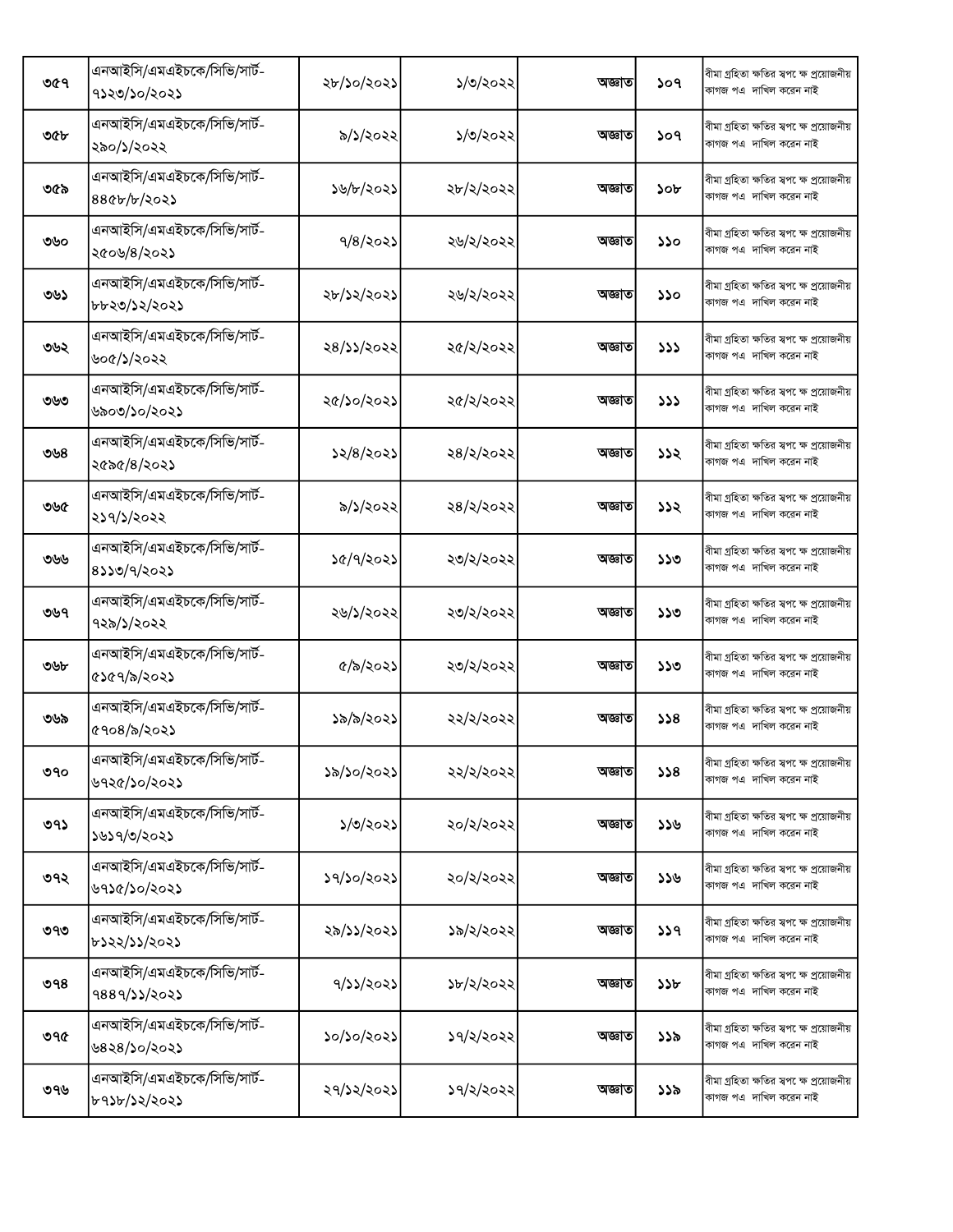| ৩৫৭ | এনআইসি/এমএইচকে/সিভি/সার্ট-৭১২৩/১০/২০২১ | ২৮/১০/২০২১ | ১/৩/২০২২ | অজ্ঞাত | ১০৭ | বীমা গ্রহিতা ক্ষতির স্বপক্ষে প্রয়োজনীয় কাগজ পত্র দাখিল করেন নাই |
|---|---|---|---|---|---|---|
| ৩৫৮ | এনআইসি/এমএইচকে/সিভি/সার্ট-২৯০/১/২০২২ | ৯/১/২০২২ | ১/৩/২০২২ | অজ্ঞাত | ১০৭ | বীমা গ্রহিতা ক্ষতির স্বপক্ষে প্রয়োজনীয় কাগজ পত্র দাখিল করেন নাই |
| ৩৫৯ | এনআইসি/এমএইচকে/সিভি/সার্ট-৪৪৫৮/৮/২০২১ | ১৬/৮/২০২১ | ২৮/২/২০২২ | অজ্ঞাত | ১০৮ | বীমা গ্রহিতা ক্ষতির স্বপক্ষে প্রয়োজনীয় কাগজ পত্র দাখিল করেন নাই |
| ৩৬০ | এনআইসি/এমএইচকে/সিভি/সার্ট-২৫০৬/৪/২০২১ | ৭/৪/২০২১ | ২৬/২/২০২২ | অজ্ঞাত | ১১০ | বীমা গ্রহিতা ক্ষতির স্বপক্ষে প্রয়োজনীয় কাগজ পত্র দাখিল করেন নাই |
| ৩৬১ | এনআইসি/এমএইচকে/সিভি/সার্ট-৮৮২৩/১২/২০২১ | ২৮/১২/২০২১ | ২৬/২/২০২২ | অজ্ঞাত | ১১০ | বীমা গ্রহিতা ক্ষতির স্বপক্ষে প্রয়োজনীয় কাগজ পত্র দাখিল করেন নাই |
| ৩৬২ | এনআইসি/এমএইচকে/সিভি/সার্ট-৬০৫/১/২০২২ | ২৪/১১/২০২২ | ২৫/২/২০২২ | অজ্ঞাত | ১১১ | বীমা গ্রহিতা ক্ষতির স্বপক্ষে প্রয়োজনীয় কাগজ পত্র দাখিল করেন নাই |
| ৩৬৩ | এনআইসি/এমএইচকে/সিভি/সার্ট-৬৯০৩/১০/২০২১ | ২৫/১০/২০২১ | ২৫/২/২০২২ | অজ্ঞাত | ১১১ | বীমা গ্রহিতা ক্ষতির স্বপক্ষে প্রয়োজনীয় কাগজ পত্র দাখিল করেন নাই |
| ৩৬৪ | এনআইসি/এমএইচকে/সিভি/সার্ট-২৫৯৫/৪/২০২১ | ১২/৪/২০২১ | ২৪/২/২০২২ | অজ্ঞাত | ১১২ | বীমা গ্রহিতা ক্ষতির স্বপক্ষে প্রয়োজনীয় কাগজ পত্র দাখিল করেন নাই |
| ৩৬৫ | এনআইসি/এমএইচকে/সিভি/সার্ট-২১৭/১/২০২২ | ৯/১/২০২২ | ২৪/২/২০২২ | অজ্ঞাত | ১১২ | বীমা গ্রহিতা ক্ষতির স্বপক্ষে প্রয়োজনীয় কাগজ পত্র দাখিল করেন নাই |
| ৩৬৬ | এনআইসি/এমএইচকে/সিভি/সার্ট-৪১১৩/৭/২০২১ | ১৫/৭/২০২১ | ২৩/২/২০২২ | অজ্ঞাত | ১১৩ | বীমা গ্রহিতা ক্ষতির স্বপক্ষে প্রয়োজনীয় কাগজ পত্র দাখিল করেন নাই |
| ৩৬৭ | এনআইসি/এমএইচকে/সিভি/সার্ট-৭২৯/১/২০২২ | ২৬/১/২০২২ | ২৩/২/২০২২ | অজ্ঞাত | ১১৩ | বীমা গ্রহিতা ক্ষতির স্বপক্ষে প্রয়োজনীয় কাগজ পত্র দাখিল করেন নাই |
| ৩৬৮ | এনআইসি/এমএইচকে/সিভি/সার্ট-৫১৫৭/৯/২০২১ | ৫/৯/২০২১ | ২৩/২/২০২২ | অজ্ঞাত | ১১৩ | বীমা গ্রহিতা ক্ষতির স্বপক্ষে প্রয়োজনীয় কাগজ পত্র দাখিল করেন নাই |
| ৩৬৯ | এনআইসি/এমএইচকে/সিভি/সার্ট-৫৭০৪/৯/২০২১ | ১৯/৯/২০২১ | ২২/২/২০২২ | অজ্ঞাত | ১১৪ | বীমা গ্রহিতা ক্ষতির স্বপক্ষে প্রয়োজনীয় কাগজ পত্র দাখিল করেন নাই |
| ৩৭০ | এনআইসি/এমএইচকে/সিভি/সার্ট-৬৭২৫/১০/২০২১ | ১৯/১০/২০২১ | ২২/২/২০২২ | অজ্ঞাত | ১১৪ | বীমা গ্রহিতা ক্ষতির স্বপক্ষে প্রয়োজনীয় কাগজ পত্র দাখিল করেন নাই |
| ৩৭১ | এনআইসি/এমএইচকে/সিভি/সার্ট-১৬১৭/৩/২০২১ | ১/৩/২০২১ | ২০/২/২০২২ | অজ্ঞাত | ১১৬ | বীমা গ্রহিতা ক্ষতির স্বপক্ষে প্রয়োজনীয় কাগজ পত্র দাখিল করেন নাই |
| ৩৭২ | এনআইসি/এমএইচকে/সিভি/সার্ট-৬৭১৫/১০/২০২১ | ১৭/১০/২০২১ | ২০/২/২০২২ | অজ্ঞাত | ১১৬ | বীমা গ্রহিতা ক্ষতির স্বপক্ষে প্রয়োজনীয় কাগজ পত্র দাখিল করেন নাই |
| ৩৭৩ | এনআইসি/এমএইচকে/সিভি/সার্ট-৮১২২/১১/২০২১ | ২৯/১১/২০২১ | ১৯/২/২০২২ | অজ্ঞাত | ১১৭ | বীমা গ্রহিতা ক্ষতির স্বপক্ষে প্রয়োজনীয় কাগজ পত্র দাখিল করেন নাই |
| ৩৭৪ | এনআইসি/এমএইচকে/সিভি/সার্ট-৭৪৪৭/১১/২০২১ | ৭/১১/২০২১ | ১৮/২/২০২২ | অজ্ঞাত | ১১৮ | বীমা গ্রহিতা ক্ষতির স্বপক্ষে প্রয়োজনীয় কাগজ পত্র দাখিল করেন নাই |
| ৩৭৫ | এনআইসি/এমএইচকে/সিভি/সার্ট-৬৪২৪/১০/২০২১ | ১০/১০/২০২১ | ১৭/২/২০২২ | অজ্ঞাত | ১১৯ | বীমা গ্রহিতা ক্ষতির স্বপক্ষে প্রয়োজনীয় কাগজ পত্র দাখিল করেন নাই |
| ৩৭৬ | এনআইসি/এমএইচকে/সিভি/সার্ট-৮৭১৮/১২/২০২১ | ২৭/১২/২০২১ | ১৭/২/২০২২ | অজ্ঞাত | ১১৯ | বীমা গ্রহিতা ক্ষতির স্বপক্ষে প্রয়োজনীয় কাগজ পত্র দাখিল করেন নাই |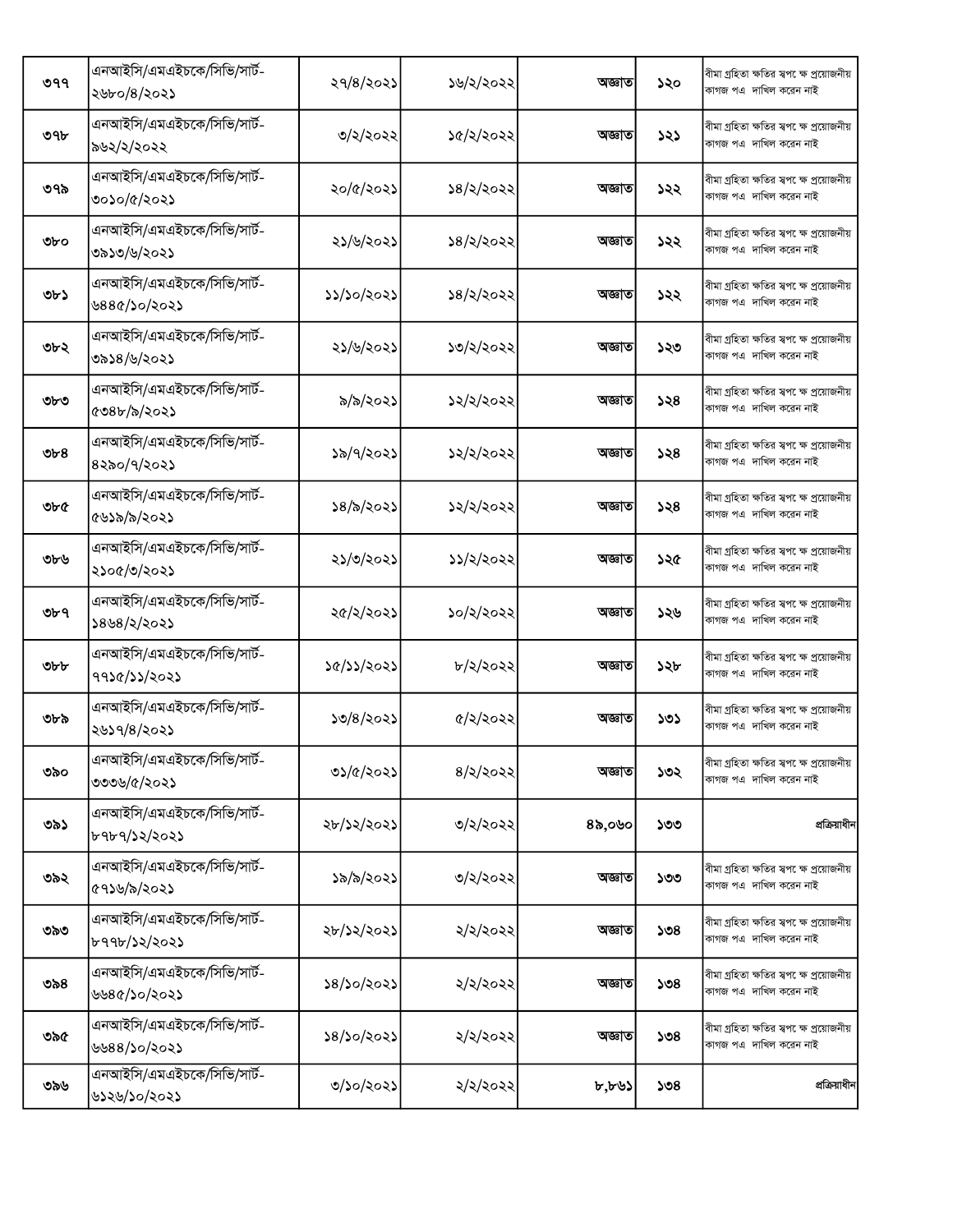| | | | | | | |
|---|---|---|---|---|---|---|
| ৩৭৭ | এনআইসি/এমএইচকে/সিভি/সার্ট-২৬৮০/৪/২০২১ | ২৭/৪/২০২১ | ১৬/২/২০২২ | অজ্ঞাত | ১২০ | বীমা গ্রহিতা ক্ষতির স্বপক্ষে প্রয়োজনীয় কাগজ পত্র দাখিল করেন নাই |
| ৩৭৮ | এনআইসি/এমএইচকে/সিভি/সার্ট-৯৬২/২/২০২২ | ৩/২/২০২২ | ১৫/২/২০২২ | অজ্ঞাত | ১২১ | বীমা গ্রহিতা ক্ষতির স্বপক্ষে প্রয়োজনীয় কাগজ পত্র দাখিল করেন নাই |
| ৩৭৯ | এনআইসি/এমএইচকে/সিভি/সার্ট-৩০১০/৫/২০২১ | ২০/৫/২০২১ | ১৪/২/২০২২ | অজ্ঞাত | ১২২ | বীমা গ্রহিতা ক্ষতির স্বপক্ষে প্রয়োজনীয় কাগজ পত্র দাখিল করেন নাই |
| ৩৮০ | এনআইসি/এমএইচকে/সিভি/সার্ট-৩৯১৩/৬/২০২১ | ২১/৬/২০২১ | ১৪/২/২০২২ | অজ্ঞাত | ১২২ | বীমা গ্রহিতা ক্ষতির স্বপক্ষে প্রয়োজনীয় কাগজ পত্র দাখিল করেন নাই |
| ৩৮১ | এনআইসি/এমএইচকে/সিভি/সার্ট-৬৪৪৫/১০/২০২১ | ১১/১০/২০২১ | ১৪/২/২০২২ | অজ্ঞাত | ১২২ | বীমা গ্রহিতা ক্ষতির স্বপক্ষে প্রয়োজনীয় কাগজ পত্র দাখিল করেন নাই |
| ৩৮২ | এনআইসি/এমএইচকে/সিভি/সার্ট-৩৯১৪/৬/২০২১ | ২১/৬/২০২১ | ১৩/২/২০২২ | অজ্ঞাত | ১২৩ | বীমা গ্রহিতা ক্ষতির স্বপক্ষে প্রয়োজনীয় কাগজ পত্র দাখিল করেন নাই |
| ৩৮৩ | এনআইসি/এমএইচকে/সিভি/সার্ট-৫৩৪৮/৯/২০২১ | ৯/৯/২০২১ | ১২/২/২০২২ | অজ্ঞাত | ১২৪ | বীমা গ্রহিতা ক্ষতির স্বপক্ষে প্রয়োজনীয় কাগজ পত্র দাখিল করেন নাই |
| ৩৮৪ | এনআইসি/এমএইচকে/সিভি/সার্ট-৪২৯০/৭/২০২১ | ১৯/৭/২০২১ | ১২/২/২০২২ | অজ্ঞাত | ১২৪ | বীমা গ্রহিতা ক্ষতির স্বপক্ষে প্রয়োজনীয় কাগজ পত্র দাখিল করেন নাই |
| ৩৮৫ | এনআইসি/এমএইচকে/সিভি/সার্ট-৫৬১৯/৯/২০২১ | ১৪/৯/২০২১ | ১২/২/২০২২ | অজ্ঞাত | ১২৪ | বীমা গ্রহিতা ক্ষতির স্বপক্ষে প্রয়োজনীয় কাগজ পত্র দাখিল করেন নাই |
| ৩৮৬ | এনআইসি/এমএইচকে/সিভি/সার্ট-২১০৫/৩/২০২১ | ২১/৩/২০২১ | ১১/২/২০২২ | অজ্ঞাত | ১২৫ | বীমা গ্রহিতা ক্ষতির স্বপক্ষে প্রয়োজনীয় কাগজ পত্র দাখিল করেন নাই |
| ৩৮৭ | এনআইসি/এমএইচকে/সিভি/সার্ট-১৪৬৪/২/২০২১ | ২৫/২/২০২১ | ১০/২/২০২২ | অজ্ঞাত | ১২৬ | বীমা গ্রহিতা ক্ষতির স্বপক্ষে প্রয়োজনীয় কাগজ পত্র দাখিল করেন নাই |
| ৩৮৮ | এনআইসি/এমএইচকে/সিভি/সার্ট-৭৭১৫/১১/২০২১ | ১৫/১১/২০২১ | ৮/২/২০২২ | অজ্ঞাত | ১২৮ | বীমা গ্রহিতা ক্ষতির স্বপক্ষে প্রয়োজনীয় কাগজ পত্র দাখিল করেন নাই |
| ৩৮৯ | এনআইসি/এমএইচকে/সিভি/সার্ট-২৬১৭/৪/২০২১ | ১৩/৪/২০২১ | ৫/২/২০২২ | অজ্ঞাত | ১৩১ | বীমা গ্রহিতা ক্ষতির স্বপক্ষে প্রয়োজনীয় কাগজ পত্র দাখিল করেন নাই |
| ৩৯০ | এনআইসি/এমএইচকে/সিভি/সার্ট-৩৩৩৬/৫/২০২১ | ৩১/৫/২০২১ | ৪/২/২০২২ | অজ্ঞাত | ১৩২ | বীমা গ্রহিতা ক্ষতির স্বপক্ষে প্রয়োজনীয় কাগজ পত্র দাখিল করেন নাই |
| ৩৯১ | এনআইসি/এমএইচকে/সিভি/সার্ট-৮৭৮৭/১২/২০২১ | ২৮/১২/২০২১ | ৩/২/২০২২ | ৪৯,০৬০ | ১৩৩ | প্রক্রিয়াধীন |
| ৩৯২ | এনআইসি/এমএইচকে/সিভি/সার্ট-৫৭১৬/৯/২০২১ | ১৯/৯/২০২১ | ৩/২/২০২২ | অজ্ঞাত | ১৩৩ | বীমা গ্রহিতা ক্ষতির স্বপক্ষে প্রয়োজনীয় কাগজ পত্র দাখিল করেন নাই |
| ৩৯৩ | এনআইসি/এমএইচকে/সিভি/সার্ট-৮৭৭৮/১২/২০২১ | ২৮/১২/২০২১ | ২/২/২০২২ | অজ্ঞাত | ১৩৪ | বীমা গ্রহিতা ক্ষতির স্বপক্ষে প্রয়োজনীয় কাগজ পত্র দাখিল করেন নাই |
| ৩৯৪ | এনআইসি/এমএইচকে/সিভি/সার্ট-৬৬৪৫/১০/২০২১ | ১৪/১০/২০২১ | ২/২/২০২২ | অজ্ঞাত | ১৩৪ | বীমা গ্রহিতা ক্ষতির স্বপক্ষে প্রয়োজনীয় কাগজ পত্র দাখিল করেন নাই |
| ৩৯৫ | এনআইসি/এমএইচকে/সিভি/সার্ট-৬৬৪৪/১০/২০২১ | ১৪/১০/২০২১ | ২/২/২০২২ | অজ্ঞাত | ১৩৪ | বীমা গ্রহিতা ক্ষতির স্বপক্ষে প্রয়োজনীয় কাগজ পত্র দাখিল করেন নাই |
| ৩৯৬ | এনআইসি/এমএইচকে/সিভি/সার্ট-৬১২৬/১০/২০২১ | ৩/১০/২০২১ | ২/২/২০২২ | ৮,৮৬১ | ১৩৪ | প্রক্রিয়াধীন |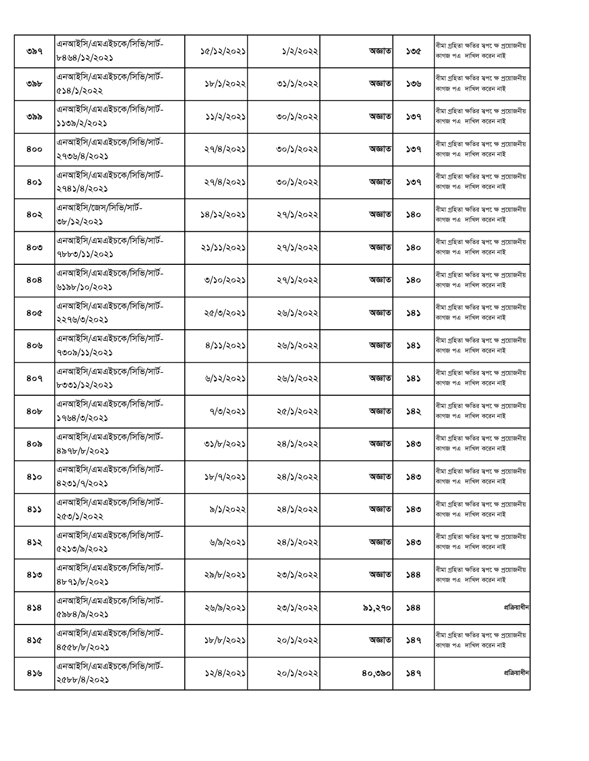| | | | | | | |
|---|---|---|---|---|---|---|
| ৩৯৭ | এনআইসি/এমএইচকে/সিভি/সার্ট-৮৪৬৪/১২/২০২১ | ১৫/১২/২০২১ | ১/২/২০২২ | অজ্ঞাত | ১৩৫ | বীমা গ্রহিতা ক্ষতির স্বপ ক্ষে প্রয়োজনীয় কাগজ পত্র দাখিল করেন নাই |
| ৩৯৮ | এনআইসি/এমএইচকে/সিভি/সার্ট-৫১৪/১/২০২২ | ১৮/১/২০২২ | ৩১/১/২০২২ | অজ্ঞাত | ১৩৬ | বীমা গ্রহিতা ক্ষতির স্বপ ক্ষে প্রয়োজনীয় কাগজ পত্র দাখিল করেন নাই |
| ৩৯৯ | এনআইসি/এমএইচকে/সিভি/সার্ট-১১৩৯/২/২০২১ | ১১/২/২০২১ | ৩০/১/২০২২ | অজ্ঞাত | ১৩৭ | বীমা গ্রহিতা ক্ষতির স্বপ ক্ষে প্রয়োজনীয় কাগজ পত্র দাখিল করেন নাই |
| ৪০০ | এনআইসি/এমএইচকে/সিভি/সার্ট-২৭৩৬/৪/২০২১ | ২৭/৪/২০২১ | ৩০/১/২০২২ | অজ্ঞাত | ১৩৭ | বীমা গ্রহিতা ক্ষতির স্বপ ক্ষে প্রয়োজনীয় কাগজ পত্র দাখিল করেন নাই |
| ৪০১ | এনআইসি/এমএইচকে/সিভি/সার্ট-২৭৪১/৪/২০২১ | ২৭/৪/২০২১ | ৩০/১/২০২২ | অজ্ঞাত | ১৩৭ | বীমা গ্রহিতা ক্ষতির স্বপ ক্ষে প্রয়োজনীয় কাগজ পত্র দাখিল করেন নাই |
| ৪০২ | এনআইসি/জেস/সিভি/সার্ট-৩৮/১২/২০২১ | ১৪/১২/২০২১ | ২৭/১/২০২২ | অজ্ঞাত | ১৪০ | বীমা গ্রহিতা ক্ষতির স্বপ ক্ষে প্রয়োজনীয় কাগজ পত্র দাখিল করেন নাই |
| ৪০৩ | এনআইসি/এমএইচকে/সিভি/সার্ট-৭৮৮৩/১১/২০২১ | ২১/১১/২০২১ | ২৭/১/২০২২ | অজ্ঞাত | ১৪০ | বীমা গ্রহিতা ক্ষতির স্বপ ক্ষে প্রয়োজনীয় কাগজ পত্র দাখিল করেন নাই |
| ৪০৪ | এনআইসি/এমএইচকে/সিভি/সার্ট-৬১৯৮/১০/২০২১ | ৩/১০/২০২১ | ২৭/১/২০২২ | অজ্ঞাত | ১৪০ | বীমা গ্রহিতা ক্ষতির স্বপ ক্ষে প্রয়োজনীয় কাগজ পত্র দাখিল করেন নাই |
| ৪০৫ | এনআইসি/এমএইচকে/সিভি/সার্ট-২২৭৬/৩/২০২১ | ২৫/৩/২০২১ | ২৬/১/২০২২ | অজ্ঞাত | ১৪১ | বীমা গ্রহিতা ক্ষতির স্বপ ক্ষে প্রয়োজনীয় কাগজ পত্র দাখিল করেন নাই |
| ৪০৬ | এনআইসি/এমএইচকে/সিভি/সার্ট-৭৩০৯/১১/২০২১ | ৪/১১/২০২১ | ২৬/১/২০২২ | অজ্ঞাত | ১৪১ | বীমা গ্রহিতা ক্ষতির স্বপ ক্ষে প্রয়োজনীয় কাগজ পত্র দাখিল করেন নাই |
| ৪০৭ | এনআইসি/এমএইচকে/সিভি/সার্ট-৮৩৩১/১২/২০২১ | ৬/১২/২০২১ | ২৬/১/২০২২ | অজ্ঞাত | ১৪১ | বীমা গ্রহিতা ক্ষতির স্বপ ক্ষে প্রয়োজনীয় কাগজ পত্র দাখিল করেন নাই |
| ৪০৮ | এনআইসি/এমএইচকে/সিভি/সার্ট-১৭৬৪/৩/২০২১ | ৭/৩/২০২১ | ২৫/১/২০২২ | অজ্ঞাত | ১৪২ | বীমা গ্রহিতা ক্ষতির স্বপ ক্ষে প্রয়োজনীয় কাগজ পত্র দাখিল করেন নাই |
| ৪০৯ | এনআইসি/এমএইচকে/সিভি/সার্ট-৪৯৭৮/৮/২০২১ | ৩১/৮/২০২১ | ২৪/১/২০২২ | অজ্ঞাত | ১৪৩ | বীমা গ্রহিতা ক্ষতির স্বপ ক্ষে প্রয়োজনীয় কাগজ পত্র দাখিল করেন নাই |
| ৪১০ | এনআইসি/এমএইচকে/সিভি/সার্ট-৪২৩১/৭/২০২১ | ১৮/৭/২০২১ | ২৪/১/২০২২ | অজ্ঞাত | ১৪৩ | বীমা গ্রহিতা ক্ষতির স্বপ ক্ষে প্রয়োজনীয় কাগজ পত্র দাখিল করেন নাই |
| ৪১১ | এনআইসি/এমএইচকে/সিভি/সার্ট-২৫৩/১/২০২২ | ৯/১/২০২২ | ২৪/১/২০২২ | অজ্ঞাত | ১৪৩ | বীমা গ্রহিতা ক্ষতির স্বপ ক্ষে প্রয়োজনীয় কাগজ পত্র দাখিল করেন নাই |
| ৪১২ | এনআইসি/এমএইচকে/সিভি/সার্ট-৫২১৩/৯/২০২১ | ৬/৯/২০২১ | ২৪/১/২০২২ | অজ্ঞাত | ১৪৩ | বীমা গ্রহিতা ক্ষতির স্বপ ক্ষে প্রয়োজনীয় কাগজ পত্র দাখিল করেন নাই |
| ৪১৩ | এনআইসি/এমএইচকে/সিভি/সার্ট-৪৮৭১/৮/২০২১ | ২৯/৮/২০২১ | ২৩/১/২০২২ | অজ্ঞাত | ১৪৪ | বীমা গ্রহিতা ক্ষতির স্বপ ক্ষে প্রয়োজনীয় কাগজ পত্র দাখিল করেন নাই |
| ৪১৪ | এনআইসি/এমএইচকে/সিভি/সার্ট-৫৯৮৪/৯/২০২১ | ২৬/৯/২০২১ | ২৩/১/২০২২ | ৯১,২৭০ | ১৪৪ | প্রক্রিয়াধীন |
| ৪১৫ | এনআইসি/এমএইচকে/সিভি/সার্ট-৪৫৫৮/৮/২০২১ | ১৮/৮/২০২১ | ২০/১/২০২২ | অজ্ঞাত | ১৪৭ | বীমা গ্রহিতা ক্ষতির স্বপ ক্ষে প্রয়োজনীয় কাগজ পত্র দাখিল করেন নাই |
| ৪১৬ | এনআইসি/এমএইচকে/সিভি/সার্ট-২৫৮৮/৪/২০২১ | ১২/৪/২০২১ | ২০/১/২০২২ | ৪০,৩৯০ | ১৪৭ | প্রক্রিয়াধীন |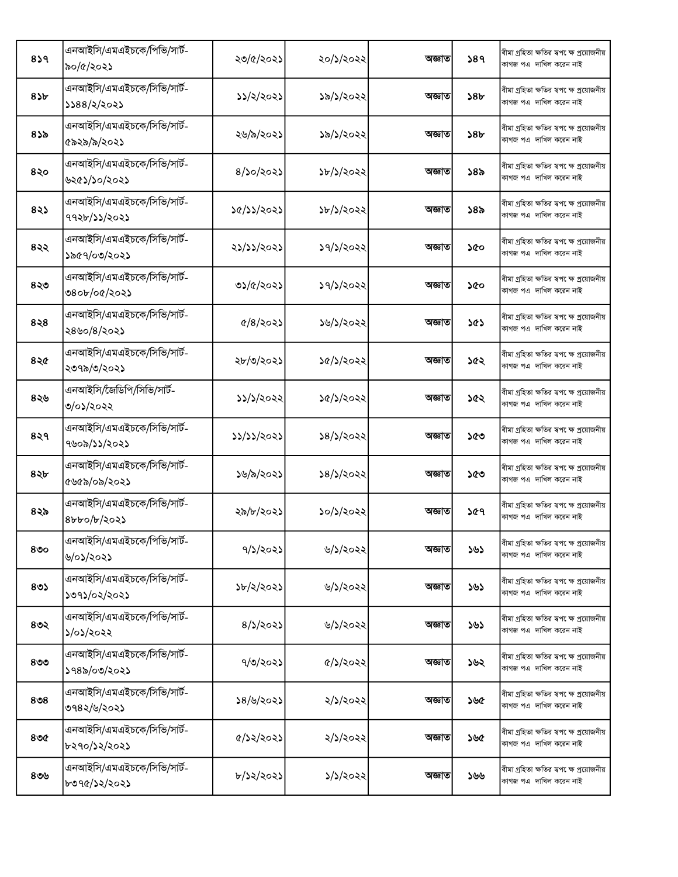| | | | | | | |
|---|---|---|---|---|---|---|
| ৪১৭ | এনআইসি/এমএইচকে/পিভি/সার্ট-৯০/৫/২০২১ | ২৩/৫/২০২১ | ২০/১/২০২২ | অজ্ঞাত | ১৪৭ | বীমা গ্রহিতা ক্ষতির স্বপক্ষে প্রয়োজনীয় কাগজ পত্র দাখিল করেন নাই |
| ৪১৮ | এনআইসি/এমএইচকে/সিভি/সার্ট-১১৪৪/২/২০২১ | ১১/২/২০২১ | ১৯/১/২০২২ | অজ্ঞাত | ১৪৮ | বীমা গ্রহিতা ক্ষতির স্বপক্ষে প্রয়োজনীয় কাগজ পত্র দাখিল করেন নাই |
| ৪১৯ | এনআইসি/এমএইচকে/সিভি/সার্ট-৫৯২৯/৯/২০২১ | ২৬/৯/২০২১ | ১৯/১/২০২২ | অজ্ঞাত | ১৪৮ | বীমা গ্রহিতা ক্ষতির স্বপক্ষে প্রয়োজনীয় কাগজ পত্র দাখিল করেন নাই |
| ৪২০ | এনআইসি/এমএইচকে/সিভি/সার্ট-৬২৫১/১০/২০২১ | ৪/১০/২০২১ | ১৮/১/২০২২ | অজ্ঞাত | ১৪৯ | বীমা গ্রহিতা ক্ষতির স্বপক্ষে প্রয়োজনীয় কাগজ পত্র দাখিল করেন নাই |
| ৪২১ | এনআইসি/এমএইচকে/সিভি/সার্ট-৭৭২৮/১১/২০২১ | ১৫/১১/২০২১ | ১৮/১/২০২২ | অজ্ঞাত | ১৪৯ | বীমা গ্রহিতা ক্ষতির স্বপক্ষে প্রয়োজনীয় কাগজ পত্র দাখিল করেন নাই |
| ৪২২ | এনআইসি/এমএইচকে/সিভি/সার্ট-১৯৫৭/০৩/২০২১ | ২১/১১/২০২১ | ১৭/১/২০২২ | অজ্ঞাত | ১৫০ | বীমা গ্রহিতা ক্ষতির স্বপক্ষে প্রয়োজনীয় কাগজ পত্র দাখিল করেন নাই |
| ৪২৩ | এনআইসি/এমএইচকে/সিভি/সার্ট-৩৪০৮/০৫/২০২১ | ৩১/৫/২০২১ | ১৭/১/২০২২ | অজ্ঞাত | ১৫০ | বীমা গ্রহিতা ক্ষতির স্বপক্ষে প্রয়োজনীয় কাগজ পত্র দাখিল করেন নাই |
| ৪২৪ | এনআইসি/এমএইচকে/সিভি/সার্ট-২৪৬০/৪/২০২১ | ৫/৪/২০২১ | ১৬/১/২০২২ | অজ্ঞাত | ১৫১ | বীমা গ্রহিতা ক্ষতির স্বপক্ষে প্রয়োজনীয় কাগজ পত্র দাখিল করেন নাই |
| ৪২৫ | এনআইসি/এমএইচকে/সিভি/সার্ট-২৩৭৯/৩/২০২১ | ২৮/৩/২০২১ | ১৫/১/২০২২ | অজ্ঞাত | ১৫২ | বীমা গ্রহিতা ক্ষতির স্বপক্ষে প্রয়োজনীয় কাগজ পত্র দাখিল করেন নাই |
| ৪২৬ | এনআইসি/জেডিপি/সিভি/সার্ট-৩/০১/২০২২ | ১১/১/২০২২ | ১৫/১/২০২২ | অজ্ঞাত | ১৫২ | বীমা গ্রহিতা ক্ষতির স্বপক্ষে প্রয়োজনীয় কাগজ পত্র দাখিল করেন নাই |
| ৪২৭ | এনআইসি/এমএইচকে/সিভি/সার্ট-৭৬০৯/১১/২০২১ | ১১/১১/২০২১ | ১৪/১/২০২২ | অজ্ঞাত | ১৫৩ | বীমা গ্রহিতা ক্ষতির স্বপক্ষে প্রয়োজনীয় কাগজ পত্র দাখিল করেন নাই |
| ৪২৮ | এনআইসি/এমএইচকে/সিভি/সার্ট-৫৬৫৯/০৯/২০২১ | ১৬/৯/২০২১ | ১৪/১/২০২২ | অজ্ঞাত | ১৫৩ | বীমা গ্রহিতা ক্ষতির স্বপক্ষে প্রয়োজনীয় কাগজ পত্র দাখিল করেন নাই |
| ৪২৯ | এনআইসি/এমএইচকে/সিভি/সার্ট-৪৮৮০/৮/২০২১ | ২৯/৮/২০২১ | ১০/১/২০২২ | অজ্ঞাত | ১৫৭ | বীমা গ্রহিতা ক্ষতির স্বপক্ষে প্রয়োজনীয় কাগজ পত্র দাখিল করেন নাই |
| ৪৩০ | এনআইসি/এমএইচকে/পিভি/সার্ট-৬/০১/২০২১ | ৭/১/২০২১ | ৬/১/২০২২ | অজ্ঞাত | ১৬১ | বীমা গ্রহিতা ক্ষতির স্বপক্ষে প্রয়োজনীয় কাগজ পত্র দাখিল করেন নাই |
| ৪৩১ | এনআইসি/এমএইচকে/সিভি/সার্ট-১৩৭১/০২/২০২১ | ১৮/২/২০২১ | ৬/১/২০২২ | অজ্ঞাত | ১৬১ | বীমা গ্রহিতা ক্ষতির স্বপক্ষে প্রয়োজনীয় কাগজ পত্র দাখিল করেন নাই |
| ৪৩২ | এনআইসি/এমএইচকে/পিভি/সার্ট-১/০১/২০২২ | ৪/১/২০২১ | ৬/১/২০২২ | অজ্ঞাত | ১৬১ | বীমা গ্রহিতা ক্ষতির স্বপক্ষে প্রয়োজনীয় কাগজ পত্র দাখিল করেন নাই |
| ৪৩৩ | এনআইসি/এমএইচকে/সিভি/সার্ট-১৭৪৯/০৩/২০২১ | ৭/৩/২০২১ | ৫/১/২০২২ | অজ্ঞাত | ১৬২ | বীমা গ্রহিতা ক্ষতির স্বপক্ষে প্রয়োজনীয় কাগজ পত্র দাখিল করেন নাই |
| ৪৩৪ | এনআইসি/এমএইচকে/সিভি/সার্ট-৩৭৪২/৬/২০২১ | ১৪/৬/২০২১ | ২/১/২০২২ | অজ্ঞাত | ১৬৫ | বীমা গ্রহিতা ক্ষতির স্বপক্ষে প্রয়োজনীয় কাগজ পত্র দাখিল করেন নাই |
| ৪৩৫ | এনআইসি/এমএইচকে/সিভি/সার্ট-৮২৭০/১২/২০২১ | ৫/১২/২০২১ | ২/১/২০২২ | অজ্ঞাত | ১৬৫ | বীমা গ্রহিতা ক্ষতির স্বপক্ষে প্রয়োজনীয় কাগজ পত্র দাখিল করেন নাই |
| ৪৩৬ | এনআইসি/এমএইচকে/সিভি/সার্ট-৮৩৭৫/১২/২০২১ | ৮/১২/২০২১ | ১/১/২০২২ | অজ্ঞাত | ১৬৬ | বীমা গ্রহিতা ক্ষতির স্বপক্ষে প্রয়োজনীয় কাগজ পত্র দাখিল করেন নাই |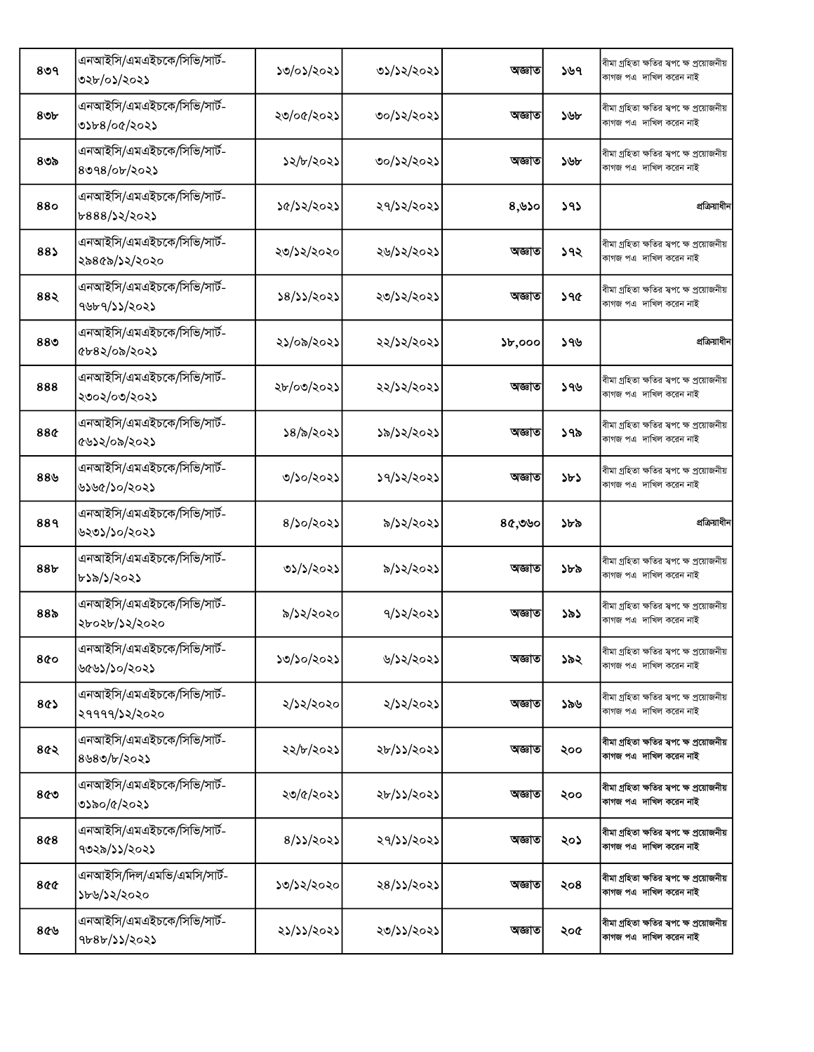| | | | | | | |
|---|---|---|---|---|---|---|
| ৪৩৭ | এনআইসি/এমএইচকে/সিভি/সার্ট-৩২৮/০১/২০২১ | ১৩/০১/২০২১ | ৩১/১২/২০২১ | অজ্ঞাত | ১৬৭ | বীমা গ্রহিতা ক্ষতির স্বপক্ষে প্রয়োজনীয় কাগজ পত্র দাখিল করেন নাই |
| ৪৩৮ | এনআইসি/এমএইচকে/সিভি/সার্ট-৩১৮৪/০৫/২০২১ | ২৩/০৫/২০২১ | ৩০/১২/২০২১ | অজ্ঞাত | ১৬৮ | বীমা গ্রহিতা ক্ষতির স্বপক্ষে প্রয়োজনীয় কাগজ পত্র দাখিল করেন নাই |
| ৪৩৯ | এনআইসি/এমএইচকে/সিভি/সার্ট-৪৩৭৪/০৮/২০২১ | ১২/৮/২০২১ | ৩০/১২/২০২১ | অজ্ঞাত | ১৬৮ | বীমা গ্রহিতা ক্ষতির স্বপক্ষে প্রয়োজনীয় কাগজ পত্র দাখিল করেন নাই |
| ৪৪০ | এনআইসি/এমএইচকে/সিভি/সার্ট-৮৪৪৪/১২/২০২১ | ১৫/১২/২০২১ | ২৭/১২/২০২১ | ৪,৬১০ | ১৭১ | প্রক্রিয়াধীন |
| ৪৪১ | এনআইসি/এমএইচকে/সিভি/সার্ট-২৯৪৫৯/১২/২০২০ | ২৩/১২/২০২০ | ২৬/১২/২০২১ | অজ্ঞাত | ১৭২ | বীমা গ্রহিতা ক্ষতির স্বপক্ষে প্রয়োজনীয় কাগজ পত্র দাখিল করেন নাই |
| ৪৪২ | এনআইসি/এমএইচকে/সিভি/সার্ট-৭৬৮৭/১১/২০২১ | ১৪/১১/২০২১ | ২৩/১২/২০২১ | অজ্ঞাত | ১৭৫ | বীমা গ্রহিতা ক্ষতির স্বপক্ষে প্রয়োজনীয় কাগজ পত্র দাখিল করেন নাই |
| ৪৪৩ | এনআইসি/এমএইচকে/সিভি/সার্ট-৫৮৪২/০৯/২০২১ | ২১/০৯/২০২১ | ২২/১২/২০২১ | ১৮,০০০ | ১৭৬ | প্রক্রিয়াধীন |
| ৪৪৪ | এনআইসি/এমএইচকে/সিভি/সার্ট-২৩০২/০৩/২০২১ | ২৮/০৩/২০২১ | ২২/১২/২০২১ | অজ্ঞাত | ১৭৬ | বীমা গ্রহিতা ক্ষতির স্বপক্ষে প্রয়োজনীয় কাগজ পত্র দাখিল করেন নাই |
| ৪৪৫ | এনআইসি/এমএইচকে/সিভি/সার্ট-৫৬১২/০৯/২০২১ | ১৪/৯/২০২১ | ১৯/১২/২০২১ | অজ্ঞাত | ১৭৯ | বীমা গ্রহিতা ক্ষতির স্বপক্ষে প্রয়োজনীয় কাগজ পত্র দাখিল করেন নাই |
| ৪৪৬ | এনআইসি/এমএইচকে/সিভি/সার্ট-৬১৬৫/১০/২০২১ | ৩/১০/২০২১ | ১৭/১২/২০২১ | অজ্ঞাত | ১৮১ | বীমা গ্রহিতা ক্ষতির স্বপক্ষে প্রয়োজনীয় কাগজ পত্র দাখিল করেন নাই |
| ৪৪৭ | এনআইসি/এমএইচকে/সিভি/সার্ট-৬২৩১/১০/২০২১ | ৪/১০/২০২১ | ৯/১২/২০২১ | ৪৫,৩৬০ | ১৮৯ | প্রক্রিয়াধীন |
| ৪৪৮ | এনআইসি/এমএইচকে/সিভি/সার্ট-৮১৯/১/২০২১ | ৩১/১/২০২১ | ৯/১২/২০২১ | অজ্ঞাত | ১৮৯ | বীমা গ্রহিতা ক্ষতির স্বপক্ষে প্রয়োজনীয় কাগজ পত্র দাখিল করেন নাই |
| ৪৪৯ | এনআইসি/এমএইচকে/সিভি/সার্ট-২৮০২৮/১২/২০২০ | ৯/১২/২০২০ | ৭/১২/২০২১ | অজ্ঞাত | ১৯১ | বীমা গ্রহিতা ক্ষতির স্বপক্ষে প্রয়োজনীয় কাগজ পত্র দাখিল করেন নাই |
| ৪৫০ | এনআইসি/এমএইচকে/সিভি/সার্ট-৬৫৬১/১০/২০২১ | ১৩/১০/২০২১ | ৬/১২/২০২১ | অজ্ঞাত | ১৯২ | বীমা গ্রহিতা ক্ষতির স্বপক্ষে প্রয়োজনীয় কাগজ পত্র দাখিল করেন নাই |
| ৪৫১ | এনআইসি/এমএইচকে/সিভি/সার্ট-২৭৭৭৭/১২/২০২০ | ২/১২/২০২০ | ২/১২/২০২১ | অজ্ঞাত | ১৯৬ | বীমা গ্রহিতা ক্ষতির স্বপক্ষে প্রয়োজনীয় কাগজ পত্র দাখিল করেন নাই |
| ৪৫২ | এনআইসি/এমএইচকে/সিভি/সার্ট-৪৬৪৩/৮/২০২১ | ২২/৮/২০২১ | ২৮/১১/২০২১ | অজ্ঞাত | ২০০ | বীমা গ্রহিতা ক্ষতির স্বপক্ষে প্রয়োজনীয় কাগজ পত্র দাখিল করেন নাই |
| ৪৫৩ | এনআইসি/এমএইচকে/সিভি/সার্ট-৩১৯০/৫/২০২১ | ২৩/৫/২০২১ | ২৮/১১/২০২১ | অজ্ঞাত | ২০০ | বীমা গ্রহিতা ক্ষতির স্বপক্ষে প্রয়োজনীয় কাগজ পত্র দাখিল করেন নাই |
| ৪৫৪ | এনআইসি/এমএইচকে/সিভি/সার্ট-৭৩২৯/১১/২০২১ | ৪/১১/২০২১ | ২৭/১১/২০২১ | অজ্ঞাত | ২০১ | বীমা গ্রহিতা ক্ষতির স্বপক্ষে প্রয়োজনীয় কাগজ পত্র দাখিল করেন নাই |
| ৪৫৫ | এনআইসি/দিল/এমভি/এমসি/সার্ট-১৮৬/১২/২০২০ | ১৩/১২/২০২০ | ২৪/১১/২০২১ | অজ্ঞাত | ২০৪ | বীমা গ্রহিতা ক্ষতির স্বপক্ষে প্রয়োজনীয় কাগজ পত্র দাখিল করেন নাই |
| ৪৫৬ | এনআইসি/এমএইচকে/সিভি/সার্ট-৭৮৪৮/১১/২০২১ | ২১/১১/২০২১ | ২৩/১১/২০২১ | অজ্ঞাত | ২০৫ | বীমা গ্রহিতা ক্ষতির স্বপক্ষে প্রয়োজনীয় কাগজ পত্র দাখিল করেন নাই |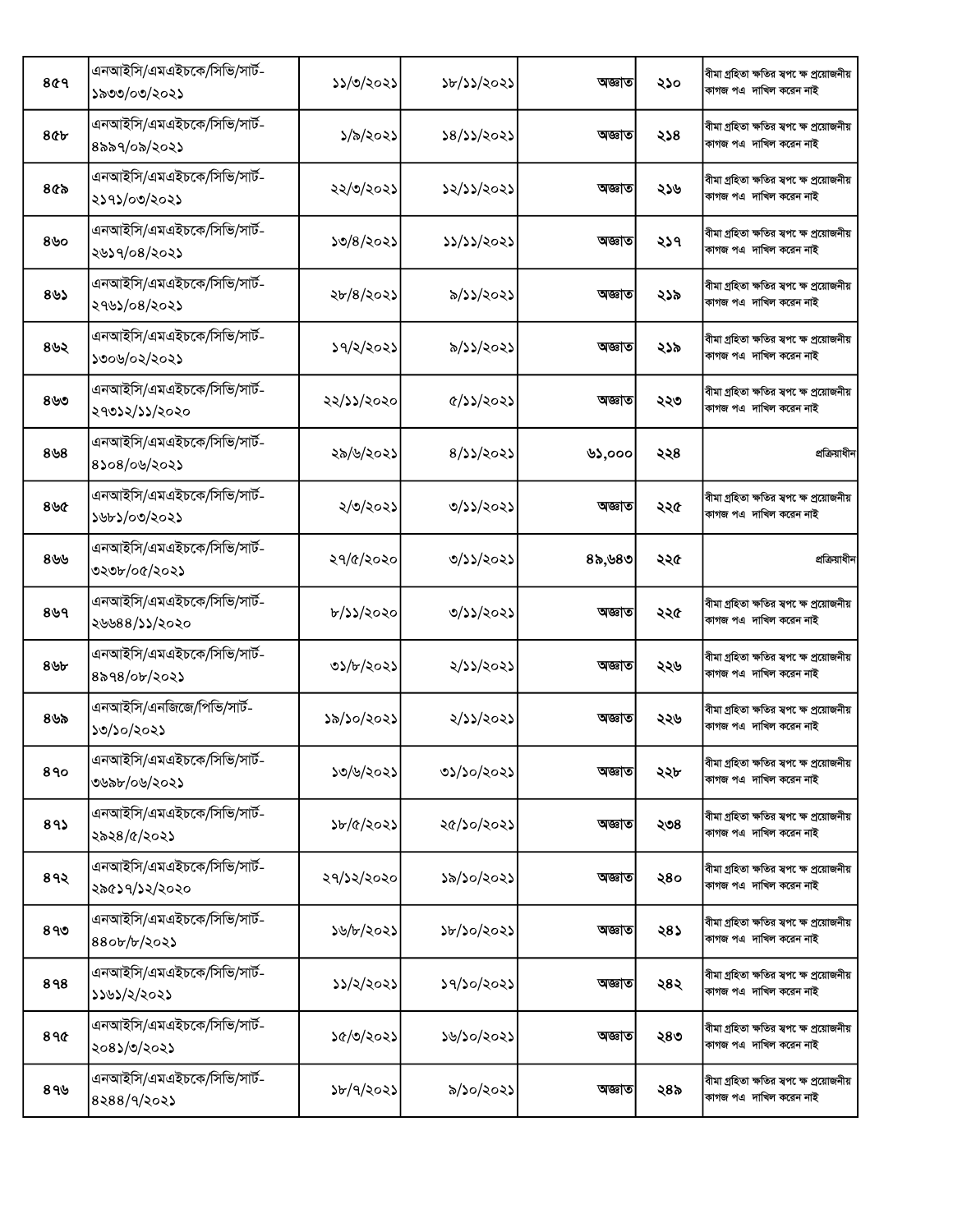| | | | | | | |
|---|---|---|---|---|---|---|
| ৪৫৭ | এনআইসি/এমএইচকে/সিভি/সার্ট-১৯৩৩/০৩/২০২১ | ১১/৩/২০২১ | ১৮/১১/২০২১ | অজ্ঞাত | ২১০ | বীমা গ্রহিতা ক্ষতির স্বপক্ষে প্রয়োজনীয় কাগজ পত্র দাখিল করেন নাই |
| ৪৫৮ | এনআইসি/এমএইচকে/সিভি/সার্ট-৪৯৯৭/০৯/২০২১ | ১/৯/২০২১ | ১৪/১১/২০২১ | অজ্ঞাত | ২১৪ | বীমা গ্রহিতা ক্ষতির স্বপক্ষে প্রয়োজনীয় কাগজ পত্র দাখিল করেন নাই |
| ৪৫৯ | এনআইসি/এমএইচকে/সিভি/সার্ট-২১৭১/০৩/২০২১ | ২২/৩/২০২১ | ১২/১১/২০২১ | অজ্ঞাত | ২১৬ | বীমা গ্রহিতা ক্ষতির স্বপক্ষে প্রয়োজনীয় কাগজ পত্র দাখিল করেন নাই |
| ৪৬০ | এনআইসি/এমএইচকে/সিভি/সার্ট-২৬১৭/০৪/২০২১ | ১৩/৪/২০২১ | ১১/১১/২০২১ | অজ্ঞাত | ২১৭ | বীমা গ্রহিতা ক্ষতির স্বপক্ষে প্রয়োজনীয় কাগজ পত্র দাখিল করেন নাই |
| ৪৬১ | এনআইসি/এমএইচকে/সিভি/সার্ট-২৭৬১/০৪/২০২১ | ২৮/৪/২০২১ | ৯/১১/২০২১ | অজ্ঞাত | ২১৯ | বীমা গ্রহিতা ক্ষতির স্বপক্ষে প্রয়োজনীয় কাগজ পত্র দাখিল করেন নাই |
| ৪৬২ | এনআইসি/এমএইচকে/সিভি/সার্ট-১৩০৬/০২/২০২১ | ১৭/২/২০২১ | ৯/১১/২০২১ | অজ্ঞাত | ২১৯ | বীমা গ্রহিতা ক্ষতির স্বপক্ষে প্রয়োজনীয় কাগজ পত্র দাখিল করেন নাই |
| ৪৬৩ | এনআইসি/এমএইচকে/সিভি/সার্ট-২৭৩১২/১১/২০২০ | ২২/১১/২০২০ | ৫/১১/২০২১ | অজ্ঞাত | ২২৩ | বীমা গ্রহিতা ক্ষতির স্বপক্ষে প্রয়োজনীয় কাগজ পত্র দাখিল করেন নাই |
| ৪৬৪ | এনআইসি/এমএইচকে/সিভি/সার্ট-৪১০৪/০৬/২০২১ | ২৯/৬/২০২১ | ৪/১১/২০২১ | ৬১,০০০ | ২২৪ | প্রক্রিয়াধীন |
| ৪৬৫ | এনআইসি/এমএইচকে/সিভি/সার্ট-১৬৮১/০৩/২০২১ | ২/৩/২০২১ | ৩/১১/২০২১ | অজ্ঞাত | ২২৫ | বীমা গ্রহিতা ক্ষতির স্বপক্ষে প্রয়োজনীয় কাগজ পত্র দাখিল করেন নাই |
| ৪৬৬ | এনআইসি/এমএইচকে/সিভি/সার্ট-৩২৩৮/০৫/২০২১ | ২৭/৫/২০২০ | ৩/১১/২০২১ | ৪৯,৬৪৩ | ২২৫ | প্রক্রিয়াধীন |
| ৪৬৭ | এনআইসি/এমএইচকে/সিভি/সার্ট-২৬৬৪৪/১১/২০২০ | ৮/১১/২০২০ | ৩/১১/২০২১ | অজ্ঞাত | ২২৫ | বীমা গ্রহিতা ক্ষতির স্বপক্ষে প্রয়োজনীয় কাগজ পত্র দাখিল করেন নাই |
| ৪৬৮ | এনআইসি/এমএইচকে/সিভি/সার্ট-৪৯৭৪/০৮/২০২১ | ৩১/৮/২০২১ | ২/১১/২০২১ | অজ্ঞাত | ২২৬ | বীমা গ্রহিতা ক্ষতির স্বপক্ষে প্রয়োজনীয় কাগজ পত্র দাখিল করেন নাই |
| ৪৬৯ | এনআইসি/এনজিজে/পিভি/সার্ট-১৩/১০/২০২১ | ১৯/১০/২০২১ | ২/১১/২০২১ | অজ্ঞাত | ২২৬ | বীমা গ্রহিতা ক্ষতির স্বপক্ষে প্রয়োজনীয় কাগজ পত্র দাখিল করেন নাই |
| ৪৭০ | এনআইসি/এমএইচকে/সিভি/সার্ট-৩৬৯৮/০৬/২০২১ | ১৩/৬/২০২১ | ৩১/১০/২০২১ | অজ্ঞাত | ২২৮ | বীমা গ্রহিতা ক্ষতির স্বপক্ষে প্রয়োজনীয় কাগজ পত্র দাখিল করেন নাই |
| ৪৭১ | এনআইসি/এমএইচকে/সিভি/সার্ট-২৯২৪/৫/২০২১ | ১৮/৫/২০২১ | ২৫/১০/২০২১ | অজ্ঞাত | ২৩৪ | বীমা গ্রহিতা ক্ষতির স্বপক্ষে প্রয়োজনীয় কাগজ পত্র দাখিল করেন নাই |
| ৪৭২ | এনআইসি/এমএইচকে/সিভি/সার্ট-২৯৫১৭/১২/২০২০ | ২৭/১২/২০২০ | ১৯/১০/২০২১ | অজ্ঞাত | ২৪০ | বীমা গ্রহিতা ক্ষতির স্বপক্ষে প্রয়োজনীয় কাগজ পত্র দাখিল করেন নাই |
| ৪৭৩ | এনআইসি/এমএইচকে/সিভি/সার্ট-৪৪০৮/৮/২০২১ | ১৬/৮/২০২১ | ১৮/১০/২০২১ | অজ্ঞাত | ২৪১ | বীমা গ্রহিতা ক্ষতির স্বপক্ষে প্রয়োজনীয় কাগজ পত্র দাখিল করেন নাই |
| ৪৭৪ | এনআইসি/এমএইচকে/সিভি/সার্ট-১১৬১/২/২০২১ | ১১/২/২০২১ | ১৭/১০/২০২১ | অজ্ঞাত | ২৪২ | বীমা গ্রহিতা ক্ষতির স্বপক্ষে প্রয়োজনীয় কাগজ পত্র দাখিল করেন নাই |
| ৪৭৫ | এনআইসি/এমএইচকে/সিভি/সার্ট-২০৪১/৩/২০২১ | ১৫/৩/২০২১ | ১৬/১০/২০২১ | অজ্ঞাত | ২৪৩ | বীমা গ্রহিতা ক্ষতির স্বপক্ষে প্রয়োজনীয় কাগজ পত্র দাখিল করেন নাই |
| ৪৭৬ | এনআইসি/এমএইচকে/সিভি/সার্ট-৪২৪৪/৭/২০২১ | ১৮/৭/২০২১ | ৯/১০/২০২১ | অজ্ঞাত | ২৪৯ | বীমা গ্রহিতা ক্ষতির স্বপক্ষে প্রয়োজনীয় কাগজ পত্র দাখিল করেন নাই |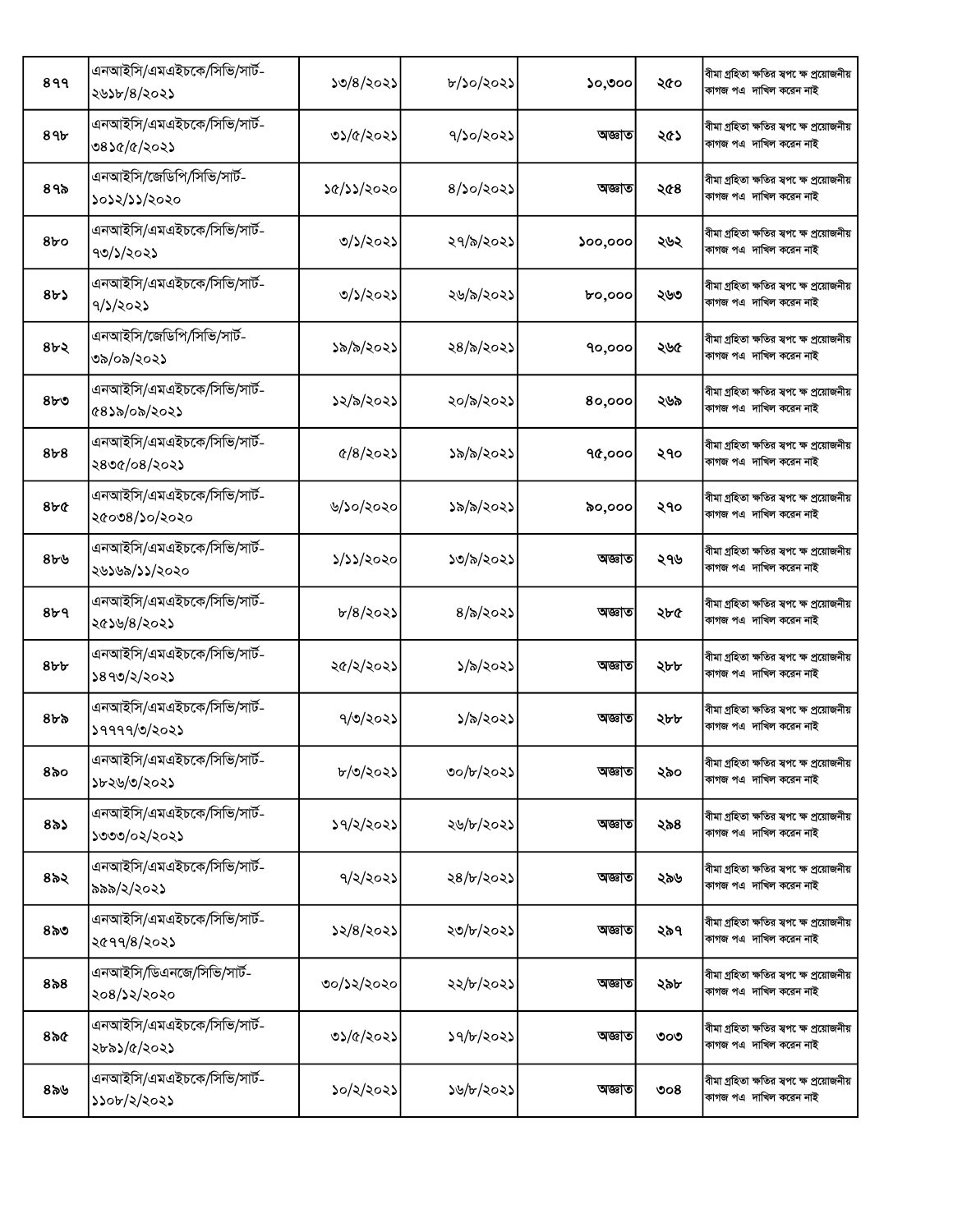| | | | | | | |
|---|---|---|---|---|---|---|
| ৪৭৭ | এনআইসি/এমএইচকে/সিভি/সার্ট-২৬১৮/৪/২০২১ | ১৩/৪/২০২১ | ৮/১০/২০২১ | ১০,৩০০ | ২৫০ | বীমা গ্রহিতা ক্ষতির স্বপক্ষে প্রয়োজনীয় কাগজ পত্র দাখিল করেন নাই |
| ৪৭৮ | এনআইসি/এমএইচকে/সিভি/সার্ট-৩৪১৫/৫/২০২১ | ৩১/৫/২০২১ | ৭/১০/২০২১ | অজ্ঞাত | ২৫১ | বীমা গ্রহিতা ক্ষতির স্বপক্ষে প্রয়োজনীয় কাগজ পত্র দাখিল করেন নাই |
| ৪৭৯ | এনআইসি/জেডিপি/সিভি/সার্ট-১০১২/১১/২০২০ | ১৫/১১/২০২০ | ৪/১০/২০২১ | অজ্ঞাত | ২৫৪ | বীমা গ্রহিতা ক্ষতির স্বপক্ষে প্রয়োজনীয় কাগজ পত্র দাখিল করেন নাই |
| ৪৮০ | এনআইসি/এমএইচকে/সিভি/সার্ট-৭৩/১/২০২১ | ৩/১/২০২১ | ২৭/৯/২০২১ | ১০০,০০০ | ২৬২ | বীমা গ্রহিতা ক্ষতির স্বপক্ষে প্রয়োজনীয় কাগজ পত্র দাখিল করেন নাই |
| ৪৮১ | এনআইসি/এমএইচকে/সিভি/সার্ট-৭/১/২০২১ | ৩/১/২০২১ | ২৬/৯/২০২১ | ৮০,০০০ | ২৬৩ | বীমা গ্রহিতা ক্ষতির স্বপক্ষে প্রয়োজনীয় কাগজ পত্র দাখিল করেন নাই |
| ৪৮২ | এনআইসি/জেডিপি/সিভি/সার্ট-৩৯/০৯/২০২১ | ১৯/৯/২০২১ | ২৪/৯/২০২১ | ৭০,০০০ | ২৬৫ | বীমা গ্রহিতা ক্ষতির স্বপক্ষে প্রয়োজনীয় কাগজ পত্র দাখিল করেন নাই |
| ৪৮৩ | এনআইসি/এমএইচকে/সিভি/সার্ট-৫৪১৯/০৯/২০২১ | ১২/৯/২০২১ | ২০/৯/২০২১ | ৪০,০০০ | ২৬৯ | বীমা গ্রহিতা ক্ষতির স্বপক্ষে প্রয়োজনীয় কাগজ পত্র দাখিল করেন নাই |
| ৪৮৪ | এনআইসি/এমএইচকে/সিভি/সার্ট-২৪৩৫/০৪/২০২১ | ৫/৪/২০২১ | ১৯/৯/২০২১ | ৭৫,০০০ | ২৭০ | বীমা গ্রহিতা ক্ষতির স্বপক্ষে প্রয়োজনীয় কাগজ পত্র দাখিল করেন নাই |
| ৪৮৫ | এনআইসি/এমএইচকে/সিভি/সার্ট-২৫০৩৪/১০/২০২০ | ৬/১০/২০২০ | ১৯/৯/২০২১ | ৯০,০০০ | ২৭০ | বীমা গ্রহিতা ক্ষতির স্বপক্ষে প্রয়োজনীয় কাগজ পত্র দাখিল করেন নাই |
| ৪৮৬ | এনআইসি/এমএইচকে/সিভি/সার্ট-২৬১৬৯/১১/২০২০ | ১/১১/২০২০ | ১৩/৯/২০২১ | অজ্ঞাত | ২৭৬ | বীমা গ্রহিতা ক্ষতির স্বপক্ষে প্রয়োজনীয় কাগজ পত্র দাখিল করেন নাই |
| ৪৮৭ | এনআইসি/এমএইচকে/সিভি/সার্ট-২৫১৬/৪/২০২১ | ৮/৪/২০২১ | ৪/৯/২০২১ | অজ্ঞাত | ২৮৫ | বীমা গ্রহিতা ক্ষতির স্বপক্ষে প্রয়োজনীয় কাগজ পত্র দাখিল করেন নাই |
| ৪৮৮ | এনআইসি/এমএইচকে/সিভি/সার্ট-১৪৭৩/২/২০২১ | ২৫/২/২০২১ | ১/৯/২০২১ | অজ্ঞাত | ২৮৮ | বীমা গ্রহিতা ক্ষতির স্বপক্ষে প্রয়োজনীয় কাগজ পত্র দাখিল করেন নাই |
| ৪৮৯ | এনআইসি/এমএইচকে/সিভি/সার্ট-১৭৭৭৭/৩/২০২১ | ৭/৩/২০২১ | ১/৯/২০২১ | অজ্ঞাত | ২৮৮ | বীমা গ্রহিতা ক্ষতির স্বপক্ষে প্রয়োজনীয় কাগজ পত্র দাখিল করেন নাই |
| ৪৯০ | এনআইসি/এমএইচকে/সিভি/সার্ট-১৮২৬/৩/২০২১ | ৮/৩/২০২১ | ৩০/৮/২০২১ | অজ্ঞাত | ২৯০ | বীমা গ্রহিতা ক্ষতির স্বপক্ষে প্রয়োজনীয় কাগজ পত্র দাখিল করেন নাই |
| ৪৯১ | এনআইসি/এমএইচকে/সিভি/সার্ট-১৩৩৩/০২/২০২১ | ১৭/২/২০২১ | ২৬/৮/২০২১ | অজ্ঞাত | ২৯৪ | বীমা গ্রহিতা ক্ষতির স্বপক্ষে প্রয়োজনীয় কাগজ পত্র দাখিল করেন নাই |
| ৪৯২ | এনআইসি/এমএইচকে/সিভি/সার্ট-৯৯৯/২/২০২১ | ৭/২/২০২১ | ২৪/৮/২০২১ | অজ্ঞাত | ২৯৬ | বীমা গ্রহিতা ক্ষতির স্বপক্ষে প্রয়োজনীয় কাগজ পত্র দাখিল করেন নাই |
| ৪৯৩ | এনআইসি/এমএইচকে/সিভি/সার্ট-২৫৭৭/৪/২০২১ | ১২/৪/২০২১ | ২৩/৮/২০২১ | অজ্ঞাত | ২৯৭ | বীমা গ্রহিতা ক্ষতির স্বপক্ষে প্রয়োজনীয় কাগজ পত্র দাখিল করেন নাই |
| ৪৯৪ | এনআইসি/ডিএনজে/সিভি/সার্ট-২০৪/১২/২০২০ | ৩০/১২/২০২০ | ২২/৮/২০২১ | অজ্ঞাত | ২৯৮ | বীমা গ্রহিতা ক্ষতির স্বপক্ষে প্রয়োজনীয় কাগজ পত্র দাখিল করেন নাই |
| ৪৯৫ | এনআইসি/এমএইচকে/সিভি/সার্ট-২৮৯১/৫/২০২১ | ৩১/৫/২০২১ | ১৭/৮/২০২১ | অজ্ঞাত | ৩০৩ | বীমা গ্রহিতা ক্ষতির স্বপক্ষে প্রয়োজনীয় কাগজ পত্র দাখিল করেন নাই |
| ৪৯৬ | এনআইসি/এমএইচকে/সিভি/সার্ট-১১০৮/২/২০২১ | ১০/২/২০২১ | ১৬/৮/২০২১ | অজ্ঞাত | ৩০৪ | বীমা গ্রহিতা ক্ষতির স্বপক্ষে প্রয়োজনীয় কাগজ পত্র দাখিল করেন নাই |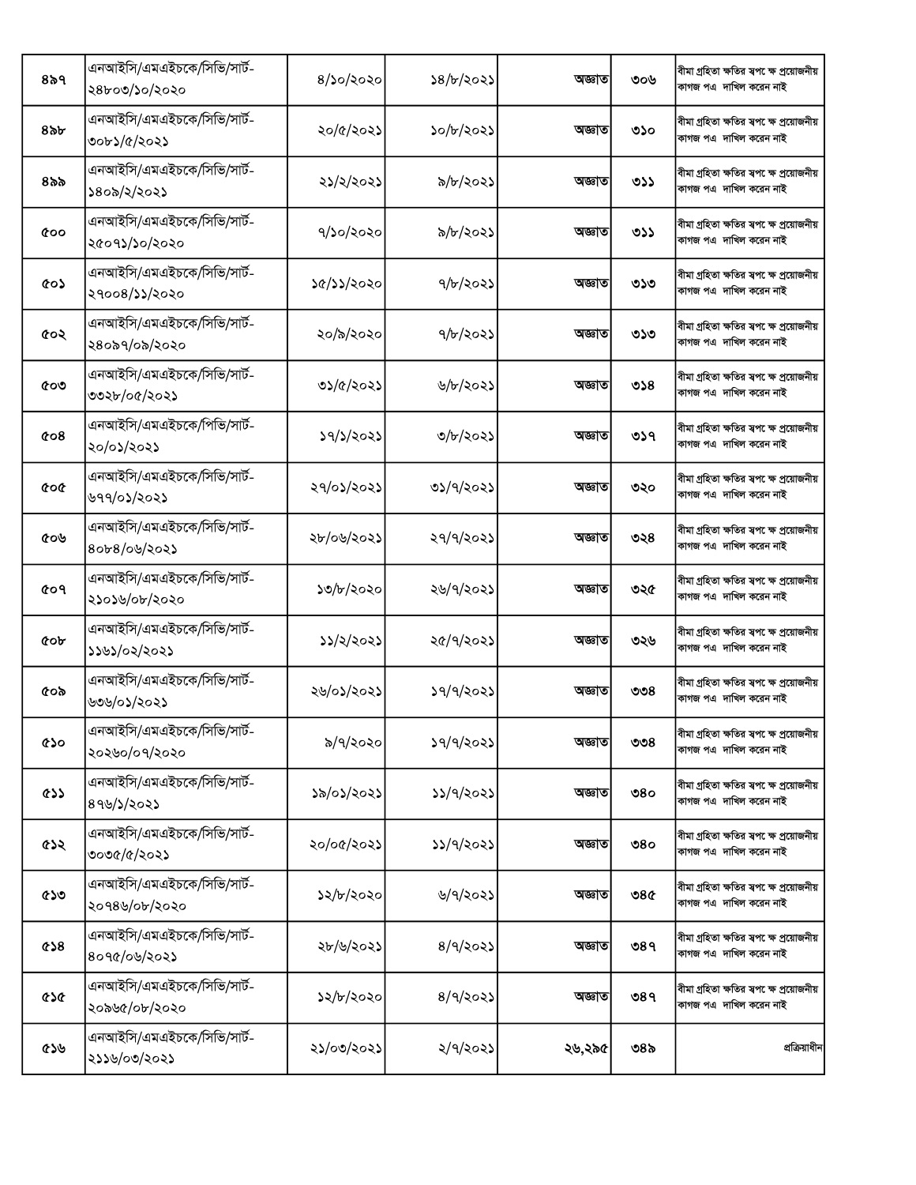| | | | | | | |
|---|---|---|---|---|---|---|
| ৪৯৭ | এনআইসি/এমএইচকে/সিভি/সার্ট-২৪৮০৩/১০/২০২০ | ৪/১০/২০২০ | ১৪/৮/২০২১ | অজ্ঞাত | ৩০৬ | বীমা গ্রহিতা ক্ষতির স্বপক্ষে প্রয়োজনীয় কাগজ পত্র দাখিল করেন নাই |
| ৪৯৮ | এনআইসি/এমএইচকে/সিভি/সার্ট-৩০৮১/৫/২০২১ | ২০/৫/২০২১ | ১০/৮/২০২১ | অজ্ঞাত | ৩১০ | বীমা গ্রহিতা ক্ষতির স্বপক্ষে প্রয়োজনীয় কাগজ পত্র দাখিল করেন নাই |
| ৪৯৯ | এনআইসি/এমএইচকে/সিভি/সার্ট-১৪০৯/২/২০২১ | ২১/২/২০২১ | ৯/৮/২০২১ | অজ্ঞাত | ৩১১ | বীমা গ্রহিতা ক্ষতির স্বপক্ষে প্রয়োজনীয় কাগজ পত্র দাখিল করেন নাই |
| ৫০০ | এনআইসি/এমএইচকে/সিভি/সার্ট-২৫০৭১/১০/২০২০ | ৭/১০/২০২০ | ৯/৮/২০২১ | অজ্ঞাত | ৩১১ | বীমা গ্রহিতা ক্ষতির স্বপক্ষে প্রয়োজনীয় কাগজ পত্র দাখিল করেন নাই |
| ৫০১ | এনআইসি/এমএইচকে/সিভি/সার্ট-২৭০০৪/১১/২০২০ | ১৫/১১/২০২০ | ৭/৮/২০২১ | অজ্ঞাত | ৩১৩ | বীমা গ্রহিতা ক্ষতির স্বপক্ষে প্রয়োজনীয় কাগজ পত্র দাখিল করেন নাই |
| ৫০২ | এনআইসি/এমএইচকে/সিভি/সার্ট-২৪০৯৭/০৯/২০২০ | ২০/৯/২০২০ | ৭/৮/২০২১ | অজ্ঞাত | ৩১৩ | বীমা গ্রহিতা ক্ষতির স্বপক্ষে প্রয়োজনীয় কাগজ পত্র দাখিল করেন নাই |
| ৫০৩ | এনআইসি/এমএইচকে/সিভি/সার্ট-৩৩২৮/০৫/২০২১ | ৩১/৫/২০২১ | ৬/৮/২০২১ | অজ্ঞাত | ৩১৪ | বীমা গ্রহিতা ক্ষতির স্বপক্ষে প্রয়োজনীয় কাগজ পত্র দাখিল করেন নাই |
| ৫০৪ | এনআইসি/এমএইচকে/পিভি/সার্ট-২০/০১/২০২১ | ১৭/১/২০২১ | ৩/৮/২০২১ | অজ্ঞাত | ৩১৭ | বীমা গ্রহিতা ক্ষতির স্বপক্ষে প্রয়োজনীয় কাগজ পত্র দাখিল করেন নাই |
| ৫০৫ | এনআইসি/এমএইচকে/সিভি/সার্ট-৬৭৭/০১/২০২১ | ২৭/০১/২০২১ | ৩১/৭/২০২১ | অজ্ঞাত | ৩২০ | বীমা গ্রহিতা ক্ষতির স্বপক্ষে প্রয়োজনীয় কাগজ পত্র দাখিল করেন নাই |
| ৫০৬ | এনআইসি/এমএইচকে/সিভি/সার্ট-৪০৮৪/০৬/২০২১ | ২৮/০৬/২০২১ | ২৭/৭/২০২১ | অজ্ঞাত | ৩২৪ | বীমা গ্রহিতা ক্ষতির স্বপক্ষে প্রয়োজনীয় কাগজ পত্র দাখিল করেন নাই |
| ৫০৭ | এনআইসি/এমএইচকে/সিভি/সার্ট-২১০১৬/০৮/২০২০ | ১৩/৮/২০২০ | ২৬/৭/২০২১ | অজ্ঞাত | ৩২৫ | বীমা গ্রহিতা ক্ষতির স্বপক্ষে প্রয়োজনীয় কাগজ পত্র দাখিল করেন নাই |
| ৫০৮ | এনআইসি/এমএইচকে/সিভি/সার্ট-১১৬১/০২/২০২১ | ১১/২/২০২১ | ২৫/৭/২০২১ | অজ্ঞাত | ৩২৬ | বীমা গ্রহিতা ক্ষতির স্বপক্ষে প্রয়োজনীয় কাগজ পত্র দাখিল করেন নাই |
| ৫০৯ | এনআইসি/এমএইচকে/সিভি/সার্ট-৬৩৬/০১/২০২১ | ২৬/০১/২০২১ | ১৭/৭/২০২১ | অজ্ঞাত | ৩৩৪ | বীমা গ্রহিতা ক্ষতির স্বপক্ষে প্রয়োজনীয় কাগজ পত্র দাখিল করেন নাই |
| ৫১০ | এনআইসি/এমএইচকে/সিভি/সার্ট-২০২৬০/০৭/২০২০ | ৯/৭/২০২০ | ১৭/৭/২০২১ | অজ্ঞাত | ৩৩৪ | বীমা গ্রহিতা ক্ষতির স্বপক্ষে প্রয়োজনীয় কাগজ পত্র দাখিল করেন নাই |
| ৫১১ | এনআইসি/এমএইচকে/সিভি/সার্ট-৪৭৬/১/২০২১ | ১৯/০১/২০২১ | ১১/৭/২০২১ | অজ্ঞাত | ৩৪০ | বীমা গ্রহিতা ক্ষতির স্বপক্ষে প্রয়োজনীয় কাগজ পত্র দাখিল করেন নাই |
| ৫১২ | এনআইসি/এমএইচকে/সিভি/সার্ট-৩০৩৫/৫/২০২১ | ২০/০৫/২০২১ | ১১/৭/২০২১ | অজ্ঞাত | ৩৪০ | বীমা গ্রহিতা ক্ষতির স্বপক্ষে প্রয়োজনীয় কাগজ পত্র দাখিল করেন নাই |
| ৫১৩ | এনআইসি/এমএইচকে/সিভি/সার্ট-২০৭৪৬/০৮/২০২০ | ১২/৮/২০২০ | ৬/৭/২০২১ | অজ্ঞাত | ৩৪৫ | বীমা গ্রহিতা ক্ষতির স্বপক্ষে প্রয়োজনীয় কাগজ পত্র দাখিল করেন নাই |
| ৫১৪ | এনআইসি/এমএইচকে/সিভি/সার্ট-৪০৭৫/০৬/২০২১ | ২৮/৬/২০২১ | ৪/৭/২০২১ | অজ্ঞাত | ৩৪৭ | বীমা গ্রহিতা ক্ষতির স্বপক্ষে প্রয়োজনীয় কাগজ পত্র দাখিল করেন নাই |
| ৫১৫ | এনআইসি/এমএইচকে/সিভি/সার্ট-২০৯৬৫/০৮/২০২০ | ১২/৮/২০২০ | ৪/৭/২০২১ | অজ্ঞাত | ৩৪৭ | বীমা গ্রহিতা ক্ষতির স্বপক্ষে প্রয়োজনীয় কাগজ পত্র দাখিল করেন নাই |
| ৫১৬ | এনআইসি/এমএইচকে/সিভি/সার্ট-২১১৬/০৩/২০২১ | ২১/০৩/২০২১ | ২/৭/২০২১ | ২৬,২৯৫ | ৩৪৯ | প্রক্রিয়াধীন |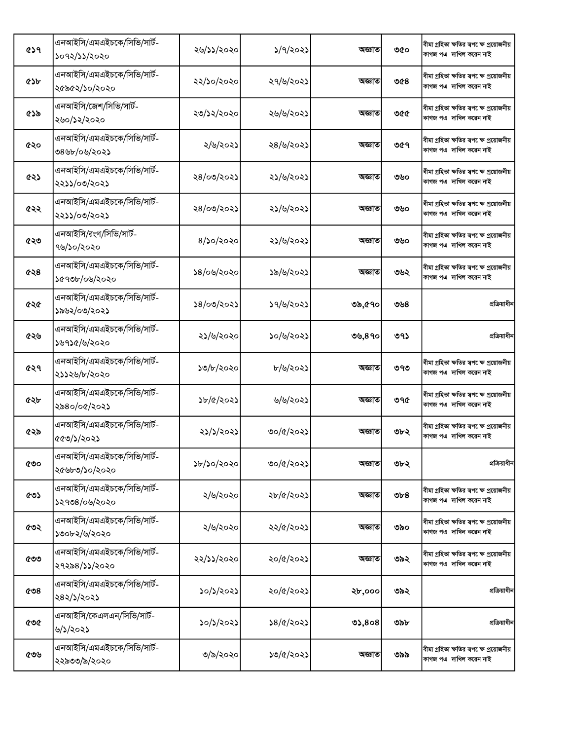| | | | | | | |
|---|---|---|---|---|---|---|
| ৫১৭ | এনআইসি/এমএইচকে/সিভি/সার্ট-১০৭২/১১/২০২০ | ২৬/১১/২০২০ | ১/৭/২০২১ | অজ্ঞাত | ৩৫০ | বীমা গ্রহিতা ক্ষতির স্বপক্ষে প্রয়োজনীয় কাগজ পত্র দাখিল করেন নাই |
| ৫১৮ | এনআইসি/এমএইচকে/সিভি/সার্ট-২৫৯৫২/১০/২০২০ | ২২/১০/২০২০ | ২৭/৬/২০২১ | অজ্ঞাত | ৩৫৪ | বীমা গ্রহিতা ক্ষতির স্বপক্ষে প্রয়োজনীয় কাগজ পত্র দাখিল করেন নাই |
| ৫১৯ | এনআইসি/জেশ/সিভি/সার্ট-২৬০/১২/২০২০ | ২৩/১২/২০২০ | ২৬/৬/২০২১ | অজ্ঞাত | ৩৫৫ | বীমা গ্রহিতা ক্ষতির স্বপক্ষে প্রয়োজনীয় কাগজ পত্র দাখিল করেন নাই |
| ৫২০ | এনআইসি/এমএইচকে/সিভি/সার্ট-৩৪৬৮/০৬/২০২১ | ২/৬/২০২১ | ২৪/৬/২০২১ | অজ্ঞাত | ৩৫৭ | বীমা গ্রহিতা ক্ষতির স্বপক্ষে প্রয়োজনীয় কাগজ পত্র দাখিল করেন নাই |
| ৫২১ | এনআইসি/এমএইচকে/সিভি/সার্ট-২২১১/০৩/২০২১ | ২৪/০৩/২০২১ | ২১/৬/২০২১ | অজ্ঞাত | ৩৬০ | বীমা গ্রহিতা ক্ষতির স্বপক্ষে প্রয়োজনীয় কাগজ পত্র দাখিল করেন নাই |
| ৫২২ | এনআইসি/এমএইচকে/সিভি/সার্ট-২২১১/০৩/২০২১ | ২৪/০৩/২০২১ | ২১/৬/২০২১ | অজ্ঞাত | ৩৬০ | বীমা গ্রহিতা ক্ষতির স্বপক্ষে প্রয়োজনীয় কাগজ পত্র দাখিল করেন নাই |
| ৫২৩ | এনআইসি/রংগ/সিভি/সার্ট-৭৬/১০/২০২০ | ৪/১০/২০২০ | ২১/৬/২০২১ | অজ্ঞাত | ৩৬০ | বীমা গ্রহিতা ক্ষতির স্বপক্ষে প্রয়োজনীয় কাগজ পত্র দাখিল করেন নাই |
| ৫২৪ | এনআইসি/এমএইচকে/সিভি/সার্ট-১৫৭৩৮/০৬/২০২০ | ১৪/০৬/২০২০ | ১৯/৬/২০২১ | অজ্ঞাত | ৩৬২ | বীমা গ্রহিতা ক্ষতির স্বপক্ষে প্রয়োজনীয় কাগজ পত্র দাখিল করেন নাই |
| ৫২৫ | এনআইসি/এমএইচকে/সিভি/সার্ট-১৯৬২/০৩/২০২১ | ১৪/০৩/২০২১ | ১৭/৬/২০২১ | ৩৯,৫৭০ | ৩৬৪ | প্রক্রিয়াধীন |
| ৫২৬ | এনআইসি/এমএইচকে/সিভি/সার্ট-১৬৭১৫/৬/২০২০ | ২১/৬/২০২০ | ১০/৬/২০২১ | ৩৬,৪৭০ | ৩৭১ | প্রক্রিয়াধীন |
| ৫২৭ | এনআইসি/এমএইচকে/সিভি/সার্ট-২১১২৬/৮/২০২০ | ১৩/৮/২০২০ | ৮/৬/২০২১ | অজ্ঞাত | ৩৭৩ | বীমা গ্রহিতা ক্ষতির স্বপক্ষে প্রয়োজনীয় কাগজ পত্র দাখিল করেন নাই |
| ৫২৮ | এনআইসি/এমএইচকে/সিভি/সার্ট-২৯৪০/০৫/২০২১ | ১৮/৫/২০২১ | ৬/৬/২০২১ | অজ্ঞাত | ৩৭৫ | বীমা গ্রহিতা ক্ষতির স্বপক্ষে প্রয়োজনীয় কাগজ পত্র দাখিল করেন নাই |
| ৫২৯ | এনআইসি/এমএইচকে/সিভি/সার্ট-৫৫৩/১/২০২১ | ২১/১/২০২১ | ৩০/৫/২০২১ | অজ্ঞাত | ৩৮২ | বীমা গ্রহিতা ক্ষতির স্বপক্ষে প্রয়োজনীয় কাগজ পত্র দাখিল করেন নাই |
| ৫৩০ | এনআইসি/এমএইচকে/সিভি/সার্ট-২৫৬৮৩/১০/২০২০ | ১৮/১০/২০২০ | ৩০/৫/২০২১ | অজ্ঞাত | ৩৮২ | প্রক্রিয়াধীন |
| ৫৩১ | এনআইসি/এমএইচকে/সিভি/সার্ট-১২৭৩৪/০৬/২০২০ | ২/৬/২০২০ | ২৮/৫/২০২১ | অজ্ঞাত | ৩৮৪ | বীমা গ্রহিতা ক্ষতির স্বপক্ষে প্রয়োজনীয় কাগজ পত্র দাখিল করেন নাই |
| ৫৩২ | এনআইসি/এমএইচকে/সিভি/সার্ট-১৩০৮২/৬/২০২০ | ২/৬/২০২০ | ২২/৫/২০২১ | অজ্ঞাত | ৩৯০ | বীমা গ্রহিতা ক্ষতির স্বপক্ষে প্রয়োজনীয় কাগজ পত্র দাখিল করেন নাই |
| ৫৩৩ | এনআইসি/এমএইচকে/সিভি/সার্ট-২৭২৯৪/১১/২০২০ | ২২/১১/২০২০ | ২০/৫/২০২১ | অজ্ঞাত | ৩৯২ | বীমা গ্রহিতা ক্ষতির স্বপক্ষে প্রয়োজনীয় কাগজ পত্র দাখিল করেন নাই |
| ৫৩৪ | এনআইসি/এমএইচকে/সিভি/সার্ট-২৪২/১/২০২১ | ১০/১/২০২১ | ২০/৫/২০২১ | ২৮,০০০ | ৩৯২ | প্রক্রিয়াধীন |
| ৫৩৫ | এনআইসি/কেএলএন/সিভি/সার্ট-৬/১/২০২১ | ১০/১/২০২১ | ১৪/৫/২০২১ | ৩১,৪০৪ | ৩৯৮ | প্রক্রিয়াধীন |
| ৫৩৬ | এনআইসি/এমএইচকে/সিভি/সার্ট-২২৯৩৩/৯/২০২০ | ৩/৯/২০২০ | ১৩/৫/২০২১ | অজ্ঞাত | ৩৯৯ | বীমা গ্রহিতা ক্ষতির স্বপক্ষে প্রয়োজনীয় কাগজ পত্র দাখিল করেন নাই |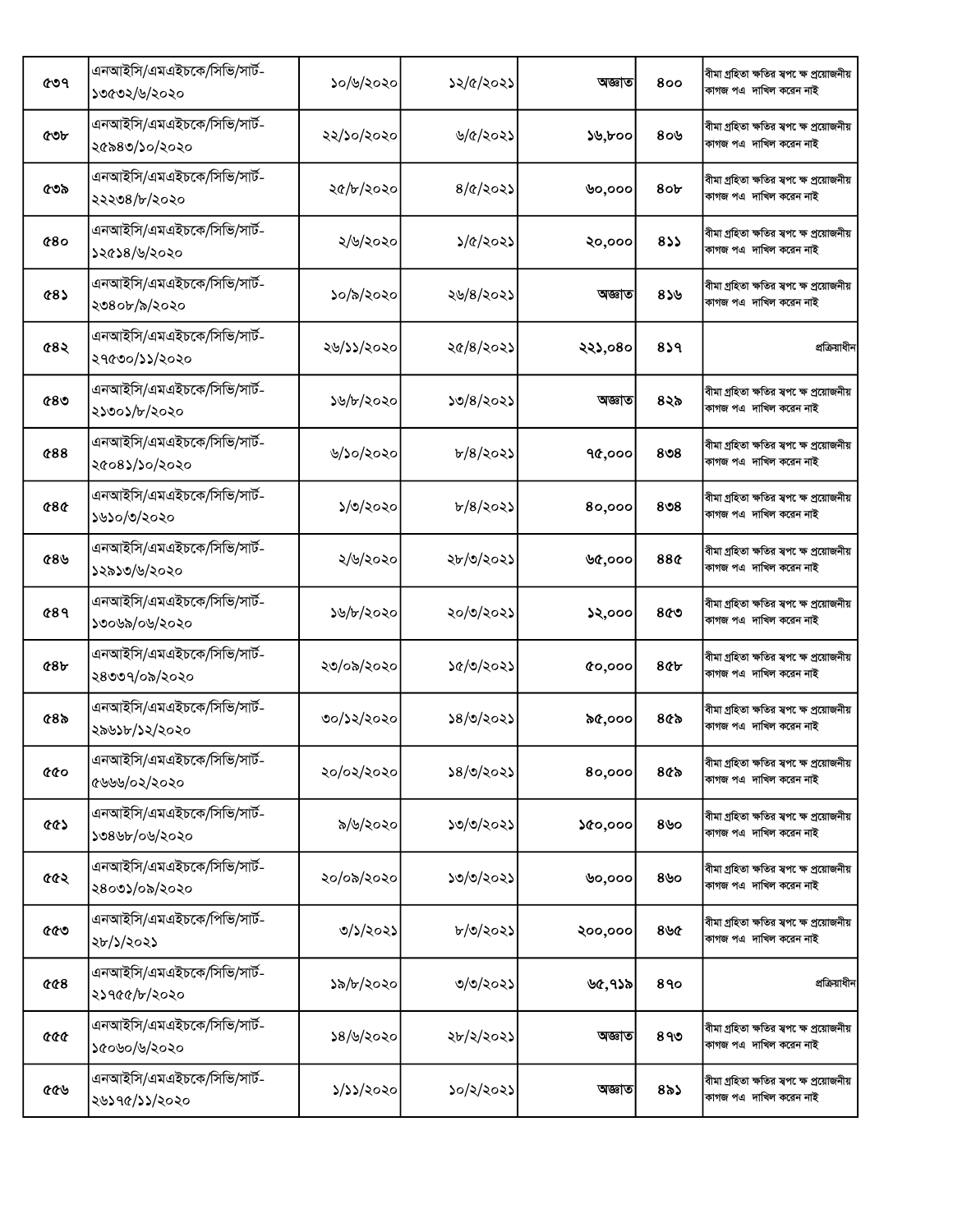| | | | | | | |
|---|---|---|---|---|---|---|
| ৫৩৭ | এনআইসি/এমএইচকে/সিভি/সার্ট-১৩৫৩২/৬/২০২০ | ১০/৬/২০২০ | ১২/৫/২০২১ | অজ্ঞাত | ৪০০ | বীমা গ্রহিতা ক্ষতির স্বপ ক্ষে প্রয়োজনীয় কাগজ পএ দাখিল করেন নাই |
| ৫৩৮ | এনআইসি/এমএইচকে/সিভি/সার্ট-২৫৯৪৩/১০/২০২০ | ২২/১০/২০২০ | ৬/৫/২০২১ | ১৬,৮০০ | ৪০৬ | বীমা গ্রহিতা ক্ষতির স্বপ ক্ষে প্রয়োজনীয় কাগজ পএ দাখিল করেন নাই |
| ৫৩৯ | এনআইসি/এমএইচকে/সিভি/সার্ট-২২২৩৪/৮/২০২০ | ২৫/৮/২০২০ | ৪/৫/২০২১ | ৬০,০০০ | ৪০৮ | বীমা গ্রহিতা ক্ষতির স্বপ ক্ষে প্রয়োজনীয় কাগজ পএ দাখিল করেন নাই |
| ৫৪০ | এনআইসি/এমএইচকে/সিভি/সার্ট-১২৫১৪/৬/২০২০ | ২/৬/২০২০ | ১/৫/২০২১ | ২০,০০০ | ৪১১ | বীমা গ্রহিতা ক্ষতির স্বপ ক্ষে প্রয়োজনীয় কাগজ পএ দাখিল করেন নাই |
| ৫৪১ | এনআইসি/এমএইচকে/সিভি/সার্ট-২৩৪০৮/৯/২০২০ | ১০/৯/২০২০ | ২৬/৪/২০২১ | অজ্ঞাত | ৪১৬ | বীমা গ্রহিতা ক্ষতির স্বপ ক্ষে প্রয়োজনীয় কাগজ পএ দাখিল করেন নাই |
| ৫৪২ | এনআইসি/এমএইচকে/সিভি/সার্ট-২৭৫৩০/১১/২০২০ | ২৬/১১/২০২০ | ২৫/৪/২০২১ | ২২১,০৪০ | ৪১৭ | প্রক্রিয়াধীন |
| ৫৪৩ | এনআইসি/এমএইচকে/সিভি/সার্ট-২১৩০১/৮/২০২০ | ১৬/৮/২০২০ | ১৩/৪/২০২১ | অজ্ঞাত | ৪২৯ | বীমা গ্রহিতা ক্ষতির স্বপ ক্ষে প্রয়োজনীয় কাগজ পএ দাখিল করেন নাই |
| ৫৪৪ | এনআইসি/এমএইচকে/সিভি/সার্ট-২৫০৪১/১০/২০২০ | ৬/১০/২০২০ | ৮/৪/২০২১ | ৭৫,০০০ | ৪৩৪ | বীমা গ্রহিতা ক্ষতির স্বপ ক্ষে প্রয়োজনীয় কাগজ পএ দাখিল করেন নাই |
| ৫৪৫ | এনআইসি/এমএইচকে/সিভি/সার্ট-১৬১০/৩/২০২০ | ১/৩/২০২০ | ৮/৪/২০২১ | ৪০,০০০ | ৪৩৪ | বীমা গ্রহিতা ক্ষতির স্বপ ক্ষে প্রয়োজনীয় কাগজ পএ দাখিল করেন নাই |
| ৫৪৬ | এনআইসি/এমএইচকে/সিভি/সার্ট-১২৯১৩/৬/২০২০ | ২/৬/২০২০ | ২৮/৩/২০২১ | ৬৫,০০০ | ৪৪৫ | বীমা গ্রহিতা ক্ষতির স্বপ ক্ষে প্রয়োজনীয় কাগজ পএ দাখিল করেন নাই |
| ৫৪৭ | এনআইসি/এমএইচকে/সিভি/সার্ট-১৩০৬৯/০৬/২০২০ | ১৬/৮/২০২০ | ২০/৩/২০২১ | ১২,০০০ | ৪৫৩ | বীমা গ্রহিতা ক্ষতির স্বপ ক্ষে প্রয়োজনীয় কাগজ পএ দাখিল করেন নাই |
| ৫৪৮ | এনআইসি/এমএইচকে/সিভি/সার্ট-২৪৩৩৭/০৯/২০২০ | ২৩/০৯/২০২০ | ১৫/৩/২০২১ | ৫০,০০০ | ৪৫৮ | বীমা গ্রহিতা ক্ষতির স্বপ ক্ষে প্রয়োজনীয় কাগজ পএ দাখিল করেন নাই |
| ৫৪৯ | এনআইসি/এমএইচকে/সিভি/সার্ট-২৯৬১৮/১২/২০২০ | ৩০/১২/২০২০ | ১৪/৩/২০২১ | ৯৫,০০০ | ৪৫৯ | বীমা গ্রহিতা ক্ষতির স্বপ ক্ষে প্রয়োজনীয় কাগজ পএ দাখিল করেন নাই |
| ৫৫০ | এনআইসি/এমএইচকে/সিভি/সার্ট-৫৬৬৬/০২/২০২০ | ২০/০২/২০২০ | ১৪/৩/২০২১ | ৪০,০০০ | ৪৫৯ | বীমা গ্রহিতা ক্ষতির স্বপ ক্ষে প্রয়োজনীয় কাগজ পএ দাখিল করেন নাই |
| ৫৫১ | এনআইসি/এমএইচকে/সিভি/সার্ট-১৩৪৬৮/০৬/২০২০ | ৯/৬/২০২০ | ১৩/৩/২০২১ | ১৫০,০০০ | ৪৬০ | বীমা গ্রহিতা ক্ষতির স্বপ ক্ষে প্রয়োজনীয় কাগজ পএ দাখিল করেন নাই |
| ৫৫২ | এনআইসি/এমএইচকে/সিভি/সার্ট-২৪০৩১/০৯/২০২০ | ২০/০৯/২০২০ | ১৩/৩/২০২১ | ৬০,০০০ | ৪৬০ | বীমা গ্রহিতা ক্ষতির স্বপ ক্ষে প্রয়োজনীয় কাগজ পএ দাখিল করেন নাই |
| ৫৫৩ | এনআইসি/এমএইচকে/পিভি/সার্ট-২৮/১/২০২১ | ৩/১/২০২১ | ৮/৩/২০২১ | ২০০,০০০ | ৪৬৫ | বীমা গ্রহিতা ক্ষতির স্বপ ক্ষে প্রয়োজনীয় কাগজ পএ দাখিল করেন নাই |
| ৫৫৪ | এনআইসি/এমএইচকে/সিভি/সার্ট-২১৭৫৫/৮/২০২০ | ১৯/৮/২০২০ | ৩/৩/২০২১ | ৬৫,৭১৯ | ৪৭০ | প্রক্রিয়াধীন |
| ৫৫৫ | এনআইসি/এমএইচকে/সিভি/সার্ট-১৫০৬০/৬/২০২০ | ১৪/৬/২০২০ | ২৮/২/২০২১ | অজ্ঞাত | ৪৭৩ | বীমা গ্রহিতা ক্ষতির স্বপ ক্ষে প্রয়োজনীয় কাগজ পএ দাখিল করেন নাই |
| ৫৫৬ | এনআইসি/এমএইচকে/সিভি/সার্ট-২৬১৭৫/১১/২০২০ | ১/১১/২০২০ | ১০/২/২০২১ | অজ্ঞাত | ৪৯১ | বীমা গ্রহিতা ক্ষতির স্বপ ক্ষে প্রয়োজনীয় কাগজ পএ দাখিল করেন নাই |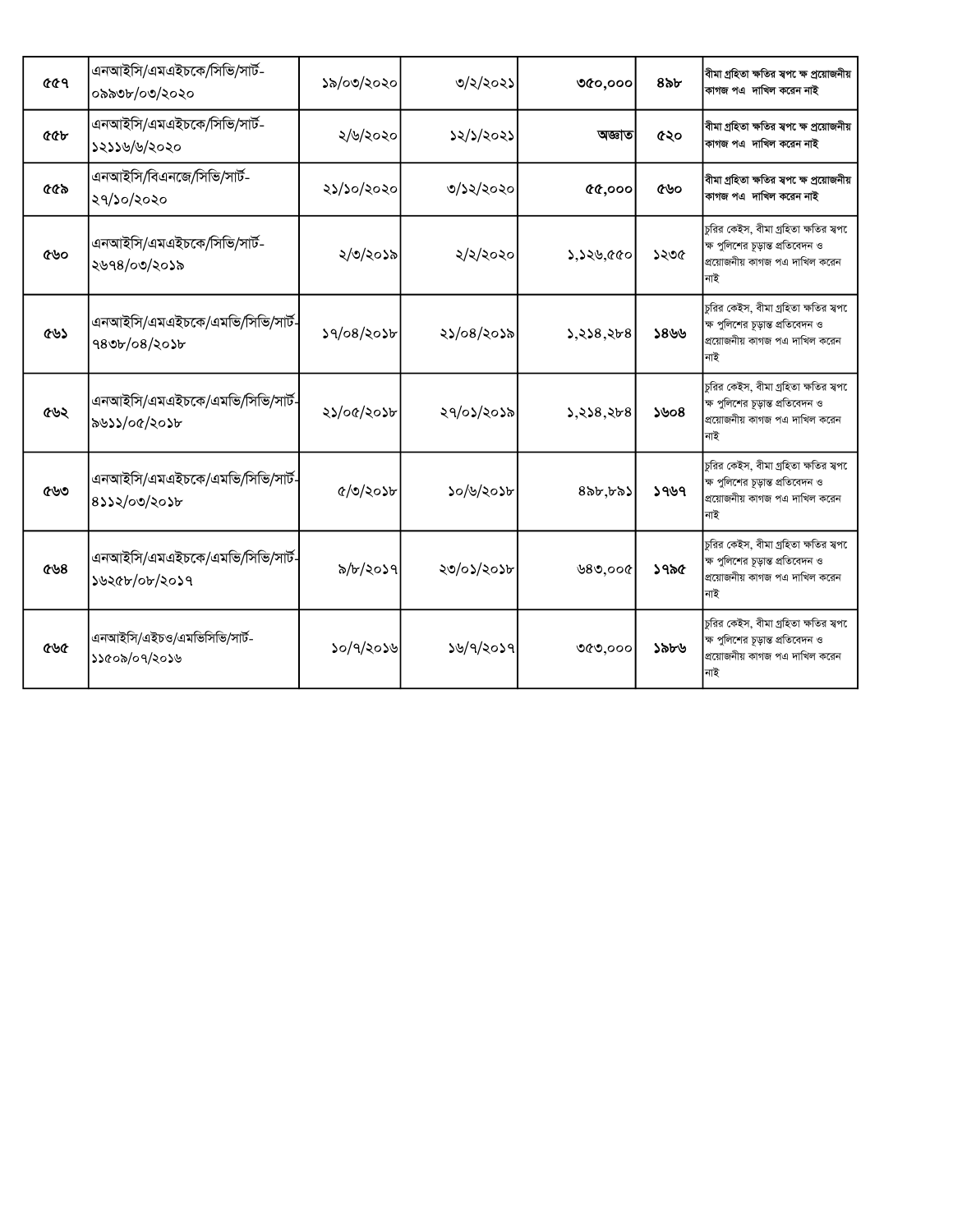| | | | | | | |
|---|---|---|---|---|---|---|
| ৫৫৭ | এনআইসি/এমএইচকে/সিভি/সার্ট-০৯৯৩৮/০৩/২০২০ | ১৯/০৩/২০২০ | ৩/২/২০২১ | ৩৫০,০০০ | ৪৯৮ | বীমা গ্রহিতা ক্ষতির স্বপক্ষে প্রয়োজনীয় কাগজ পত্র দাখিল করেন নাই |
| ৫৫৮ | এনআইসি/এমএইচকে/সিভি/সার্ট-১২১১৬/৬/২০২০ | ২/৬/২০২০ | ১২/১/২০২১ | অজ্ঞাত | ৫২০ | বীমা গ্রহিতা ক্ষতির স্বপক্ষে প্রয়োজনীয় কাগজ পত্র দাখিল করেন নাই |
| ৫৫৯ | এনআইসি/বিএনজে/সিভি/সার্ট-২৭/১০/২০২০ | ২১/১০/২০২০ | ৩/১২/২০২০ | ৫৫,০০০ | ৫৬০ | বীমা গ্রহিতা ক্ষতির স্বপক্ষে প্রয়োজনীয় কাগজ পত্র দাখিল করেন নাই |
| ৫৬০ | এনআইসি/এমএইচকে/সিভি/সার্ট-২৬৭৪/০৩/২০১৯ | ২/৩/২০১৯ | ২/২/২০২০ | ১,১২৬,৫৫০ | ১২৩৫ | চুরির কেইস, বীমা গ্রহিতা ক্ষতির স্বপক্ষে পুলিশের চূড়ান্ত প্রতিবেদন ও প্রয়োজনীয় কাগজ পত্র দাখিল করেন নাই |
| ৫৬১ | এনআইসি/এমএইচকে/এমভি/সিভি/সার্ট-৭৪৩৮/০৪/২০১৮ | ১৭/০৪/২০১৮ | ২১/০৪/২০১৯ | ১,২১৪,২৮৪ | ১৪৬৬ | চুরির কেইস, বীমা গ্রহিতা ক্ষতির স্বপক্ষে পুলিশের চূড়ান্ত প্রতিবেদন ও প্রয়োজনীয় কাগজ পত্র দাখিল করেন নাই |
| ৫৬২ | এনআইসি/এমএইচকে/এমভি/সিভি/সার্ট-৯৬১১/০৫/২০১৮ | ২১/০৫/২০১৮ | ২৭/০১/২০১৯ | ১,২১৪,২৮৪ | ১৬০৪ | চুরির কেইস, বীমা গ্রহিতা ক্ষতির স্বপক্ষে পুলিশের চূড়ান্ত প্রতিবেদন ও প্রয়োজনীয় কাগজ পত্র দাখিল করেন নাই |
| ৫৬৩ | এনআইসি/এমএইচকে/এমভি/সিভি/সার্ট-৪১১২/০৩/২০১৮ | ৫/৩/২০১৮ | ১০/৬/২০১৮ | ৪৯৮,৮৯১ | ১৭৬৭ | চুরির কেইস, বীমা গ্রহিতা ক্ষতির স্বপক্ষে পুলিশের চূড়ান্ত প্রতিবেদন ও প্রয়োজনীয় কাগজ পত্র দাখিল করেন নাই |
| ৫৬৪ | এনআইসি/এমএইচকে/এমভি/সিভি/সার্ট-১৬২৫৮/০৮/২০১৭ | ৯/৮/২০১৭ | ২৩/০১/২০১৮ | ৬৪৩,০০৫ | ১৭৯৫ | চুরির কেইস, বীমা গ্রহিতা ক্ষতির স্বপক্ষে পুলিশের চূড়ান্ত প্রতিবেদন ও প্রয়োজনীয় কাগজ পত্র দাখিল করেন নাই |
| ৫৬৫ | এনআইসি/এইচও/এমভিসিভি/সার্ট-১১৫০৯/০৭/২০১৬ | ১০/৭/২০১৬ | ১৬/৭/২০১৭ | ৩৫৩,০০০ | ১৯৮৬ | চুরির কেইস, বীমা গ্রহিতা ক্ষতির স্বপক্ষে পুলিশের চূড়ান্ত প্রতিবেদন ও প্রয়োজনীয় কাগজ পত্র দাখিল করেন নাই |